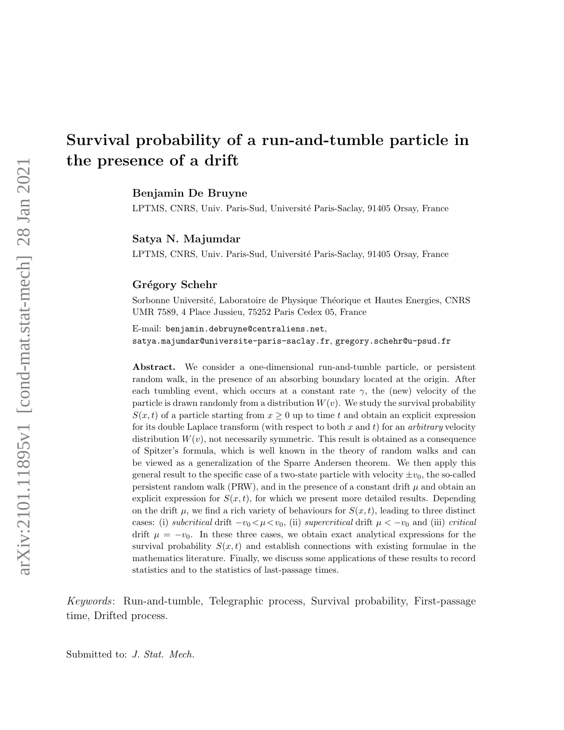# Survival probability of a run-and-tumble particle in the presence of a drift

**Benjamin De Bruyne**

LPTMS, CNRS, Univ. Paris-Sud, Université Paris-Saclay, 91405 Orsay, France

**Satya N. Majumdar**

LPTMS, CNRS, Univ. Paris-Sud, Université Paris-Saclay, 91405 Orsay, France

**Grégory Schehr**

Sorbonne Université, Laboratoire de Physique Théorique et Hautes Energies, CNRS UMR 7589, 4 Place Jussieu, 75252 Paris Cedex 05, France

E-mail: benjamin.debruyne@centraliens.net, satya.majumdar@universite-paris-saclay.fr, gregory.schehr@u-psud.fr

**Abstract.** We consider a one-dimensional run-and-tumble particle, or persistent random walk, in the presence of an absorbing boundary located at the origin. After each tumbling event, which occurs at a constant rate $\gamma$, the (new) velocity of the particle is drawn randomly from a distribution $W(v)$. We study the survival probability $S(x,t)$ of a particle starting from $x \geq 0$ up to time $t$ and obtain an explicit expression for its double Laplace transform (with respect to both $x$ and $t$) for an *arbitrary* velocity distribution $W(v)$, not necessarily symmetric. This result is obtained as a consequence of Spitzer's formula, which is well known in the theory of random walks and can be viewed as a generalization of the Sparre Andersen theorem. We then apply this general result to the specific case of a two-state particle with velocity $\pm v_0$, the so-called persistent random walk (PRW), and in the presence of a constant drift $\mu$ and obtain an explicit expression for $S(x,t)$, for which we present more detailed results. Depending on the drift $\mu$, we find a rich variety of behaviours for $S(x,t)$, leading to three distinct cases: (i) *subcritical* drift $-v_0 < \mu < v_0$, (ii) *supercritical* drift $\mu < -v_0$ and (iii) *critical* drift $\mu = -v_0$. In these three cases, we obtain exact analytical expressions for the survival probability $S(x,t)$ and establish connections with existing formulae in the mathematics literature. Finally, we discuss some applications of these results to record statistics and to the statistics of last-passage times.

*Keywords*: Run-and-tumble, Telegraphic process, Survival probability, First-passage time, Drifted process.

Submitted to: *J. Stat. Mech.*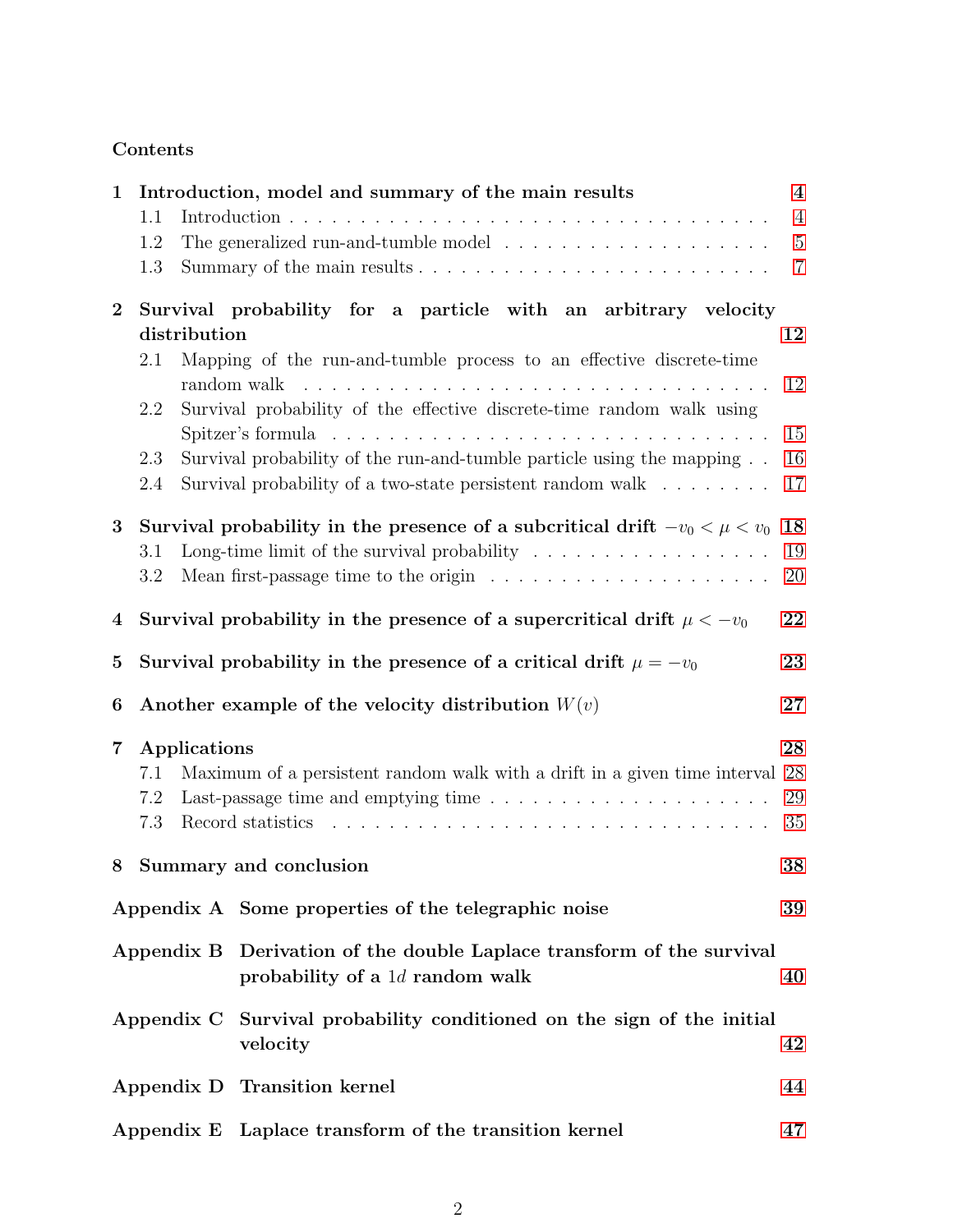Contents

**1 Introduction, model and summary of the main results** — 4
- 1.1 Introduction — 4
- 1.2 The generalized run-and-tumble model — 5
- 1.3 Summary of the main results — 7

**2 Survival probability for a particle with an arbitrary velocity distribution** — 12
- 2.1 Mapping of the run-and-tumble process to an effective discrete-time random walk — 12
- 2.2 Survival probability of the effective discrete-time random walk using Spitzer's formula — 15
- 2.3 Survival probability of the run-and-tumble particle using the mapping — 16
- 2.4 Survival probability of a two-state persistent random walk — 17

**3 Survival probability in the presence of a subcritical drift $-v_0 < \mu < v_0$** — 18
- 3.1 Long-time limit of the survival probability — 19
- 3.2 Mean first-passage time to the origin — 20

**4 Survival probability in the presence of a supercritical drift $\mu < -v_0$** — 22

**5 Survival probability in the presence of a critical drift $\mu = -v_0$** — 23

**6 Another example of the velocity distribution $W(v)$** — 27

**7 Applications** — 28
- 7.1 Maximum of a persistent random walk with a drift in a given time interval — 28
- 7.2 Last-passage time and emptying time — 29
- 7.3 Record statistics — 35

**8 Summary and conclusion** — 38

**Appendix A Some properties of the telegraphic noise** — 39

**Appendix B Derivation of the double Laplace transform of the survival probability of a $1d$ random walk** — 40

**Appendix C Survival probability conditioned on the sign of the initial velocity** — 42

**Appendix D Transition kernel** — 44

**Appendix E Laplace transform of the transition kernel** — 47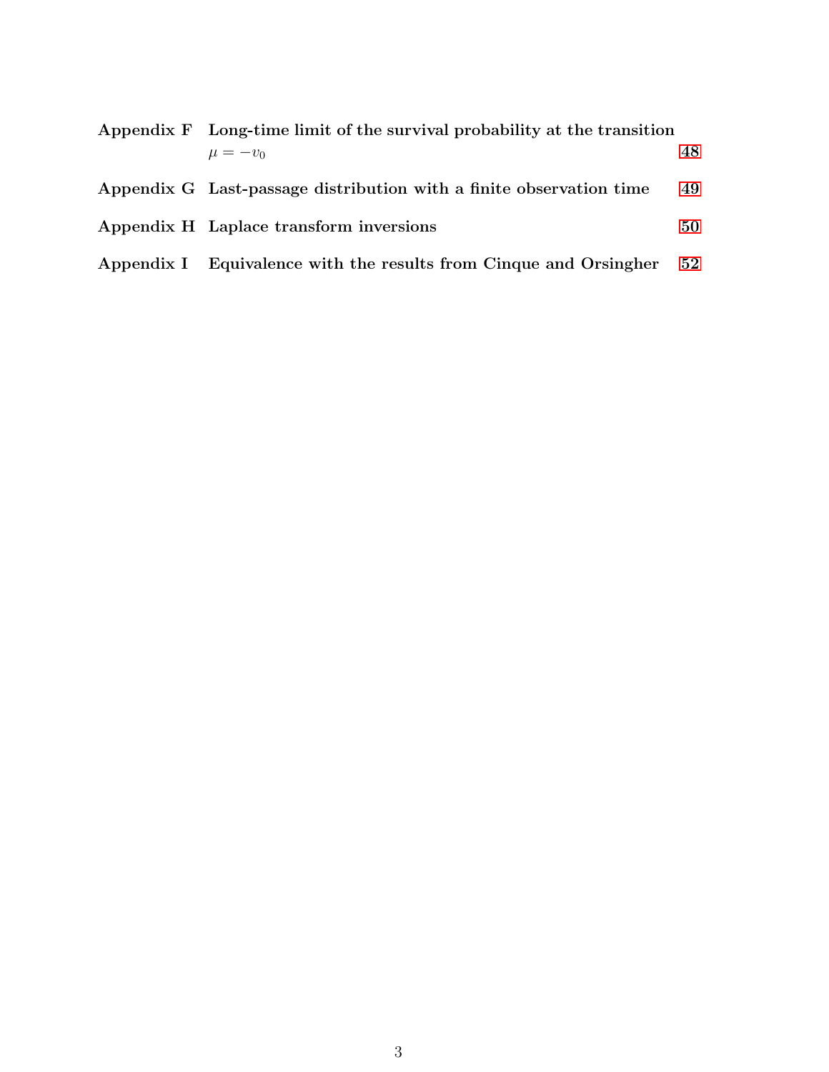**Appendix F Long-time limit of the survival probability at the transition $\mu = -v_0$** 48

**Appendix G Last-passage distribution with a finite observation time** 49

**Appendix H Laplace transform inversions** 50

**Appendix I Equivalence with the results from Cinque and Orsingher** 52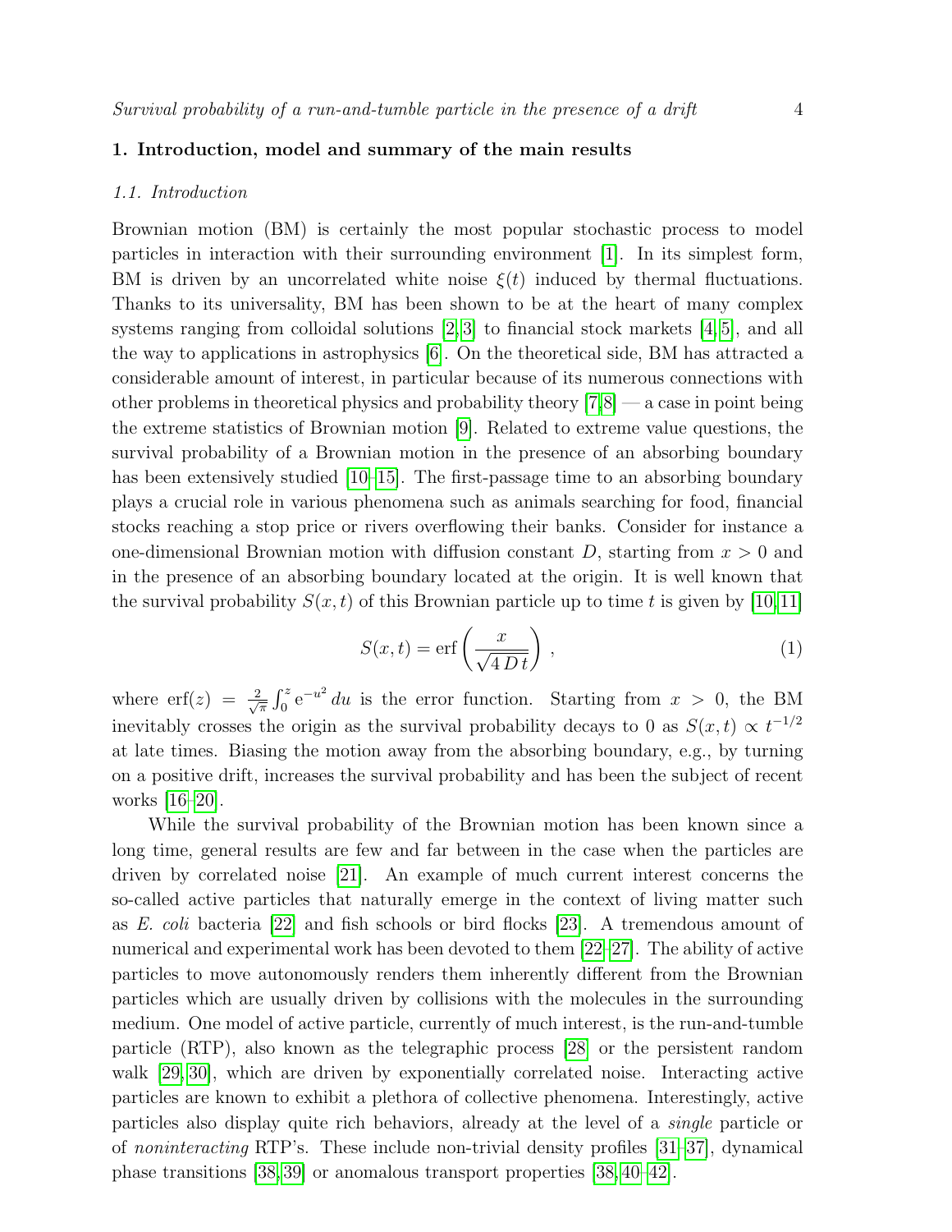## 1. Introduction, model and summary of the main results

### 1.1. Introduction

Brownian motion (BM) is certainly the most popular stochastic process to model particles in interaction with their surrounding environment [1]. In its simplest form, BM is driven by an uncorrelated white noise $\xi(t)$ induced by thermal fluctuations. Thanks to its universality, BM has been shown to be at the heart of many complex systems ranging from colloidal solutions [2, 3] to financial stock markets [4, 5], and all the way to applications in astrophysics [6]. On the theoretical side, BM has attracted a considerable amount of interest, in particular because of its numerous connections with other problems in theoretical physics and probability theory [7, 8] — a case in point being the extreme statistics of Brownian motion [9]. Related to extreme value questions, the survival probability of a Brownian motion in the presence of an absorbing boundary has been extensively studied [10–15]. The first-passage time to an absorbing boundary plays a crucial role in various phenomena such as animals searching for food, financial stocks reaching a stop price or rivers overflowing their banks. Consider for instance a one-dimensional Brownian motion with diffusion constant $D$, starting from $x > 0$ and in the presence of an absorbing boundary located at the origin. It is well known that the survival probability $S(x,t)$ of this Brownian particle up to time $t$ is given by [10, 11]

$$S(x,t) = \mathrm{erf}\left(\frac{x}{\sqrt{4\,D\,t}}\right) , \tag{1}$$

where $\mathrm{erf}(z) = \frac{2}{\sqrt{\pi}}\int_0^z \mathrm{e}^{-u^2}\,du$ is the error function. Starting from $x > 0$, the BM inevitably crosses the origin as the survival probability decays to 0 as $S(x,t) \propto t^{-1/2}$ at late times. Biasing the motion away from the absorbing boundary, e.g., by turning on a positive drift, increases the survival probability and has been the subject of recent works [16–20].

While the survival probability of the Brownian motion has been known since a long time, general results are few and far between in the case when the particles are driven by correlated noise [21]. An example of much current interest concerns the so-called active particles that naturally emerge in the context of living matter such as *E. coli* bacteria [22] and fish schools or bird flocks [23]. A tremendous amount of numerical and experimental work has been devoted to them [22–27]. The ability of active particles to move autonomously renders them inherently different from the Brownian particles which are usually driven by collisions with the molecules in the surrounding medium. One model of active particle, currently of much interest, is the run-and-tumble particle (RTP), also known as the telegraphic process [28] or the persistent random walk [29, 30], which are driven by exponentially correlated noise. Interacting active particles are known to exhibit a plethora of collective phenomena. Interestingly, active particles also display quite rich behaviors, already at the level of a *single* particle or of *noninteracting* RTP's. These include non-trivial density profiles [31–37], dynamical phase transitions [38, 39] or anomalous transport properties [38, 40–42].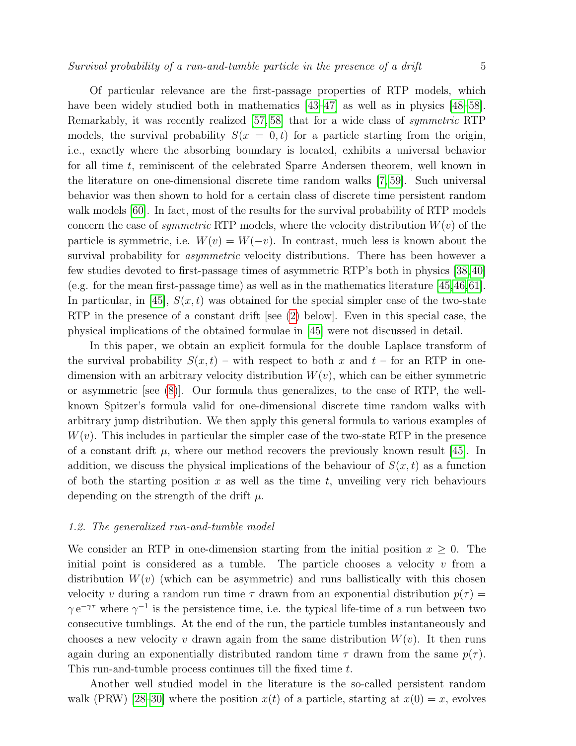Of particular relevance are the first-passage properties of RTP models, which have been widely studied both in mathematics [43–47] as well as in physics [48–58]. Remarkably, it was recently realized [57, 58] that for a wide class of *symmetric* RTP models, the survival probability $S(x = 0, t)$ for a particle starting from the origin, i.e., exactly where the absorbing boundary is located, exhibits a universal behavior for all time $t$, reminiscent of the celebrated Sparre Andersen theorem, well known in the literature on one-dimensional discrete time random walks [7, 59]. Such universal behavior was then shown to hold for a certain class of discrete time persistent random walk models [60]. In fact, most of the results for the survival probability of RTP models concern the case of *symmetric* RTP models, where the velocity distribution $W(v)$ of the particle is symmetric, i.e. $W(v) = W(-v)$. In contrast, much less is known about the survival probability for *asymmetric* velocity distributions. There has been however a few studies devoted to first-passage times of asymmetric RTP's both in physics [38, 40] (e.g. for the mean first-passage time) as well as in the mathematics literature [45, 46, 61]. In particular, in [45], $S(x, t)$ was obtained for the special simpler case of the two-state RTP in the presence of a constant drift [see (2) below]. Even in this special case, the physical implications of the obtained formulae in [45] were not discussed in detail.

In this paper, we obtain an explicit formula for the double Laplace transform of the survival probability $S(x, t)$ – with respect to both $x$ and $t$ – for an RTP in one-dimension with an arbitrary velocity distribution $W(v)$, which can be either symmetric or asymmetric [see (8)]. Our formula thus generalizes, to the case of RTP, the well-known Spitzer's formula valid for one-dimensional discrete time random walks with arbitrary jump distribution. We then apply this general formula to various examples of $W(v)$. This includes in particular the simpler case of the two-state RTP in the presence of a constant drift $\mu$, where our method recovers the previously known result [45]. In addition, we discuss the physical implications of the behaviour of $S(x, t)$ as a function of both the starting position $x$ as well as the time $t$, unveiling very rich behaviours depending on the strength of the drift $\mu$.

### *1.2. The generalized run-and-tumble model*

We consider an RTP in one-dimension starting from the initial position $x \geq 0$. The initial point is considered as a tumble. The particle chooses a velocity $v$ from a distribution $W(v)$ (which can be asymmetric) and runs ballistically with this chosen velocity $v$ during a random run time $\tau$ drawn from an exponential distribution $p(\tau) = \gamma\, \mathrm{e}^{-\gamma \tau}$ where $\gamma^{-1}$ is the persistence time, i.e. the typical life-time of a run between two consecutive tumblings. At the end of the run, the particle tumbles instantaneously and chooses a new velocity $v$ drawn again from the same distribution $W(v)$. It then runs again during an exponentially distributed random time $\tau$ drawn from the same $p(\tau)$. This run-and-tumble process continues till the fixed time $t$.

Another well studied model in the literature is the so-called persistent random walk (PRW) [28–30] where the position $x(t)$ of a particle, starting at $x(0) = x$, evolves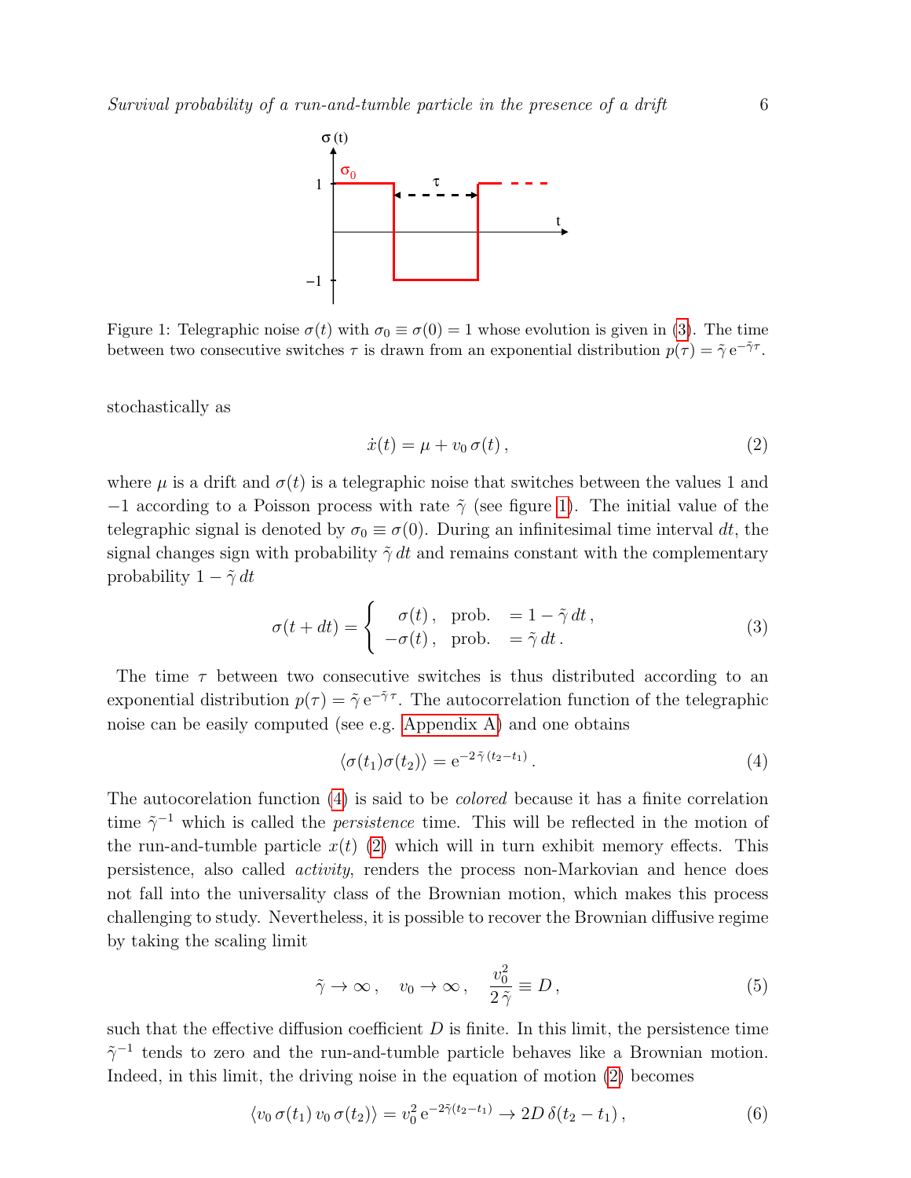Figure 1: Telegraphic noise $\sigma(t)$ with $\sigma_0 \equiv \sigma(0) = 1$ whose evolution is given in (3). The time between two consecutive switches $\tau$ is drawn from an exponential distribution $p(\tau) = \tilde{\gamma}\, \mathrm{e}^{-\tilde{\gamma}\tau}$.

stochastically as

$$\dot{x}(t) = \mu + v_0\, \sigma(t)\,, \tag{2}$$

where $\mu$ is a drift and $\sigma(t)$ is a telegraphic noise that switches between the values 1 and $-1$ according to a Poisson process with rate $\tilde{\gamma}$ (see figure 1). The initial value of the telegraphic signal is denoted by $\sigma_0 \equiv \sigma(0)$. During an infinitesimal time interval $dt$, the signal changes sign with probability $\tilde{\gamma}\, dt$ and remains constant with the complementary probability $1 - \tilde{\gamma}\, dt$

$$\sigma(t+dt) = \begin{cases} \sigma(t)\,, & \text{prob.} \quad = 1 - \tilde{\gamma}\, dt\,, \\ -\sigma(t)\,, & \text{prob.} \quad = \tilde{\gamma}\, dt\,. \end{cases} \tag{3}$$

The time $\tau$ between two consecutive switches is thus distributed according to an exponential distribution $p(\tau) = \tilde{\gamma}\, \mathrm{e}^{-\tilde{\gamma}\,\tau}$. The autocorrelation function of the telegraphic noise can be easily computed (see e.g. Appendix A) and one obtains

$$\langle \sigma(t_1)\sigma(t_2) \rangle = \mathrm{e}^{-2\,\tilde{\gamma}\,(t_2 - t_1)}\,. \tag{4}$$

The autocorelation function (4) is said to be *colored* because it has a finite correlation time $\tilde{\gamma}^{-1}$ which is called the *persistence* time. This will be reflected in the motion of the run-and-tumble particle $x(t)$ (2) which will in turn exhibit memory effects. This persistence, also called *activity*, renders the process non-Markovian and hence does not fall into the universality class of the Brownian motion, which makes this process challenging to study. Nevertheless, it is possible to recover the Brownian diffusive regime by taking the scaling limit

$$\tilde{\gamma} \to \infty\,, \quad v_0 \to \infty\,, \quad \frac{v_0^2}{2\,\tilde{\gamma}} \equiv D\,, \tag{5}$$

such that the effective diffusion coefficient $D$ is finite. In this limit, the persistence time $\tilde{\gamma}^{-1}$ tends to zero and the run-and-tumble particle behaves like a Brownian motion. Indeed, in this limit, the driving noise in the equation of motion (2) becomes

$$\langle v_0\, \sigma(t_1)\, v_0\, \sigma(t_2) \rangle = v_0^2\, \mathrm{e}^{-2\tilde{\gamma}(t_2 - t_1)} \to 2D\, \delta(t_2 - t_1)\,, \tag{6}$$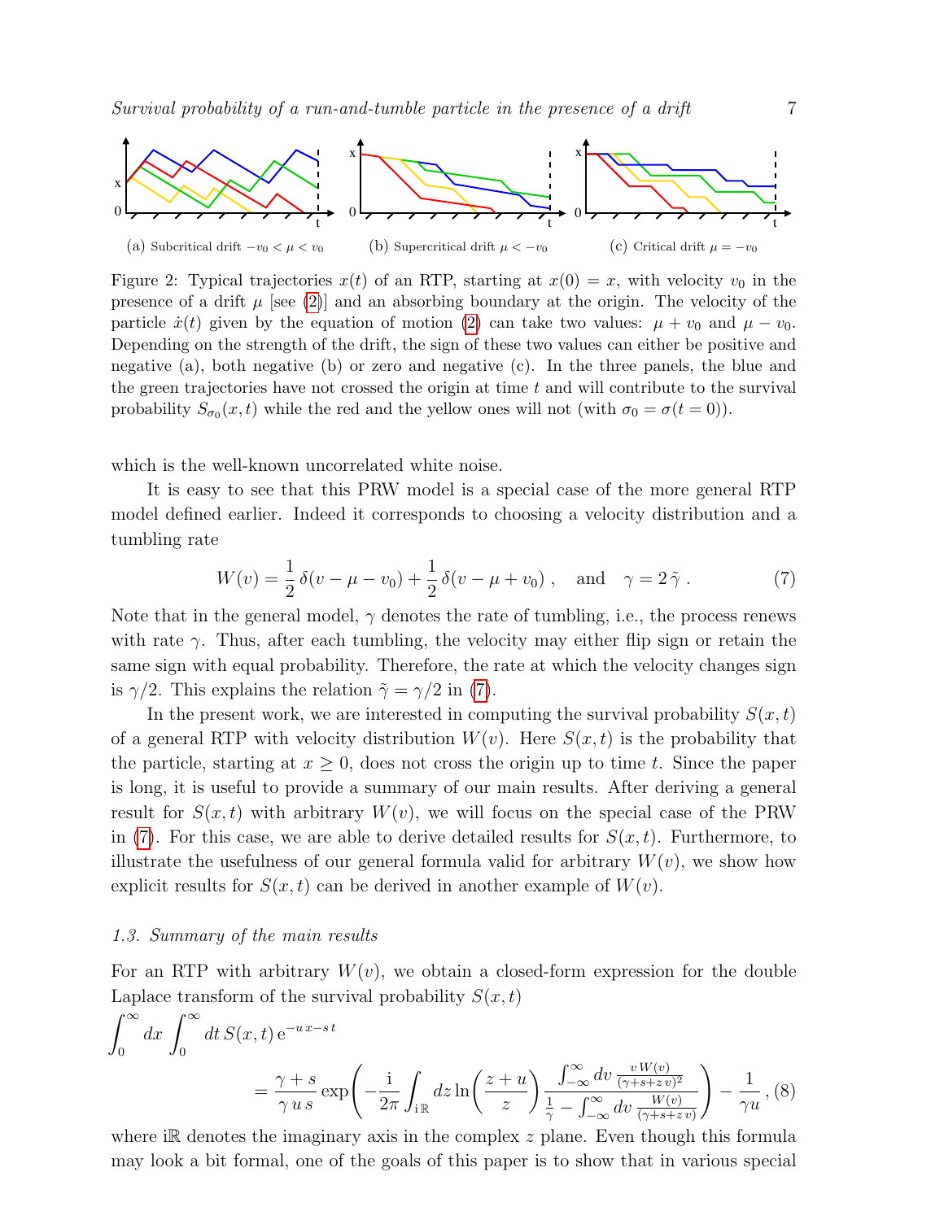(a) Subcritical drift $-v_0 < \mu < v_0$ (b) Supercritical drift $\mu < -v_0$ (c) Critical drift $\mu = -v_0$

Figure 2: Typical trajectories $x(t)$ of an RTP, starting at $x(0) = x$, with velocity $v_0$ in the presence of a drift $\mu$ [see (2)] and an absorbing boundary at the origin. The velocity of the particle $\dot{x}(t)$ given by the equation of motion (2) can take two values: $\mu + v_0$ and $\mu - v_0$. Depending on the strength of the drift, the sign of these two values can either be positive and negative (a), both negative (b) or zero and negative (c). In the three panels, the blue and the green trajectories have not crossed the origin at time $t$ and will contribute to the survival probability $S_{\sigma_0}(x,t)$ while the red and the yellow ones will not (with $\sigma_0 = \sigma(t=0)$).

which is the well-known uncorrelated white noise.

It is easy to see that this PRW model is a special case of the more general RTP model defined earlier. Indeed it corresponds to choosing a velocity distribution and a tumbling rate

$$W(v) = \frac{1}{2}\,\delta(v - \mu - v_0) + \frac{1}{2}\,\delta(v - \mu + v_0)\,, \quad \text{and} \quad \gamma = 2\,\tilde{\gamma}\,. \tag{7}$$

Note that in the general model, $\gamma$ denotes the rate of tumbling, i.e., the process renews with rate $\gamma$. Thus, after each tumbling, the velocity may either flip sign or retain the same sign with equal probability. Therefore, the rate at which the velocity changes sign is $\gamma/2$. This explains the relation $\tilde{\gamma} = \gamma/2$ in (7).

In the present work, we are interested in computing the survival probability $S(x,t)$ of a general RTP with velocity distribution $W(v)$. Here $S(x,t)$ is the probability that the particle, starting at $x \geq 0$, does not cross the origin up to time $t$. Since the paper is long, it is useful to provide a summary of our main results. After deriving a general result for $S(x,t)$ with arbitrary $W(v)$, we will focus on the special case of the PRW in (7). For this case, we are able to derive detailed results for $S(x,t)$. Furthermore, to illustrate the usefulness of our general formula valid for arbitrary $W(v)$, we show how explicit results for $S(x,t)$ can be derived in another example of $W(v)$.

### *1.3. Summary of the main results*

For an RTP with arbitrary $W(v)$, we obtain a closed-form expression for the double Laplace transform of the survival probability $S(x,t)$

$$\int_0^\infty dx \int_0^\infty dt\, S(x,t)\,\mathrm{e}^{-u\,x - s\,t} = \frac{\gamma + s}{\gamma\,u\,s}\exp\!\left(-\frac{\mathrm{i}}{2\pi}\int_{\mathrm{i}\mathbb{R}} dz \ln\!\left(\frac{z+u}{z}\right)\frac{\int_{-\infty}^{\infty} dv\, \frac{v\,W(v)}{(\gamma+s+z\,v)^2}}{\frac{1}{\gamma} - \int_{-\infty}^{\infty} dv\, \frac{W(v)}{(\gamma+s+z\,v)}}\right) - \frac{1}{\gamma u}\,, \tag{8}$$

where $\mathrm{i}\mathbb{R}$ denotes the imaginary axis in the complex $z$ plane. Even though this formula may look a bit formal, one of the goals of this paper is to show that in various special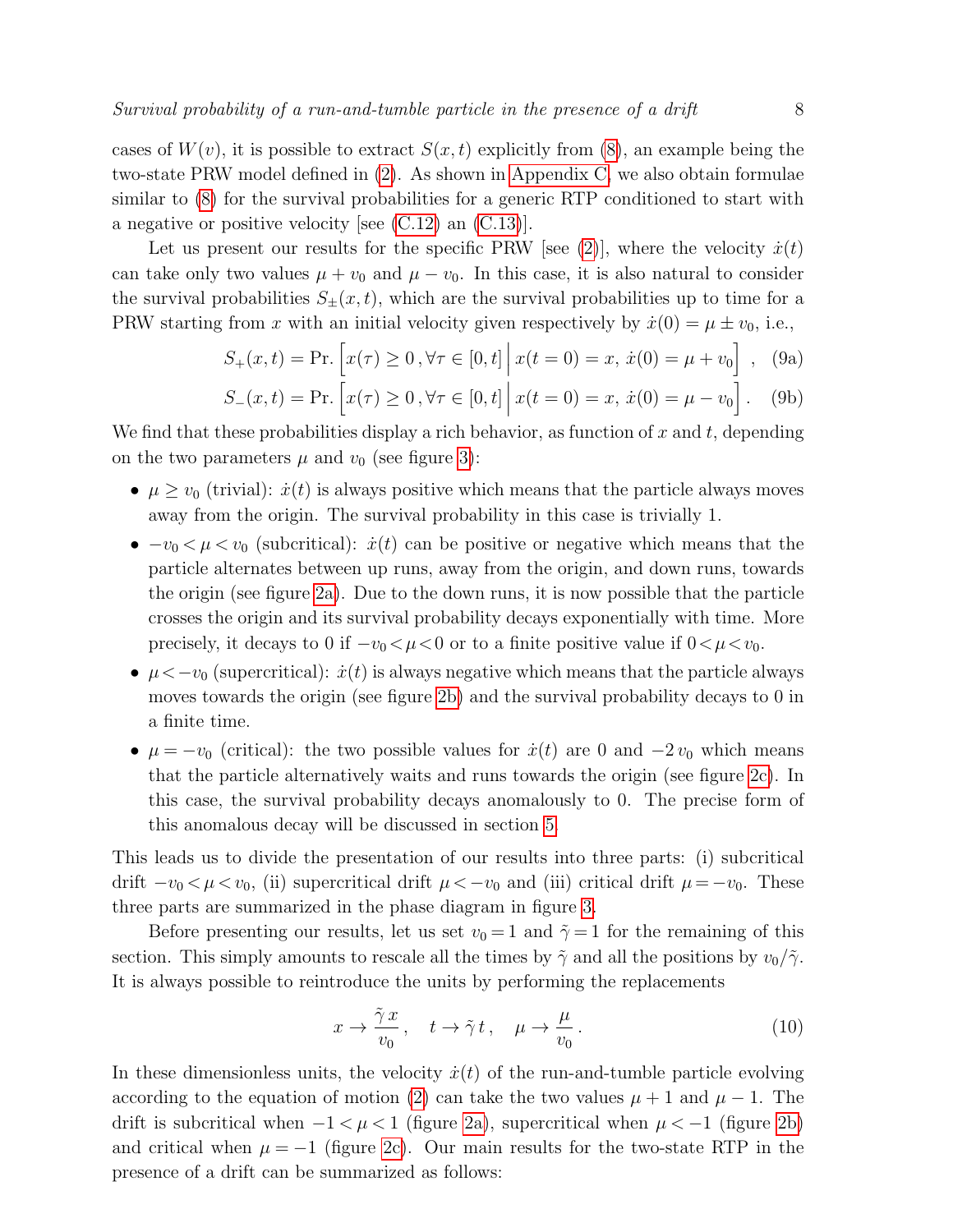cases of $W(v)$, it is possible to extract $S(x,t)$ explicitly from (8), an example being the two-state PRW model defined in (2). As shown in Appendix C, we also obtain formulae similar to (8) for the survival probabilities for a generic RTP conditioned to start with a negative or positive velocity [see (C.12) an (C.13)].

Let us present our results for the specific PRW [see (2)], where the velocity $\dot{x}(t)$ can take only two values $\mu + v_0$ and $\mu - v_0$. In this case, it is also natural to consider the survival probabilities $S_{\pm}(x,t)$, which are the survival probabilities up to time for a PRW starting from $x$ with an initial velocity given respectively by $\dot{x}(0) = \mu \pm v_0$, i.e.,

$$S_+(x,t) = \text{Pr.}\left[x(\tau) \geq 0\,, \forall \tau \in [0,t] \,\middle|\, x(t=0) = x,\, \dot{x}(0) = \mu + v_0\right]\,, \quad \text{(9a)}$$

$$S_-(x,t) = \text{Pr.}\left[x(\tau) \geq 0\,, \forall \tau \in [0,t] \,\middle|\, x(t=0) = x,\, \dot{x}(0) = \mu - v_0\right]. \quad \text{(9b)}$$

We find that these probabilities display a rich behavior, as function of $x$ and $t$, depending on the two parameters $\mu$ and $v_0$ (see figure 3):

- $\mu \geq v_0$ (trivial): $\dot{x}(t)$ is always positive which means that the particle always moves away from the origin. The survival probability in this case is trivially 1.
- $-v_0 < \mu < v_0$ (subcritical): $\dot{x}(t)$ can be positive or negative which means that the particle alternates between up runs, away from the origin, and down runs, towards the origin (see figure 2a). Due to the down runs, it is now possible that the particle crosses the origin and its survival probability decays exponentially with time. More precisely, it decays to 0 if $-v_0 < \mu < 0$ or to a finite positive value if $0 < \mu < v_0$.
- $\mu < -v_0$ (supercritical): $\dot{x}(t)$ is always negative which means that the particle always moves towards the origin (see figure 2b) and the survival probability decays to 0 in a finite time.
- $\mu = -v_0$ (critical): the two possible values for $\dot{x}(t)$ are 0 and $-2\,v_0$ which means that the particle alternatively waits and runs towards the origin (see figure 2c). In this case, the survival probability decays anomalously to 0. The precise form of this anomalous decay will be discussed in section 5.

This leads us to divide the presentation of our results into three parts: (i) subcritical drift $-v_0 < \mu < v_0$, (ii) supercritical drift $\mu < -v_0$ and (iii) critical drift $\mu = -v_0$. These three parts are summarized in the phase diagram in figure 3.

Before presenting our results, let us set $v_0 = 1$ and $\tilde{\gamma} = 1$ for the remaining of this section. This simply amounts to rescale all the times by $\tilde{\gamma}$ and all the positions by $v_0/\tilde{\gamma}$. It is always possible to reintroduce the units by performing the replacements

$$x \to \frac{\tilde{\gamma}\,x}{v_0}\,, \quad t \to \tilde{\gamma}\,t\,, \quad \mu \to \frac{\mu}{v_0}\,. \tag{10}$$

In these dimensionless units, the velocity $\dot{x}(t)$ of the run-and-tumble particle evolving according to the equation of motion (2) can take the two values $\mu + 1$ and $\mu - 1$. The drift is subcritical when $-1 < \mu < 1$ (figure 2a), supercritical when $\mu < -1$ (figure 2b) and critical when $\mu = -1$ (figure 2c). Our main results for the two-state RTP in the presence of a drift can be summarized as follows: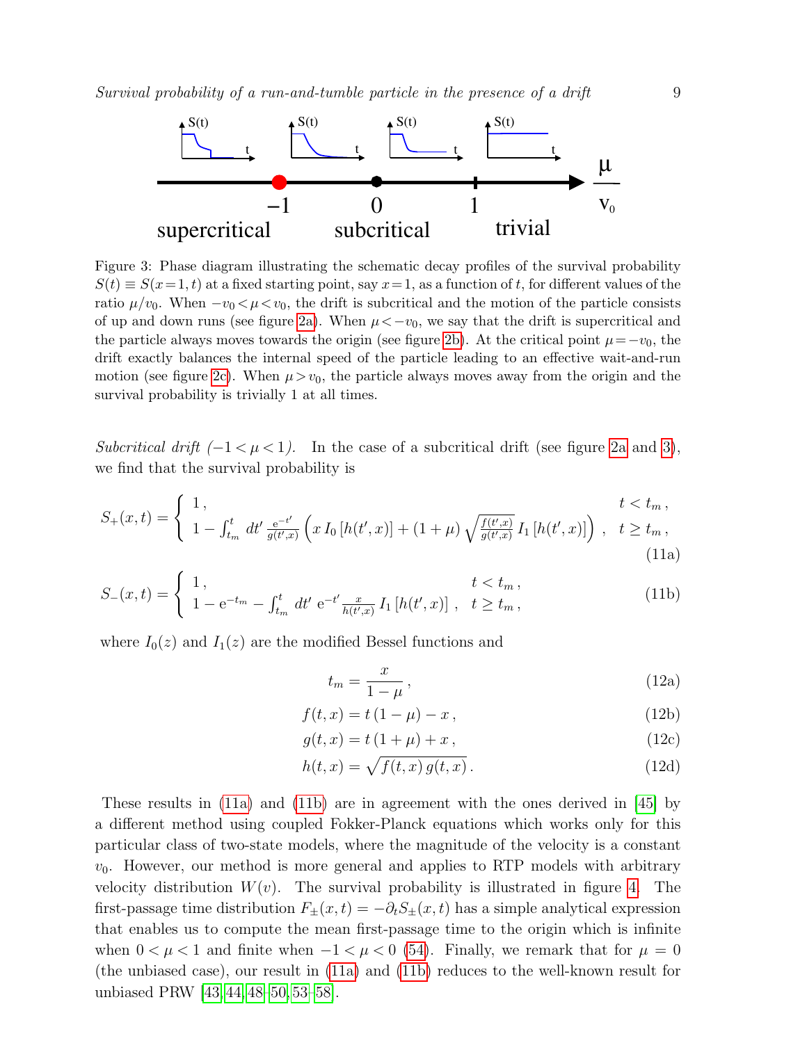Figure 3: Phase diagram illustrating the schematic decay profiles of the survival probability $S(t) \equiv S(x\!=\!1,t)$ at a fixed starting point, say $x\!=\!1$, as a function of $t$, for different values of the ratio $\mu/v_0$. When $-v_0\!<\!\mu\!<\!v_0$, the drift is subcritical and the motion of the particle consists of up and down runs (see figure 2a). When $\mu\!<\!-v_0$, we say that the drift is supercritical and the particle always moves towards the origin (see figure 2b). At the critical point $\mu\!=\!-v_0$, the drift exactly balances the internal speed of the particle leading to an effective wait-and-run motion (see figure 2c). When $\mu\!>\!v_0$, the particle always moves away from the origin and the survival probability is trivially 1 at all times.

*Subcritical drift ($-1 < \mu < 1$).* In the case of a subcritical drift (see figure 2a and 3), we find that the survival probability is

$$S_+(x,t) = \begin{cases} 1\,, & t < t_m\,, \\ 1 - \int_{t_m}^{t} dt' \, \frac{\mathrm{e}^{-t'}}{g(t',x)} \left( x\, I_0\left[h(t',x)\right] + (1+\mu)\sqrt{\frac{f(t',x)}{g(t',x)}}\, I_1\left[h(t',x)\right] \right)\,, & t \geq t_m\,, \end{cases} \tag{11a}$$

$$S_-(x,t) = \begin{cases} 1\,, & t < t_m\,, \\ 1 - \mathrm{e}^{-t_m} - \int_{t_m}^{t} dt' \; \mathrm{e}^{-t'} \frac{x}{h(t',x)}\, I_1\left[h(t',x)\right]\,, & t \geq t_m\,, \end{cases} \tag{11b}$$

where $I_0(z)$ and $I_1(z)$ are the modified Bessel functions and

$$t_m = \frac{x}{1-\mu}\,, \tag{12a}$$

$$f(t,x) = t\,(1-\mu) - x\,, \tag{12b}$$

$$g(t,x) = t\,(1+\mu) + x\,, \tag{12c}$$

$$h(t,x) = \sqrt{f(t,x)\,g(t,x)}\,. \tag{12d}$$

These results in (11a) and (11b) are in agreement with the ones derived in [45] by a different method using coupled Fokker-Planck equations which works only for this particular class of two-state models, where the magnitude of the velocity is a constant $v_0$. However, our method is more general and applies to RTP models with arbitrary velocity distribution $W(v)$. The survival probability is illustrated in figure 4. The first-passage time distribution $F_\pm(x,t) = -\partial_t S_\pm(x,t)$ has a simple analytical expression that enables us to compute the mean first-passage time to the origin which is infinite when $0 < \mu < 1$ and finite when $-1 < \mu < 0$ (54). Finally, we remark that for $\mu = 0$ (the unbiased case), our result in (11a) and (11b) reduces to the well-known result for unbiased PRW [43, 44, 48–50, 53–58].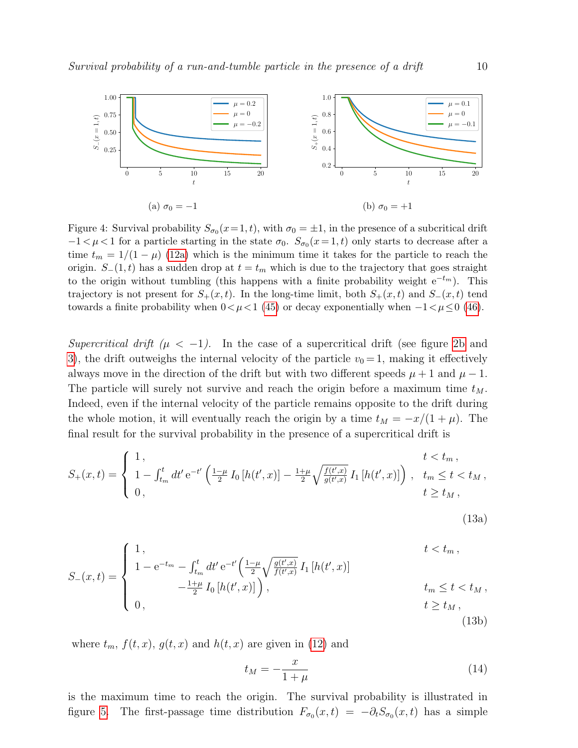(a) $\sigma_0 = -1$

(b) $\sigma_0 = +1$

Figure 4: Survival probability $S_{\sigma_0}(x\!=\!1,t)$, with $\sigma_0 = \pm 1$, in the presence of a subcritical drift $-1 < \mu < 1$ for a particle starting in the state $\sigma_0$. $S_{\sigma_0}(x\!=\!1,t)$ only starts to decrease after a time $t_m = 1/(1-\mu)$ (12a) which is the minimum time it takes for the particle to reach the origin. $S_-(1,t)$ has a sudden drop at $t = t_m$ which is due to the trajectory that goes straight to the origin without tumbling (this happens with a finite probability weight $\mathrm{e}^{-t_m}$). This trajectory is not present for $S_+(x,t)$. In the long-time limit, both $S_+(x,t)$ and $S_-(x,t)$ tend towards a finite probability when $0 < \mu < 1$ (45) or decay exponentially when $-1 < \mu \leq 0$ (46).

*Supercritical drift ($\mu < -1$).* In the case of a supercritical drift (see figure 2b and 3), the drift outweighs the internal velocity of the particle $v_0 = 1$, making it effectively always move in the direction of the drift but with two different speeds $\mu + 1$ and $\mu - 1$. The particle will surely not survive and reach the origin before a maximum time $t_M$. Indeed, even if the internal velocity of the particle remains opposite to the drift during the whole motion, it will eventually reach the origin by a time $t_M = -x/(1+\mu)$. The final result for the survival probability in the presence of a supercritical drift is

$$S_+(x,t) = \begin{cases} 1\,, & t < t_m\,, \\ 1 - \int_{t_m}^{t} dt'\, \mathrm{e}^{-t'} \left( \frac{1-\mu}{2}\, I_0\left[h(t',x)\right] - \frac{1+\mu}{2}\sqrt{\frac{f(t',x)}{g(t',x)}}\, I_1\left[h(t',x)\right] \right)\,, & t_m \leq t < t_M\,, \\ 0\,, & t \geq t_M\,, \end{cases} \tag{13a}$$

$$S_-(x,t) = \begin{cases} 1\,, & t < t_m\,, \\ 1 - \mathrm{e}^{-t_m} - \int_{t_m}^{t} dt'\, \mathrm{e}^{-t'} \Big( \frac{1-\mu}{2}\sqrt{\frac{g(t',x)}{f(t',x)}}\, I_1\left[h(t',x)\right] & \\ \qquad\qquad - \frac{1+\mu}{2}\, I_0\left[h(t',x)\right] \Big)\,, & t_m \leq t < t_M\,, \\ 0\,, & t \geq t_M\,, \end{cases} \tag{13b}$$

where $t_m$, $f(t,x)$, $g(t,x)$ and $h(t,x)$ are given in (12) and

$$t_M = -\frac{x}{1+\mu} \tag{14}$$

is the maximum time to reach the origin. The survival probability is illustrated in figure 5. The first-passage time distribution $F_{\sigma_0}(x,t) = -\partial_t S_{\sigma_0}(x,t)$ has a simple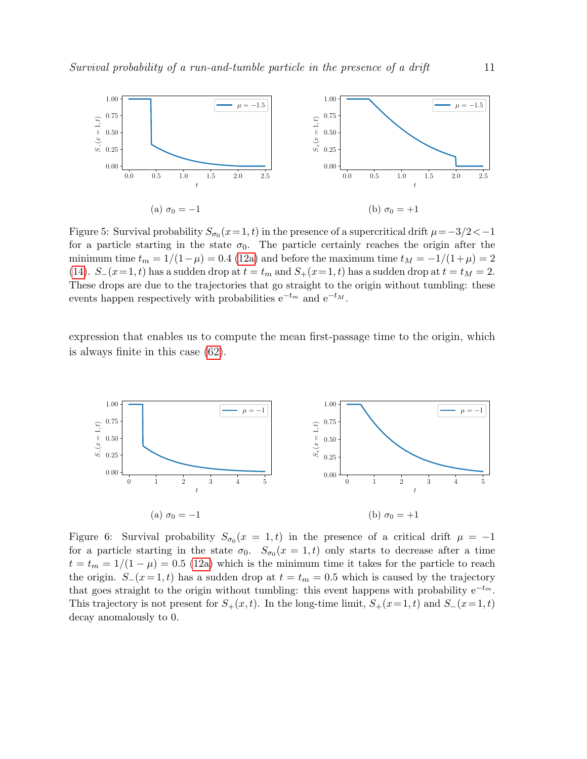(a) $\sigma_0 = -1$

(b) $\sigma_0 = +1$

Figure 5: Survival probability $S_{\sigma_0}(x=1,t)$ in the presence of a supercritical drift $\mu = -3/2 < -1$ for a particle starting in the state $\sigma_0$. The particle certainly reaches the origin after the minimum time $t_m = 1/(1-\mu) = 0.4$ (12a) and before the maximum time $t_M = -1/(1+\mu) = 2$ (14). $S_-(x=1,t)$ has a sudden drop at $t = t_m$ and $S_+(x=1,t)$ has a sudden drop at $t = t_M = 2$. These drops are due to the trajectories that go straight to the origin without tumbling: these events happen respectively with probabilities $\mathrm{e}^{-t_m}$ and $\mathrm{e}^{-t_M}$.

expression that enables us to compute the mean first-passage time to the origin, which is always finite in this case (62).

(a) $\sigma_0 = -1$

(b) $\sigma_0 = +1$

Figure 6: Survival probability $S_{\sigma_0}(x = 1,t)$ in the presence of a critical drift $\mu = -1$ for a particle starting in the state $\sigma_0$. $S_{\sigma_0}(x = 1,t)$ only starts to decrease after a time $t = t_m = 1/(1-\mu) = 0.5$ (12a) which is the minimum time it takes for the particle to reach the origin. $S_-(x=1,t)$ has a sudden drop at $t = t_m = 0.5$ which is caused by the trajectory that goes straight to the origin without tumbling: this event happens with probability $\mathrm{e}^{-t_m}$. This trajectory is not present for $S_+(x,t)$. In the long-time limit, $S_+(x=1,t)$ and $S_-(x=1,t)$ decay anomalously to 0.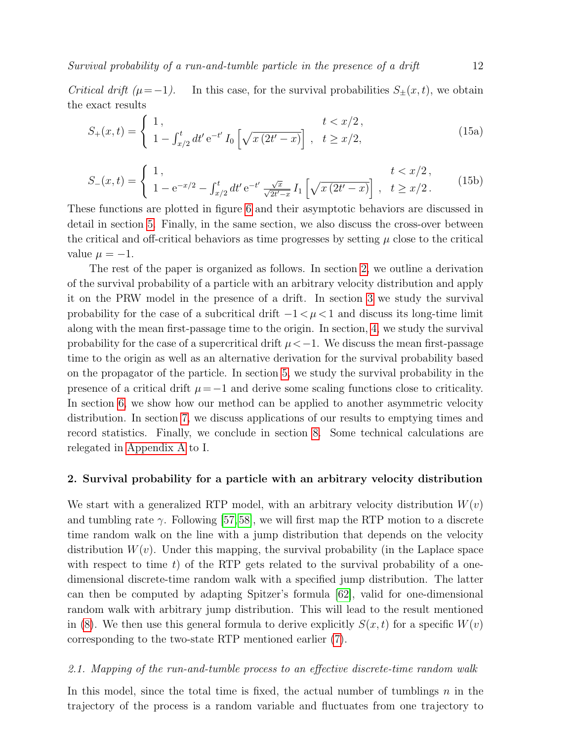*Critical drift ($\mu = -1$).* In this case, for the survival probabilities $S_{\pm}(x,t)$, we obtain the exact results

$$S_+(x,t) = \begin{cases} 1\,, & t < x/2\,, \\ 1 - \int_{x/2}^{t} dt'\, \mathrm{e}^{-t'}\, I_0\left[\sqrt{x\,(2t'-x)}\right]\,, & t \geq x/2, \end{cases} \tag{15a}$$

$$S_-(x,t) = \begin{cases} 1\,, & t < x/2\,, \\ 1 - \mathrm{e}^{-x/2} - \int_{x/2}^{t} dt'\, \mathrm{e}^{-t'}\, \frac{\sqrt{x}}{\sqrt{2t'-x}}\, I_1\left[\sqrt{x\,(2t'-x)}\right]\,, & t \geq x/2\,. \end{cases} \tag{15b}$$

These functions are plotted in figure 6 and their asymptotic behaviors are discussed in detail in section 5. Finally, in the same section, we also discuss the cross-over between the critical and off-critical behaviors as time progresses by setting $\mu$ close to the critical value $\mu = -1$.

The rest of the paper is organized as follows. In section 2, we outline a derivation of the survival probability of a particle with an arbitrary velocity distribution and apply it on the PRW model in the presence of a drift. In section 3 we study the survival probability for the case of a subcritical drift $-1 < \mu < 1$ and discuss its long-time limit along with the mean first-passage time to the origin. In section, 4, we study the survival probability for the case of a supercritical drift $\mu < -1$. We discuss the mean first-passage time to the origin as well as an alternative derivation for the survival probability based on the propagator of the particle. In section 5, we study the survival probability in the presence of a critical drift $\mu = -1$ and derive some scaling functions close to criticality. In section 6, we show how our method can be applied to another asymmetric velocity distribution. In section 7, we discuss applications of our results to emptying times and record statistics. Finally, we conclude in section 8. Some technical calculations are relegated in Appendix A to I.

## 2. Survival probability for a particle with an arbitrary velocity distribution

We start with a generalized RTP model, with an arbitrary velocity distribution $W(v)$ and tumbling rate $\gamma$. Following [57, 58], we will first map the RTP motion to a discrete time random walk on the line with a jump distribution that depends on the velocity distribution $W(v)$. Under this mapping, the survival probability (in the Laplace space with respect to time $t$) of the RTP gets related to the survival probability of a one-dimensional discrete-time random walk with a specified jump distribution. The latter can then be computed by adapting Spitzer's formula [62], valid for one-dimensional random walk with arbitrary jump distribution. This will lead to the result mentioned in (8). We then use this general formula to derive explicitly $S(x,t)$ for a specific $W(v)$ corresponding to the two-state RTP mentioned earlier (7).

### *2.1. Mapping of the run-and-tumble process to an effective discrete-time random walk*

In this model, since the total time is fixed, the actual number of tumblings $n$ in the trajectory of the process is a random variable and fluctuates from one trajectory to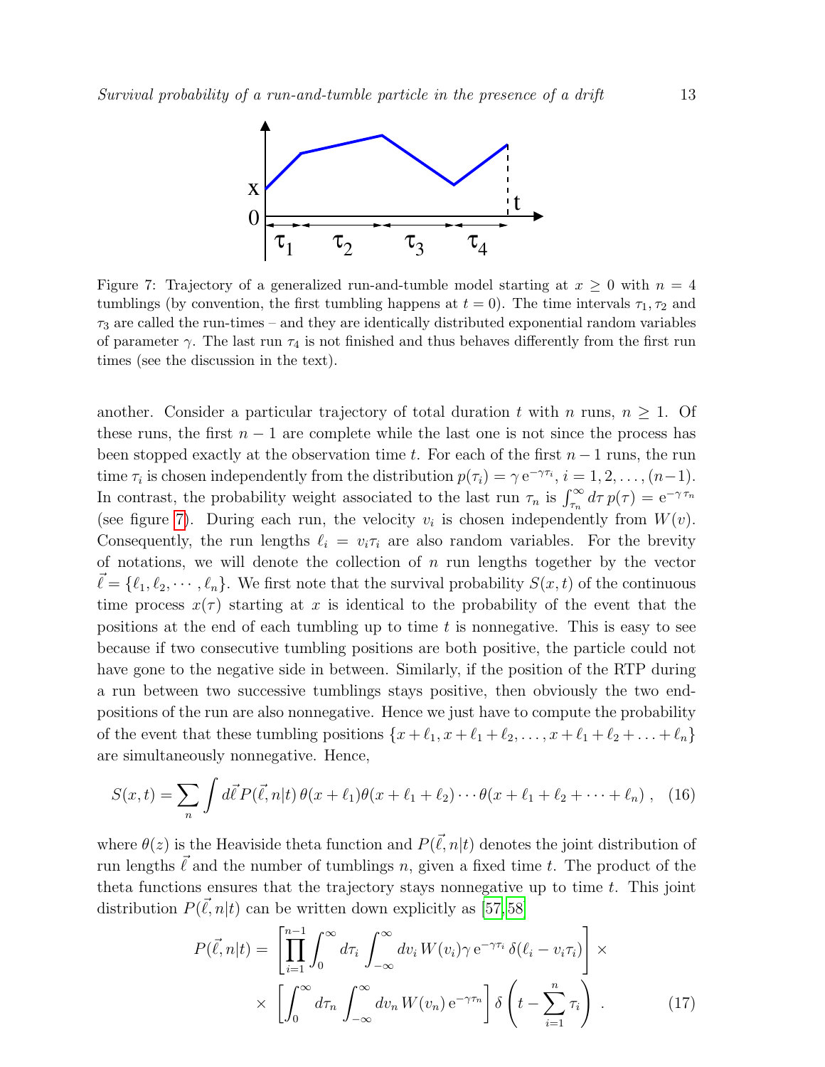Figure 7: Trajectory of a generalized run-and-tumble model starting at $x \geq 0$ with $n = 4$ tumblings (by convention, the first tumbling happens at $t = 0$). The time intervals $\tau_1, \tau_2$ and $\tau_3$ are called the run-times – and they are identically distributed exponential random variables of parameter $\gamma$. The last run $\tau_4$ is not finished and thus behaves differently from the first run times (see the discussion in the text).

another. Consider a particular trajectory of total duration $t$ with $n$ runs, $n \geq 1$. Of these runs, the first $n-1$ are complete while the last one is not since the process has been stopped exactly at the observation time $t$. For each of the first $n-1$ runs, the run time $\tau_i$ is chosen independently from the distribution $p(\tau_i) = \gamma\, \mathrm{e}^{-\gamma\tau_i}$, $i = 1, 2, \ldots, (n-1)$. In contrast, the probability weight associated to the last run $\tau_n$ is $\int_{\tau_n}^{\infty} d\tau\, p(\tau) = \mathrm{e}^{-\gamma\,\tau_n}$ (see figure 7). During each run, the velocity $v_i$ is chosen independently from $W(v)$. Consequently, the run lengths $\ell_i = v_i\tau_i$ are also random variables. For the brevity of notations, we will denote the collection of $n$ run lengths together by the vector $\vec{\ell} = \{\ell_1, \ell_2, \cdots, \ell_n\}$. We first note that the survival probability $S(x,t)$ of the continuous time process $x(\tau)$ starting at $x$ is identical to the probability of the event that the positions at the end of each tumbling up to time $t$ is nonnegative. This is easy to see because if two consecutive tumbling positions are both positive, the particle could not have gone to the negative side in between. Similarly, if the position of the RTP during a run between two successive tumblings stays positive, then obviously the two end-positions of the run are also nonnegative. Hence we just have to compute the probability of the event that these tumbling positions $\{x+\ell_1, x+\ell_1+\ell_2, \ldots, x+\ell_1+\ell_2+\ldots+\ell_n\}$ are simultaneously nonnegative. Hence,

$$S(x,t) = \sum_n \int d\vec{\ell}\, P(\vec{\ell}, n|t)\, \theta(x+\ell_1)\theta(x+\ell_1+\ell_2)\cdots\theta(x+\ell_1+\ell_2+\cdots+\ell_n)\,, \quad (16)$$

where $\theta(z)$ is the Heaviside theta function and $P(\vec{\ell}, n|t)$ denotes the joint distribution of run lengths $\vec{\ell}$ and the number of tumblings $n$, given a fixed time $t$. The product of the theta functions ensures that the trajectory stays nonnegative up to time $t$. This joint distribution $P(\vec{\ell}, n|t)$ can be written down explicitly as [57, 58]

$$\begin{aligned} P(\vec{\ell}, n|t) = &\left[\prod_{i=1}^{n-1}\int_0^{\infty} d\tau_i \int_{-\infty}^{\infty} dv_i\, W(v_i)\gamma\, \mathrm{e}^{-\gamma\tau_i}\, \delta(\ell_i - v_i\tau_i)\right] \times \\ &\times \left[\int_0^{\infty} d\tau_n \int_{-\infty}^{\infty} dv_n\, W(v_n)\, \mathrm{e}^{-\gamma\tau_n}\right] \delta\left(t - \sum_{i=1}^{n}\tau_i\right)\,. \end{aligned} \quad (17)$$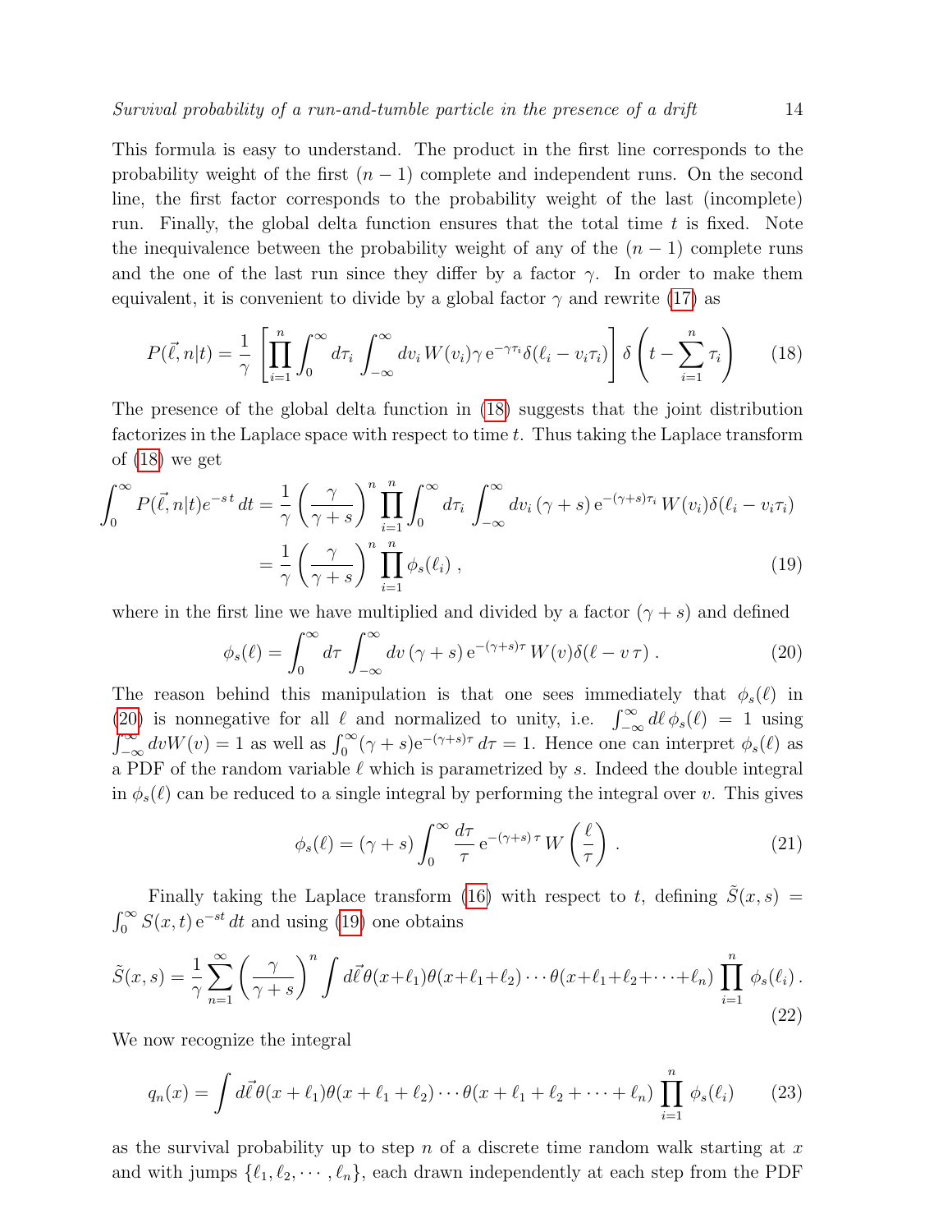This formula is easy to understand. The product in the first line corresponds to the probability weight of the first $(n-1)$ complete and independent runs. On the second line, the first factor corresponds to the probability weight of the last (incomplete) run. Finally, the global delta function ensures that the total time $t$ is fixed. Note the inequivalence between the probability weight of any of the $(n-1)$ complete runs and the one of the last run since they differ by a factor $\gamma$. In order to make them equivalent, it is convenient to divide by a global factor $\gamma$ and rewrite (17) as

$$P(\vec{\ell}, n|t) = \frac{1}{\gamma}\left[\prod_{i=1}^{n} \int_0^\infty d\tau_i \int_{-\infty}^{\infty} dv_i\, W(v_i)\gamma\, \mathrm{e}^{-\gamma\tau_i}\delta(\ell_i - v_i\tau_i)\right]\delta\left(t - \sum_{i=1}^{n}\tau_i\right) \tag{18}$$

The presence of the global delta function in (18) suggests that the joint distribution factorizes in the Laplace space with respect to time $t$. Thus taking the Laplace transform of (18) we get

$$\begin{aligned}
\int_0^\infty P(\vec{\ell}, n|t)e^{-s\,t}\, dt &= \frac{1}{\gamma}\left(\frac{\gamma}{\gamma+s}\right)^n \prod_{i=1}^{n}\int_0^\infty d\tau_i \int_{-\infty}^{\infty} dv_i\,(\gamma+s)\,\mathrm{e}^{-(\gamma+s)\tau_i}\,W(v_i)\delta(\ell_i - v_i\tau_i) \\
&= \frac{1}{\gamma}\left(\frac{\gamma}{\gamma+s}\right)^n \prod_{i=1}^{n}\phi_s(\ell_i)\,,
\end{aligned} \tag{19}$$

where in the first line we have multiplied and divided by a factor $(\gamma+s)$ and defined

$$\phi_s(\ell) = \int_0^\infty d\tau \int_{-\infty}^{\infty} dv\,(\gamma+s)\,\mathrm{e}^{-(\gamma+s)\tau}\,W(v)\delta(\ell - v\,\tau)\,. \tag{20}$$

The reason behind this manipulation is that one sees immediately that $\phi_s(\ell)$ in (20) is nonnegative for all $\ell$ and normalized to unity, i.e. $\int_{-\infty}^{\infty} d\ell\,\phi_s(\ell) = 1$ using $\int_{-\infty}^{\infty} dv W(v) = 1$ as well as $\int_0^\infty (\gamma+s)\mathrm{e}^{-(\gamma+s)\tau}\, d\tau = 1$. Hence one can interpret $\phi_s(\ell)$ as a PDF of the random variable $\ell$ which is parametrized by $s$. Indeed the double integral in $\phi_s(\ell)$ can be reduced to a single integral by performing the integral over $v$. This gives

$$\phi_s(\ell) = (\gamma+s)\int_0^\infty \frac{d\tau}{\tau}\,\mathrm{e}^{-(\gamma+s)\,\tau}\,W\left(\frac{\ell}{\tau}\right)\,. \tag{21}$$

Finally taking the Laplace transform (16) with respect to $t$, defining $\tilde{S}(x,s) = \int_0^\infty S(x,t)\,\mathrm{e}^{-st}\,dt$ and using (19) one obtains

$$\tilde{S}(x,s) = \frac{1}{\gamma}\sum_{n=1}^{\infty}\left(\frac{\gamma}{\gamma+s}\right)^n \int d\vec{\ell}\,\theta(x+\ell_1)\theta(x+\ell_1+\ell_2)\cdots\theta(x+\ell_1+\ell_2+\cdots+\ell_n)\prod_{i=1}^{n}\phi_s(\ell_i)\,. \tag{22}$$

We now recognize the integral

$$q_n(x) = \int d\vec{\ell}\,\theta(x+\ell_1)\theta(x+\ell_1+\ell_2)\cdots\theta(x+\ell_1+\ell_2+\cdots+\ell_n)\prod_{i=1}^{n}\phi_s(\ell_i) \tag{23}$$

as the survival probability up to step $n$ of a discrete time random walk starting at $x$ and with jumps $\{\ell_1, \ell_2, \cdots, \ell_n\}$, each drawn independently at each step from the PDF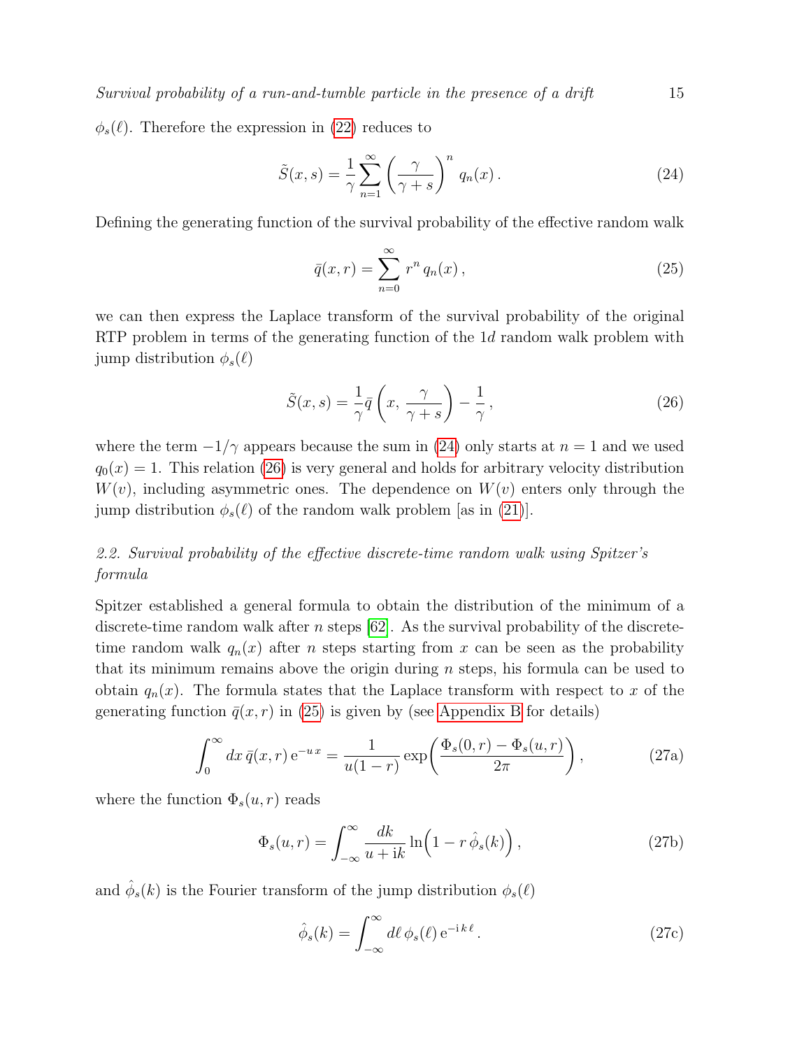$\phi_s(\ell)$. Therefore the expression in (22) reduces to

$$\tilde{S}(x,s) = \frac{1}{\gamma} \sum_{n=1}^{\infty} \left( \frac{\gamma}{\gamma+s} \right)^n q_n(x) \, . \tag{24}$$

Defining the generating function of the survival probability of the effective random walk

$$\bar{q}(x,r) = \sum_{n=0}^{\infty} r^n \, q_n(x) \, , \tag{25}$$

we can then express the Laplace transform of the survival probability of the original RTP problem in terms of the generating function of the $1d$ random walk problem with jump distribution $\phi_s(\ell)$

$$\tilde{S}(x,s) = \frac{1}{\gamma} \bar{q}\left(x, \, \frac{\gamma}{\gamma+s}\right) - \frac{1}{\gamma} \, , \tag{26}$$

where the term $-1/\gamma$ appears because the sum in (24) only starts at $n=1$ and we used $q_0(x) = 1$. This relation (26) is very general and holds for arbitrary velocity distribution $W(v)$, including asymmetric ones. The dependence on $W(v)$ enters only through the jump distribution $\phi_s(\ell)$ of the random walk problem [as in (21)].

### *2.2. Survival probability of the effective discrete-time random walk using Spitzer's formula*

Spitzer established a general formula to obtain the distribution of the minimum of a discrete-time random walk after $n$ steps [62]. As the survival probability of the discrete-time random walk $q_n(x)$ after $n$ steps starting from $x$ can be seen as the probability that its minimum remains above the origin during $n$ steps, his formula can be used to obtain $q_n(x)$. The formula states that the Laplace transform with respect to $x$ of the generating function $\bar{q}(x,r)$ in (25) is given by (see Appendix B for details)

$$\int_0^{\infty} dx \, \bar{q}(x,r) \, \mathrm{e}^{-u\,x} = \frac{1}{u(1-r)} \exp\!\left( \frac{\Phi_s(0,r) - \Phi_s(u,r)}{2\pi} \right) , \tag{27a}$$

where the function $\Phi_s(u,r)$ reads

$$\Phi_s(u,r) = \int_{-\infty}^{\infty} \frac{dk}{u + \mathrm{i}k} \ln\!\Big( 1 - r \, \hat{\phi}_s(k) \Big) \, , \tag{27b}$$

and $\hat{\phi}_s(k)$ is the Fourier transform of the jump distribution $\phi_s(\ell)$

$$\hat{\phi}_s(k) = \int_{-\infty}^{\infty} d\ell \, \phi_s(\ell) \, \mathrm{e}^{-\mathrm{i}\,k\,\ell} \, . \tag{27c}$$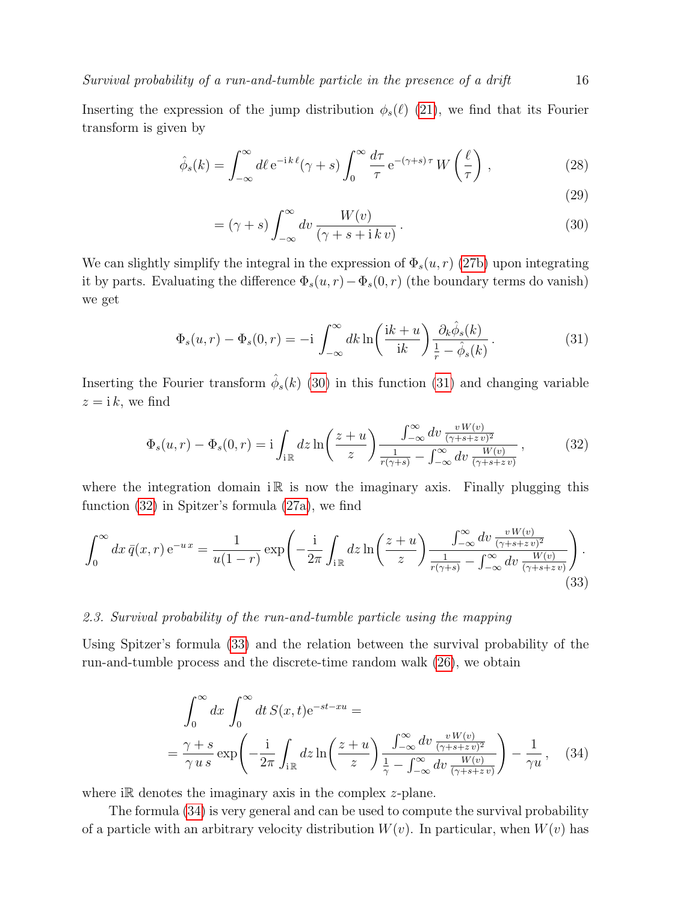Inserting the expression of the jump distribution $\phi_s(\ell)$ (21), we find that its Fourier transform is given by

$$\hat{\phi}_s(k) = \int_{-\infty}^{\infty} d\ell \, \mathrm{e}^{-\mathrm{i}\,k\,\ell} (\gamma + s) \int_0^{\infty} \frac{d\tau}{\tau} \, \mathrm{e}^{-(\gamma+s)\,\tau} \, W\left(\frac{\ell}{\tau}\right) , \tag{28}$$

$$\tag{29}$$

$$= (\gamma + s) \int_{-\infty}^{\infty} dv \, \frac{W(v)}{(\gamma + s + \mathrm{i}\,k\,v)} \, . \tag{30}$$

We can slightly simplify the integral in the expression of $\Phi_s(u,r)$ (27b) upon integrating it by parts. Evaluating the difference $\Phi_s(u,r) - \Phi_s(0,r)$ (the boundary terms do vanish) we get

$$\Phi_s(u,r) - \Phi_s(0,r) = -\mathrm{i} \int_{-\infty}^{\infty} dk \ln\!\left(\frac{\mathrm{i}k + u}{\mathrm{i}k}\right) \frac{\partial_k \hat{\phi}_s(k)}{\frac{1}{r} - \hat{\phi}_s(k)} \, . \tag{31}$$

Inserting the Fourier transform $\hat{\phi}_s(k)$ (30) in this function (31) and changing variable $z = \mathrm{i}\,k$, we find

$$\Phi_s(u,r) - \Phi_s(0,r) = \mathrm{i} \int_{\mathrm{i}\,\mathbb{R}} dz \ln\!\left(\frac{z + u}{z}\right) \frac{\int_{-\infty}^{\infty} dv \, \frac{v\,W(v)}{(\gamma + s + z\,v)^2}}{\frac{1}{r(\gamma+s)} - \int_{-\infty}^{\infty} dv \, \frac{W(v)}{(\gamma+s+z\,v)}} \, , \tag{32}$$

where the integration domain $\mathrm{i}\,\mathbb{R}$ is now the imaginary axis. Finally plugging this function (32) in Spitzer's formula (27a), we find

$$\int_0^{\infty} dx \, \bar{q}(x,r) \, \mathrm{e}^{-u\,x} = \frac{1}{u(1-r)} \exp\!\left( -\frac{\mathrm{i}}{2\pi} \int_{\mathrm{i}\,\mathbb{R}} dz \ln\!\left(\frac{z+u}{z}\right) \frac{\int_{-\infty}^{\infty} dv \, \frac{v\,W(v)}{(\gamma+s+z\,v)^2}}{\frac{1}{r(\gamma+s)} - \int_{-\infty}^{\infty} dv \, \frac{W(v)}{(\gamma+s+z\,v)}} \right) . \tag{33}$$

### 2.3. *Survival probability of the run-and-tumble particle using the mapping*

Using Spitzer's formula (33) and the relation between the survival probability of the run-and-tumble process and the discrete-time random walk (26), we obtain

$$\int_0^{\infty} dx \int_0^{\infty} dt \, S(x,t) \mathrm{e}^{-st-xu} =$$

$$= \frac{\gamma + s}{\gamma\,u\,s} \exp\!\left( -\frac{\mathrm{i}}{2\pi} \int_{\mathrm{i}\,\mathbb{R}} dz \ln\!\left(\frac{z+u}{z}\right) \frac{\int_{-\infty}^{\infty} dv \, \frac{v\,W(v)}{(\gamma+s+z\,v)^2}}{\frac{1}{\gamma} - \int_{-\infty}^{\infty} dv \, \frac{W(v)}{(\gamma+s+z\,v)}} \right) - \frac{1}{\gamma u} \, , \tag{34}$$

where $\mathrm{i}\mathbb{R}$ denotes the imaginary axis in the complex $z$-plane.

The formula (34) is very general and can be used to compute the survival probability of a particle with an arbitrary velocity distribution $W(v)$. In particular, when $W(v)$ has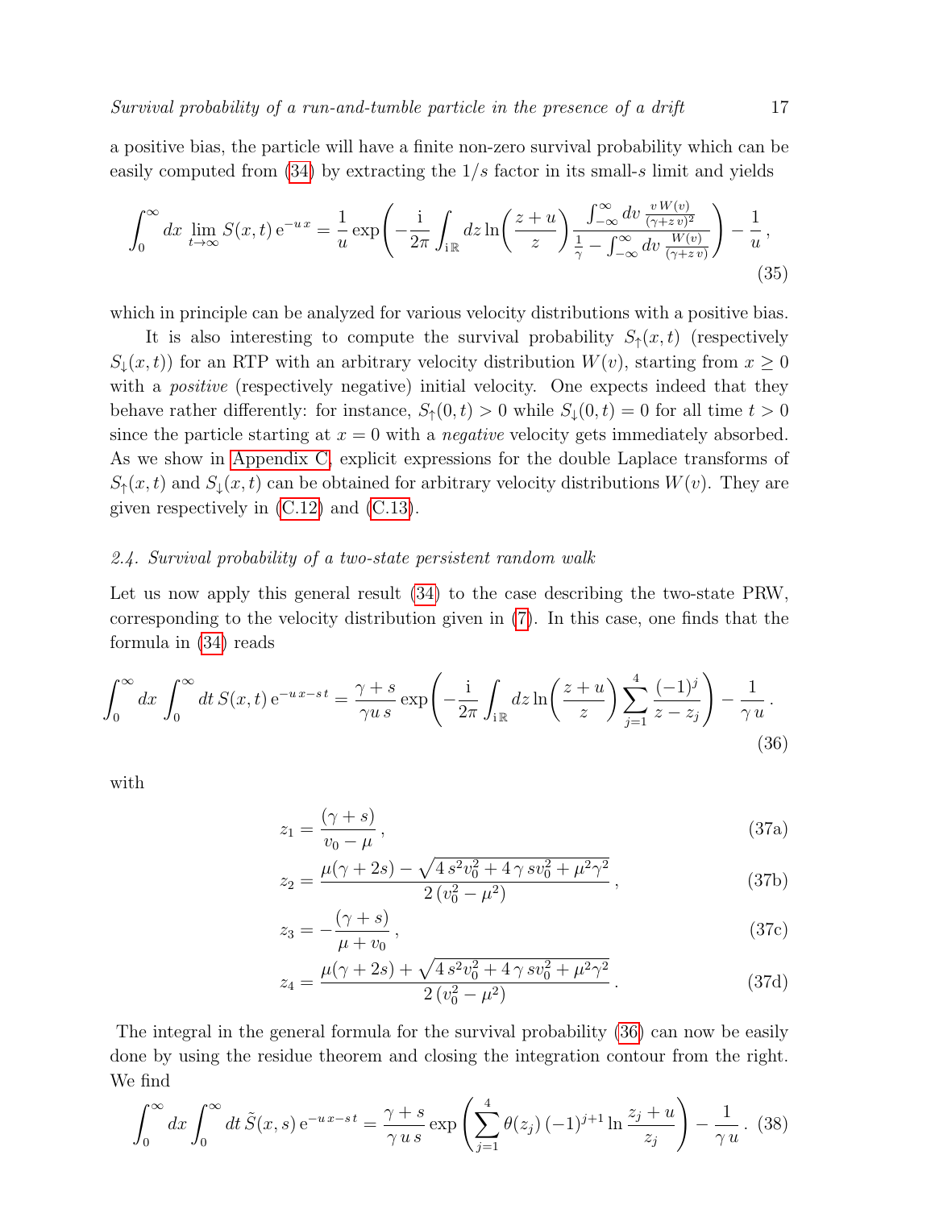a positive bias, the particle will have a finite non-zero survival probability which can be easily computed from (34) by extracting the $1/s$ factor in its small-$s$ limit and yields

$$\int_0^\infty dx\, \lim_{t\to\infty} S(x,t)\,\mathrm{e}^{-u\,x} = \frac{1}{u}\exp\!\left(-\frac{\mathrm{i}}{2\pi}\int_{\mathrm{i}\mathbb{R}} dz \ln\!\left(\frac{z+u}{z}\right)\frac{\int_{-\infty}^{\infty} dv\, \frac{v\,W(v)}{(\gamma+z\,v)^2}}{\frac{1}{\gamma}-\int_{-\infty}^{\infty} dv\, \frac{W(v)}{(\gamma+z\,v)}}\right) - \frac{1}{u}\,, \tag{35}$$

which in principle can be analyzed for various velocity distributions with a positive bias.

It is also interesting to compute the survival probability $S_\uparrow(x,t)$ (respectively $S_\downarrow(x,t)$) for an RTP with an arbitrary velocity distribution $W(v)$, starting from $x \geq 0$ with a *positive* (respectively negative) initial velocity. One expects indeed that they behave rather differently: for instance, $S_\uparrow(0,t) > 0$ while $S_\downarrow(0,t) = 0$ for all time $t > 0$ since the particle starting at $x = 0$ with a *negative* velocity gets immediately absorbed. As we show in Appendix C, explicit expressions for the double Laplace transforms of $S_\uparrow(x,t)$ and $S_\downarrow(x,t)$ can be obtained for arbitrary velocity distributions $W(v)$. They are given respectively in (C.12) and (C.13).

### 2.4. Survival probability of a two-state persistent random walk

Let us now apply this general result (34) to the case describing the two-state PRW, corresponding to the velocity distribution given in (7). In this case, one finds that the formula in (34) reads

$$\int_0^\infty dx \int_0^\infty dt\, S(x,t)\,\mathrm{e}^{-u\,x-s\,t} = \frac{\gamma+s}{\gamma u\,s}\exp\!\left(-\frac{\mathrm{i}}{2\pi}\int_{\mathrm{i}\mathbb{R}} dz \ln\!\left(\frac{z+u}{z}\right)\sum_{j=1}^{4}\frac{(-1)^j}{z-z_j}\right) - \frac{1}{\gamma\,u}\,. \tag{36}$$

with

$$z_1 = \frac{(\gamma+s)}{v_0-\mu}\,, \tag{37a}$$

$$z_2 = \frac{\mu(\gamma+2s) - \sqrt{4\,s^2v_0^2 + 4\,\gamma\,s v_0^2 + \mu^2\gamma^2}}{2\,(v_0^2-\mu^2)}\,, \tag{37b}$$

$$z_3 = -\frac{(\gamma+s)}{\mu+v_0}\,, \tag{37c}$$

$$z_4 = \frac{\mu(\gamma+2s) + \sqrt{4\,s^2v_0^2 + 4\,\gamma\,s v_0^2 + \mu^2\gamma^2}}{2\,(v_0^2-\mu^2)}\,. \tag{37d}$$

The integral in the general formula for the survival probability (36) can now be easily done by using the residue theorem and closing the integration contour from the right. We find

$$\int_0^\infty dx \int_0^\infty dt\, \tilde{S}(x,s)\,\mathrm{e}^{-u\,x-s\,t} = \frac{\gamma+s}{\gamma\,u\,s}\exp\left(\sum_{j=1}^{4}\theta(z_j)\,(-1)^{j+1}\ln\frac{z_j+u}{z_j}\right) - \frac{1}{\gamma\,u}\,. \tag{38}$$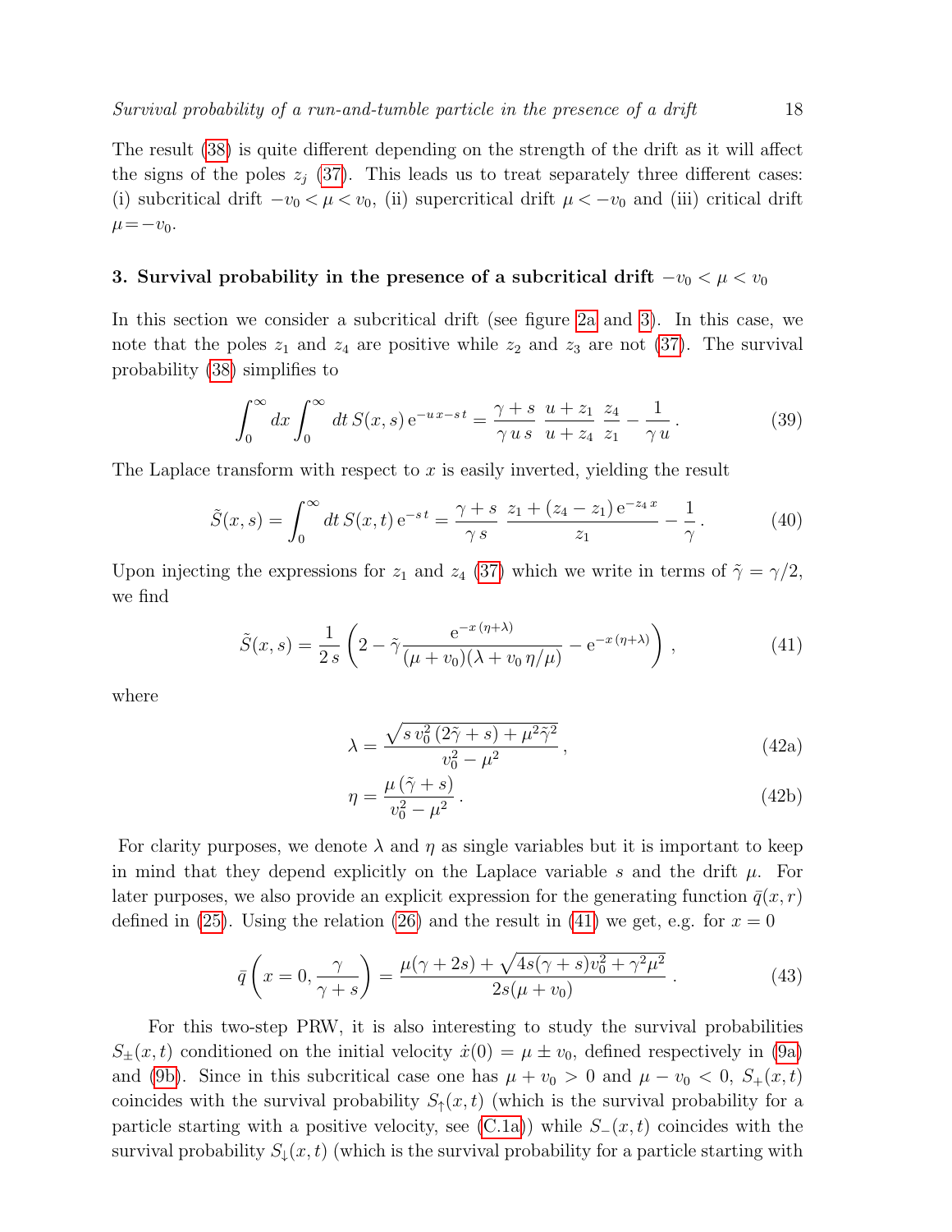The result (38) is quite different depending on the strength of the drift as it will affect the signs of the poles $z_j$ (37). This leads us to treat separately three different cases: (i) subcritical drift $-v_0 < \mu < v_0$, (ii) supercritical drift $\mu < -v_0$ and (iii) critical drift $\mu = -v_0$.

## 3. Survival probability in the presence of a subcritical drift $-v_0 < \mu < v_0$

In this section we consider a subcritical drift (see figure 2a and 3). In this case, we note that the poles $z_1$ and $z_4$ are positive while $z_2$ and $z_3$ are not (37). The survival probability (38) simplifies to

$$\int_0^\infty dx \int_0^\infty dt\, S(x,s)\, \mathrm{e}^{-u\,x - s\,t} = \frac{\gamma + s}{\gamma\, u\, s}\, \frac{u + z_1}{u + z_4}\, \frac{z_4}{z_1} - \frac{1}{\gamma\, u}\,. \tag{39}$$

The Laplace transform with respect to $x$ is easily inverted, yielding the result

$$\tilde{S}(x,s) = \int_0^\infty dt\, S(x,t)\, \mathrm{e}^{-s\,t} = \frac{\gamma + s}{\gamma\, s}\, \frac{z_1 + (z_4 - z_1)\, \mathrm{e}^{-z_4\, x}}{z_1} - \frac{1}{\gamma}\,. \tag{40}$$

Upon injecting the expressions for $z_1$ and $z_4$ (37) which we write in terms of $\tilde{\gamma} = \gamma/2$, we find

$$\tilde{S}(x,s) = \frac{1}{2\, s} \left( 2 - \tilde{\gamma} \frac{\mathrm{e}^{-x\,(\eta + \lambda)}}{(\mu + v_0)(\lambda + v_0\, \eta/\mu)} - \mathrm{e}^{-x\,(\eta + \lambda)} \right)\,, \tag{41}$$

where

$$\lambda = \frac{\sqrt{s\, v_0^2\, (2\tilde{\gamma} + s) + \mu^2 \tilde{\gamma}^2}}{v_0^2 - \mu^2}\,, \tag{42a}$$

$$\eta = \frac{\mu\, (\tilde{\gamma} + s)}{v_0^2 - \mu^2}\,. \tag{42b}$$

For clarity purposes, we denote $\lambda$ and $\eta$ as single variables but it is important to keep in mind that they depend explicitly on the Laplace variable $s$ and the drift $\mu$. For later purposes, we also provide an explicit expression for the generating function $\bar{q}(x,r)$ defined in (25). Using the relation (26) and the result in (41) we get, e.g. for $x = 0$

$$\bar{q}\left(x = 0, \frac{\gamma}{\gamma + s}\right) = \frac{\mu(\gamma + 2s) + \sqrt{4s(\gamma + s)v_0^2 + \gamma^2 \mu^2}}{2s(\mu + v_0)}\,. \tag{43}$$

For this two-step PRW, it is also interesting to study the survival probabilities $S_\pm(x,t)$ conditioned on the initial velocity $\dot{x}(0) = \mu \pm v_0$, defined respectively in (9a) and (9b). Since in this subcritical case one has $\mu + v_0 > 0$ and $\mu - v_0 < 0$, $S_+(x,t)$ coincides with the survival probability $S_\uparrow(x,t)$ (which is the survival probability for a particle starting with a positive velocity, see (C.1a)) while $S_-(x,t)$ coincides with the survival probability $S_\downarrow(x,t)$ (which is the survival probability for a particle starting with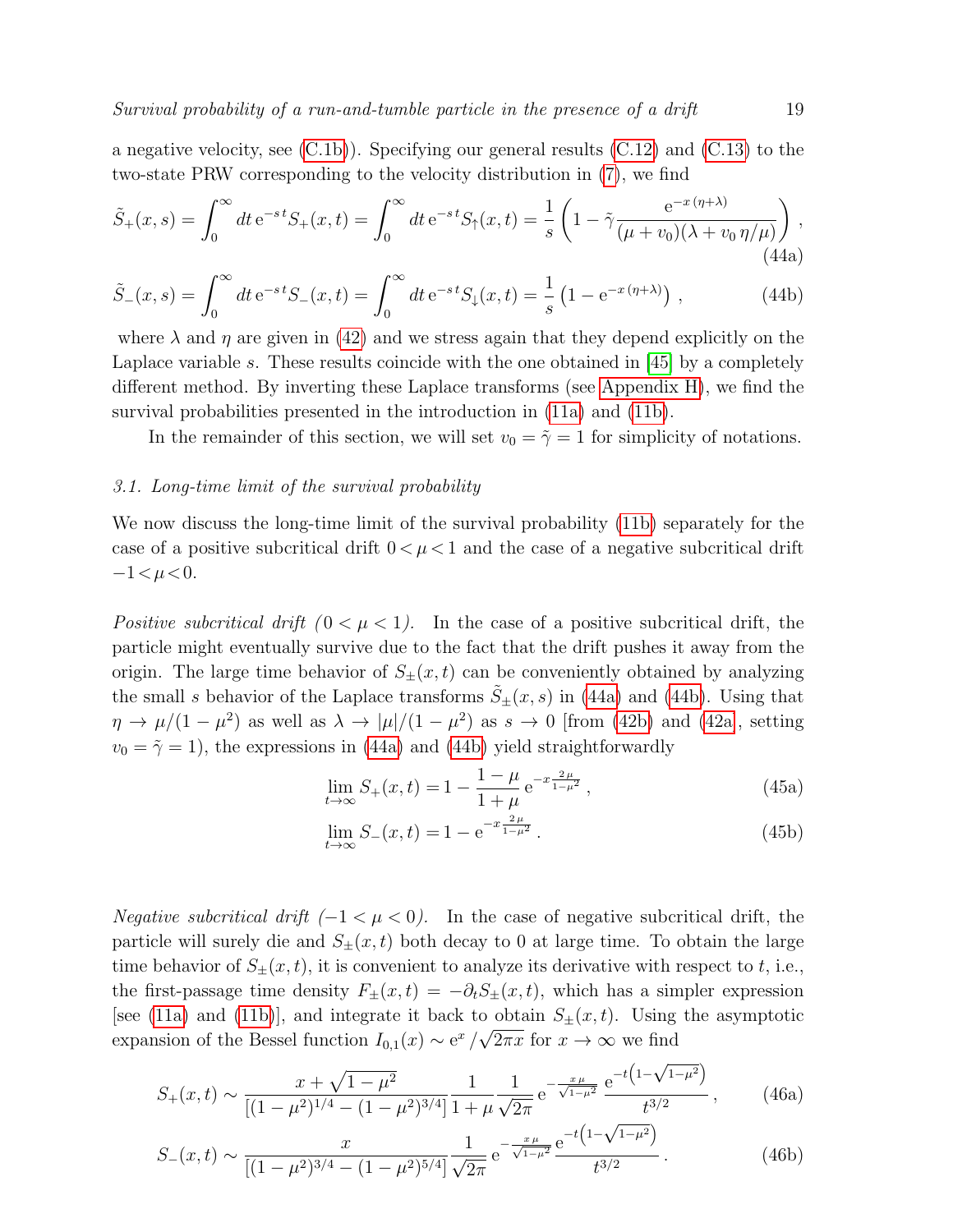a negative velocity, see (C.1b)). Specifying our general results (C.12) and (C.13) to the two-state PRW corresponding to the velocity distribution in (7), we find

$$\tilde{S}_+(x,s) = \int_0^\infty dt\, \mathrm{e}^{-s\,t} S_+(x,t) = \int_0^\infty dt\, \mathrm{e}^{-s\,t} S_\uparrow(x,t) = \frac{1}{s}\left(1 - \tilde{\gamma}\frac{\mathrm{e}^{-x\,(\eta+\lambda)}}{(\mu+v_0)(\lambda + v_0\,\eta/\mu)}\right), \tag{44a}$$

$$\tilde{S}_-(x,s) = \int_0^\infty dt\, \mathrm{e}^{-s\,t} S_-(x,t) = \int_0^\infty dt\, \mathrm{e}^{-s\,t} S_\downarrow(x,t) = \frac{1}{s}\left(1 - \mathrm{e}^{-x\,(\eta+\lambda)}\right), \tag{44b}$$

where $\lambda$ and $\eta$ are given in (42) and we stress again that they depend explicitly on the Laplace variable $s$. These results coincide with the one obtained in [45] by a completely different method. By inverting these Laplace transforms (see Appendix H), we find the survival probabilities presented in the introduction in (11a) and (11b).

In the remainder of this section, we will set $v_0 = \tilde{\gamma} = 1$ for simplicity of notations.

### 3.1. Long-time limit of the survival probability

We now discuss the long-time limit of the survival probability (11b) separately for the case of a positive subcritical drift $0 < \mu < 1$ and the case of a negative subcritical drift $-1 < \mu < 0$.

*Positive subcritical drift ($0 < \mu < 1$).* In the case of a positive subcritical drift, the particle might eventually survive due to the fact that the drift pushes it away from the origin. The large time behavior of $S_\pm(x,t)$ can be conveniently obtained by analyzing the small $s$ behavior of the Laplace transforms $\tilde{S}_\pm(x,s)$ in (44a) and (44b). Using that $\eta \to \mu/(1-\mu^2)$ as well as $\lambda \to |\mu|/(1-\mu^2)$ as $s \to 0$ [from (42b) and (42a), setting $v_0 = \tilde{\gamma} = 1$), the expressions in (44a) and (44b) yield straightforwardly

$$\lim_{t\to\infty} S_+(x,t) = 1 - \frac{1-\mu}{1+\mu}\,\mathrm{e}^{-x\frac{2\mu}{1-\mu^2}}, \tag{45a}$$

$$\lim_{t\to\infty} S_-(x,t) = 1 - \mathrm{e}^{-x\frac{2\mu}{1-\mu^2}}. \tag{45b}$$

*Negative subcritical drift ($-1 < \mu < 0$).* In the case of negative subcritical drift, the particle will surely die and $S_\pm(x,t)$ both decay to 0 at large time. To obtain the large time behavior of $S_\pm(x,t)$, it is convenient to analyze its derivative with respect to $t$, i.e., the first-passage time density $F_\pm(x,t) = -\partial_t S_\pm(x,t)$, which has a simpler expression [see (11a) and (11b)], and integrate it back to obtain $S_\pm(x,t)$. Using the asymptotic expansion of the Bessel function $I_{0,1}(x) \sim \mathrm{e}^x/\sqrt{2\pi x}$ for $x \to \infty$ we find

$$S_+(x,t) \sim \frac{x + \sqrt{1-\mu^2}}{[(1-\mu^2)^{1/4} - (1-\mu^2)^{3/4}]}\frac{1}{1+\mu}\frac{1}{\sqrt{2\pi}}\,\mathrm{e}^{-\frac{x\,\mu}{\sqrt{1-\mu^2}}}\,\frac{\mathrm{e}^{-t\left(1-\sqrt{1-\mu^2}\right)}}{t^{3/2}}, \tag{46a}$$

$$S_-(x,t) \sim \frac{x}{[(1-\mu^2)^{3/4} - (1-\mu^2)^{5/4}]}\frac{1}{\sqrt{2\pi}}\,\mathrm{e}^{-\frac{x\,\mu}{\sqrt{1-\mu^2}}}\,\frac{\mathrm{e}^{-t\left(1-\sqrt{1-\mu^2}\right)}}{t^{3/2}}. \tag{46b}$$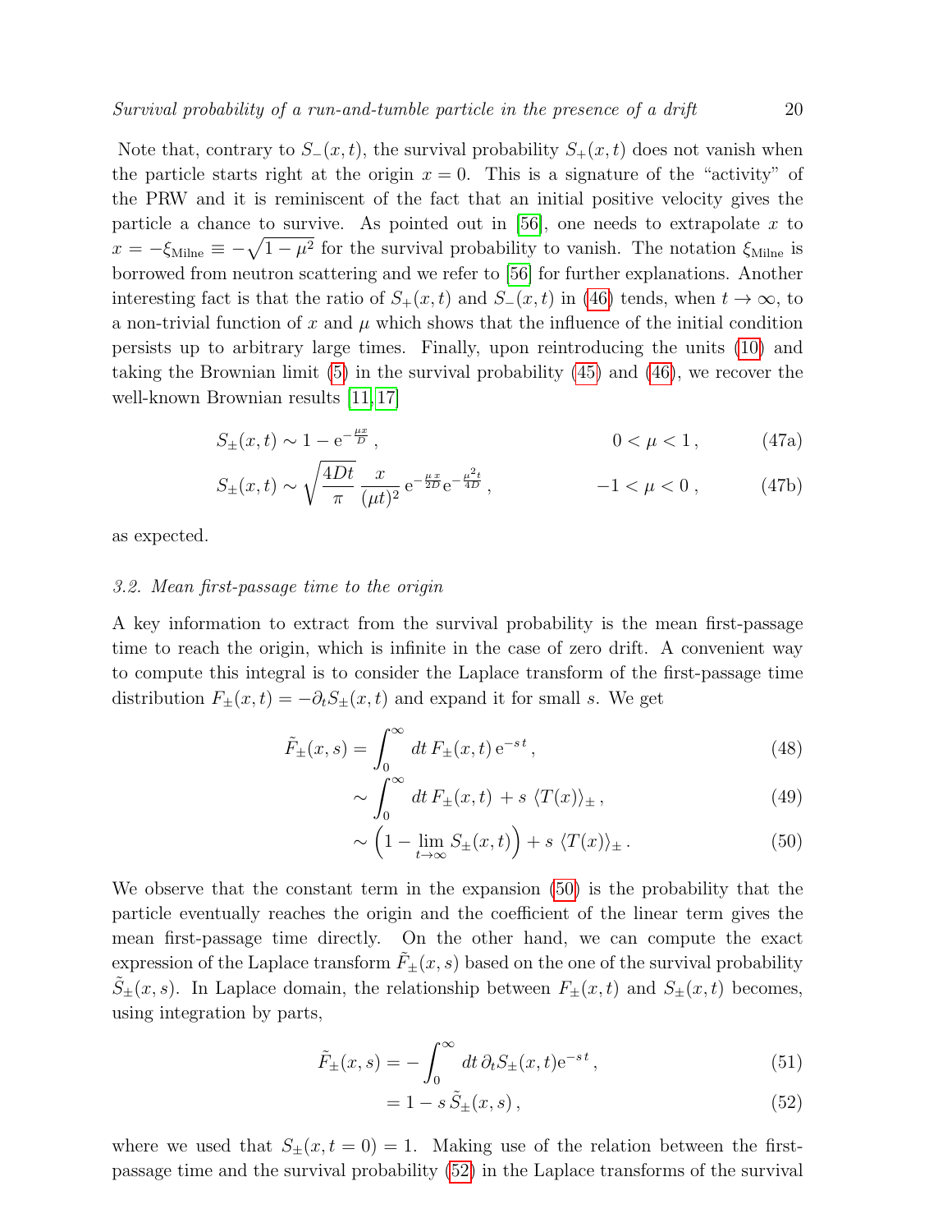Note that, contrary to $S_-(x,t)$, the survival probability $S_+(x,t)$ does not vanish when the particle starts right at the origin $x=0$. This is a signature of the "activity" of the PRW and it is reminiscent of the fact that an initial positive velocity gives the particle a chance to survive. As pointed out in [56], one needs to extrapolate $x$ to $x = -\xi_{\rm Milne} \equiv -\sqrt{1-\mu^2}$ for the survival probability to vanish. The notation $\xi_{\rm Milne}$ is borrowed from neutron scattering and we refer to [56] for further explanations. Another interesting fact is that the ratio of $S_+(x,t)$ and $S_-(x,t)$ in (46) tends, when $t\to\infty$, to a non-trivial function of $x$ and $\mu$ which shows that the influence of the initial condition persists up to arbitrary large times. Finally, upon reintroducing the units (10) and taking the Brownian limit (5) in the survival probability (45) and (46), we recover the well-known Brownian results [11, 17]

$$
S_\pm(x,t) \sim 1 - \mathrm{e}^{-\frac{\mu x}{D}}\,, \qquad 0<\mu<1\,, \tag{47a}
$$

$$
S_\pm(x,t) \sim \sqrt{\frac{4Dt}{\pi}}\,\frac{x}{(\mu t)^2}\,\mathrm{e}^{-\frac{\mu x}{2D}}\mathrm{e}^{-\frac{\mu^2 t}{4D}}\,, \qquad -1<\mu<0\,, \tag{47b}
$$

as expected.

### 3.2. Mean first-passage time to the origin

A key information to extract from the survival probability is the mean first-passage time to reach the origin, which is infinite in the case of zero drift. A convenient way to compute this integral is to consider the Laplace transform of the first-passage time distribution $F_\pm(x,t) = -\partial_t S_\pm(x,t)$ and expand it for small $s$. We get

$$
\tilde{F}_\pm(x,s) = \int_0^\infty dt\, F_\pm(x,t)\,\mathrm{e}^{-s\,t}\,, \tag{48}
$$

$$
\sim \int_0^\infty dt\, F_\pm(x,t)\; + s\;\langle T(x)\rangle_\pm\,, \tag{49}
$$

$$
\sim \Big(1 - \lim_{t\to\infty} S_\pm(x,t)\Big) + s\;\langle T(x)\rangle_\pm\,. \tag{50}
$$

We observe that the constant term in the expansion (50) is the probability that the particle eventually reaches the origin and the coefficient of the linear term gives the mean first-passage time directly. On the other hand, we can compute the exact expression of the Laplace transform $\tilde{F}_\pm(x,s)$ based on the one of the survival probability $\tilde{S}_\pm(x,s)$. In Laplace domain, the relationship between $F_\pm(x,t)$ and $S_\pm(x,t)$ becomes, using integration by parts,

$$
\tilde{F}_\pm(x,s) = -\int_0^\infty dt\,\partial_t S_\pm(x,t)\mathrm{e}^{-s\,t}\,, \tag{51}
$$

$$
= 1 - s\,\tilde{S}_\pm(x,s)\,, \tag{52}
$$

where we used that $S_\pm(x,t=0)=1$. Making use of the relation between the first-passage time and the survival probability (52) in the Laplace transforms of the survival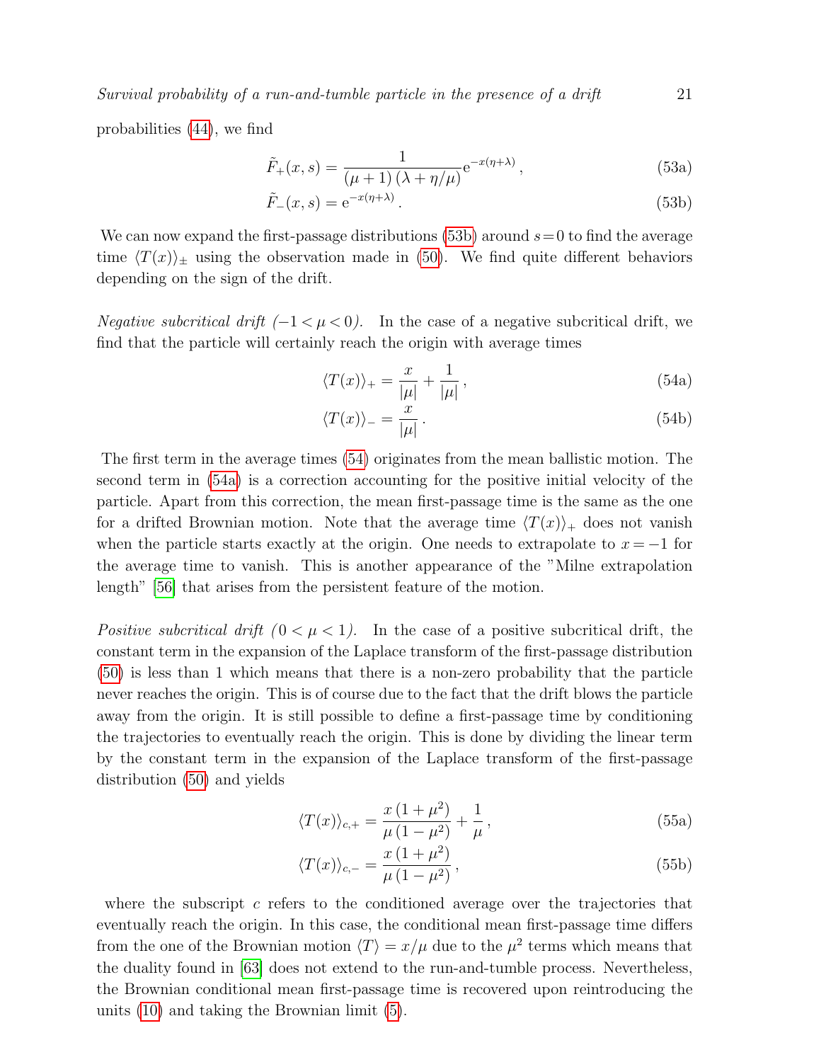probabilities (44), we find

$$\tilde{F}_{+}(x,s) = \frac{1}{(\mu+1)\,(\lambda+\eta/\mu)}\mathrm{e}^{-x(\eta+\lambda)}\,, \tag{53a}$$

$$\tilde{F}_{-}(x,s) = \mathrm{e}^{-x(\eta+\lambda)}\,. \tag{53b}$$

We can now expand the first-passage distributions (53b) around $s = 0$ to find the average time $\langle T(x)\rangle_{\pm}$ using the observation made in (50). We find quite different behaviors depending on the sign of the drift.

*Negative subcritical drift ($-1 < \mu < 0$).* In the case of a negative subcritical drift, we find that the particle will certainly reach the origin with average times

$$\langle T(x)\rangle_{+} = \frac{x}{|\mu|} + \frac{1}{|\mu|}\,, \tag{54a}$$

$$\langle T(x)\rangle_{-} = \frac{x}{|\mu|}\,. \tag{54b}$$

The first term in the average times (54) originates from the mean ballistic motion. The second term in (54a) is a correction accounting for the positive initial velocity of the particle. Apart from this correction, the mean first-passage time is the same as the one for a drifted Brownian motion. Note that the average time $\langle T(x)\rangle_{+}$ does not vanish when the particle starts exactly at the origin. One needs to extrapolate to $x = -1$ for the average time to vanish. This is another appearance of the "Milne extrapolation length" [56] that arises from the persistent feature of the motion.

*Positive subcritical drift ($0 < \mu < 1$).* In the case of a positive subcritical drift, the constant term in the expansion of the Laplace transform of the first-passage distribution (50) is less than 1 which means that there is a non-zero probability that the particle never reaches the origin. This is of course due to the fact that the drift blows the particle away from the origin. It is still possible to define a first-passage time by conditioning the trajectories to eventually reach the origin. This is done by dividing the linear term by the constant term in the expansion of the Laplace transform of the first-passage distribution (50) and yields

$$\langle T(x)\rangle_{c,+} = \frac{x\,(1+\mu^2)}{\mu\,(1-\mu^2)} + \frac{1}{\mu}\,, \tag{55a}$$

$$\langle T(x)\rangle_{c,-} = \frac{x\,(1+\mu^2)}{\mu\,(1-\mu^2)}\,, \tag{55b}$$

where the subscript $c$ refers to the conditioned average over the trajectories that eventually reach the origin. In this case, the conditional mean first-passage time differs from the one of the Brownian motion $\langle T\rangle = x/\mu$ due to the $\mu^2$ terms which means that the duality found in [63] does not extend to the run-and-tumble process. Nevertheless, the Brownian conditional mean first-passage time is recovered upon reintroducing the units (10) and taking the Brownian limit (5).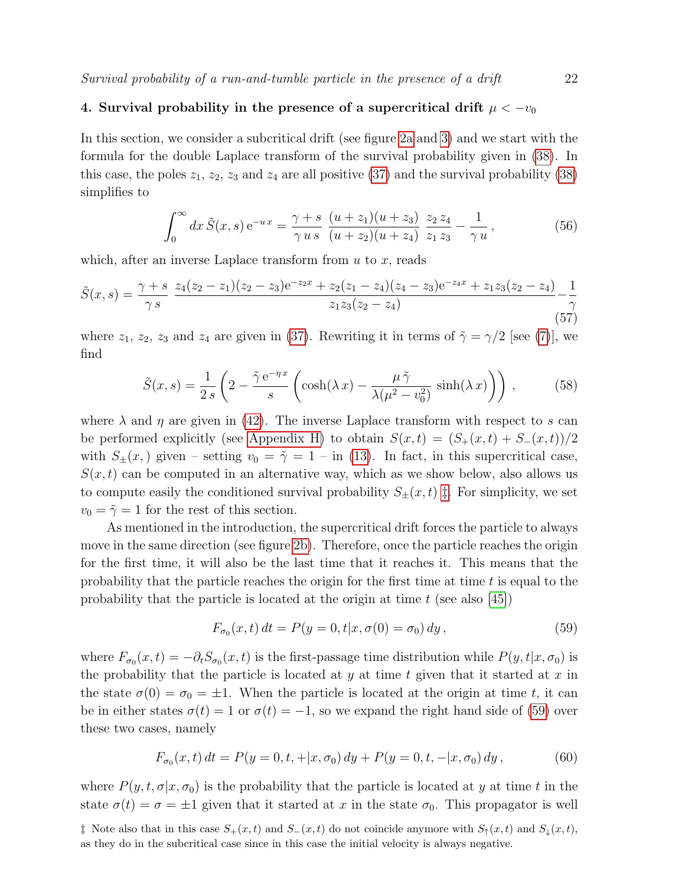### 4. Survival probability in the presence of a supercritical drift $\mu < -v_0$

In this section, we consider a subcritical drift (see figure 2a and 3) and we start with the formula for the double Laplace transform of the survival probability given in (38). In this case, the poles $z_1$, $z_2$, $z_3$ and $z_4$ are all positive (37) and the survival probability (38) simplifies to

$$\int_0^\infty dx\, \tilde{S}(x,s)\, \mathrm{e}^{-u\,x} = \frac{\gamma+s}{\gamma\, u\, s}\; \frac{(u+z_1)(u+z_3)}{(u+z_2)(u+z_4)}\; \frac{z_2\, z_4}{z_1\, z_3} - \frac{1}{\gamma\, u}\,, \tag{56}$$

which, after an inverse Laplace transform from $u$ to $x$, reads

$$\tilde{S}(x,s) = \frac{\gamma+s}{\gamma\, s}\; \frac{z_4(z_2-z_1)(z_2-z_3)\mathrm{e}^{-z_2 x} + z_2(z_1-z_4)(z_4-z_3)\mathrm{e}^{-z_4 x} + z_1 z_3(z_2-z_4)}{z_1 z_3 (z_2 - z_4)} - \frac{1}{\gamma} \tag{57}$$

where $z_1$, $z_2$, $z_3$ and $z_4$ are given in (37). Rewriting it in terms of $\tilde{\gamma} = \gamma/2$ [see (7)], we find

$$\tilde{S}(x,s) = \frac{1}{2\,s}\left(2 - \frac{\tilde{\gamma}\,\mathrm{e}^{-\eta x}}{s}\left(\cosh(\lambda\, x) - \frac{\mu\,\tilde{\gamma}}{\lambda(\mu^2 - v_0^2)}\, \sinh(\lambda\, x)\right)\right)\,, \tag{58}$$

where $\lambda$ and $\eta$ are given in (42). The inverse Laplace transform with respect to $s$ can be performed explicitly (see Appendix H) to obtain $S(x,t) = (S_+(x,t) + S_-(x,t))/2$ with $S_\pm(x,)$ given – setting $v_0 = \tilde{\gamma} = 1$ – in (13). In fact, in this supercritical case, $S(x,t)$ can be computed in an alternative way, which as we show below, also allows us to compute easily the conditioned survival probability $S_\pm(x,t)$ ‡. For simplicity, we set $v_0 = \tilde{\gamma} = 1$ for the rest of this section.

As mentioned in the introduction, the supercritical drift forces the particle to always move in the same direction (see figure 2b). Therefore, once the particle reaches the origin for the first time, it will also be the last time that it reaches it. This means that the probability that the particle reaches the origin for the first time at time $t$ is equal to the probability that the particle is located at the origin at time $t$ (see also [45])

$$F_{\sigma_0}(x,t)\, dt = P(y=0,t|x,\sigma(0)=\sigma_0)\, dy\,, \tag{59}$$

where $F_{\sigma_0}(x,t) = -\partial_t S_{\sigma_0}(x,t)$ is the first-passage time distribution while $P(y,t|x,\sigma_0)$ is the probability that the particle is located at $y$ at time $t$ given that it started at $x$ in the state $\sigma(0) = \sigma_0 = \pm 1$. When the particle is located at the origin at time $t$, it can be in either states $\sigma(t) = 1$ or $\sigma(t) = -1$, so we expand the right hand side of (59) over these two cases, namely

$$F_{\sigma_0}(x,t)\, dt = P(y=0,t,+|x,\sigma_0)\, dy + P(y=0,t,-|x,\sigma_0)\, dy\,, \tag{60}$$

where $P(y,t,\sigma|x,\sigma_0)$ is the probability that the particle is located at $y$ at time $t$ in the state $\sigma(t) = \sigma = \pm 1$ given that it started at $x$ in the state $\sigma_0$. This propagator is well

‡ Note also that in this case $S_+(x,t)$ and $S_-(x,t)$ do not coincide anymore with $S_\uparrow(x,t)$ and $S_\downarrow(x,t)$, as they do in the subcritical case since in this case the initial velocity is always negative.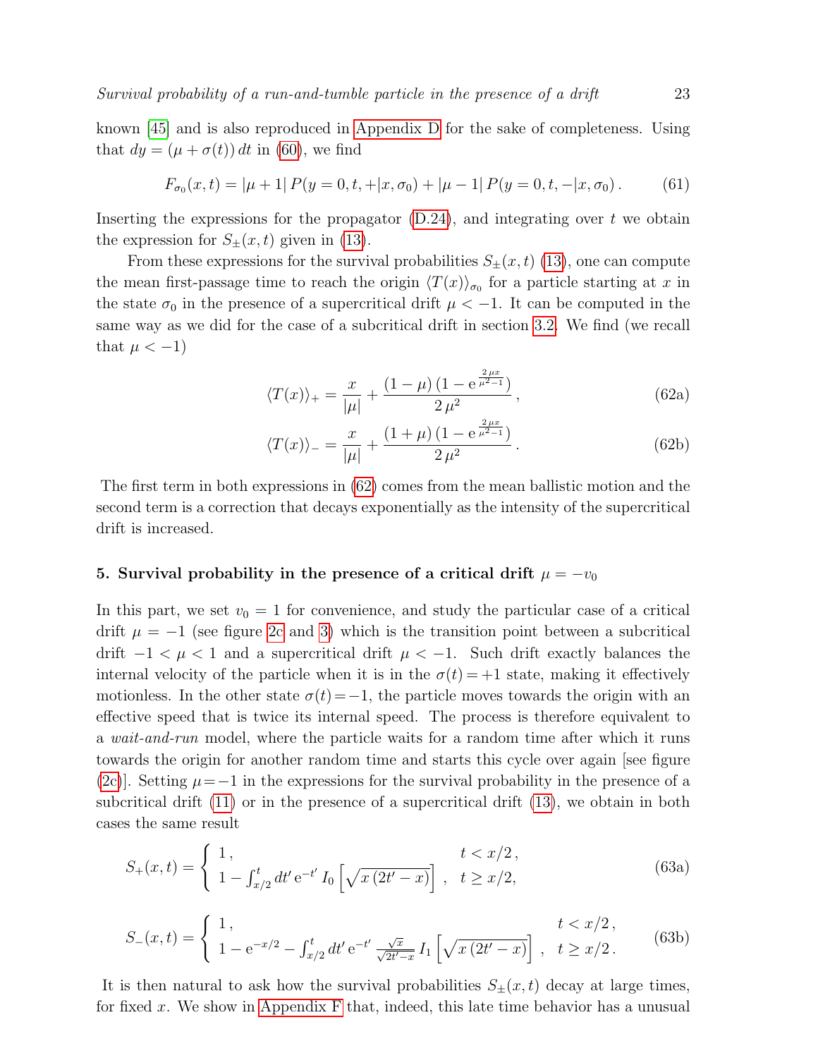known [45] and is also reproduced in Appendix D for the sake of completeness. Using that $dy = (\mu + \sigma(t))\, dt$ in (60), we find

$$F_{\sigma_0}(x,t) = |\mu+1|\, P(y=0,t,+|x,\sigma_0) + |\mu-1|\, P(y=0,t,-|x,\sigma_0)\,. \tag{61}$$

Inserting the expressions for the propagator (D.24), and integrating over $t$ we obtain the expression for $S_\pm(x,t)$ given in (13).

From these expressions for the survival probabilities $S_\pm(x,t)$ (13), one can compute the mean first-passage time to reach the origin $\langle T(x)\rangle_{\sigma_0}$ for a particle starting at $x$ in the state $\sigma_0$ in the presence of a supercritical drift $\mu < -1$. It can be computed in the same way as we did for the case of a subcritical drift in section 3.2. We find (we recall that $\mu < -1$)

$$\langle T(x)\rangle_+ = \frac{x}{|\mu|} + \frac{(1-\mu)\,(1-\mathrm{e}^{\frac{2\,\mu x}{\mu^2-1}})}{2\,\mu^2}\,, \tag{62a}$$

$$\langle T(x)\rangle_- = \frac{x}{|\mu|} + \frac{(1+\mu)\,(1-\mathrm{e}^{\frac{2\,\mu x}{\mu^2-1}})}{2\,\mu^2}\,. \tag{62b}$$

The first term in both expressions in (62) comes from the mean ballistic motion and the second term is a correction that decays exponentially as the intensity of the supercritical drift is increased.

## 5. Survival probability in the presence of a critical drift $\mu = -v_0$

In this part, we set $v_0 = 1$ for convenience, and study the particular case of a critical drift $\mu = -1$ (see figure 2c and 3) which is the transition point between a subcritical drift $-1 < \mu < 1$ and a supercritical drift $\mu < -1$. Such drift exactly balances the internal velocity of the particle when it is in the $\sigma(t) = +1$ state, making it effectively motionless. In the other state $\sigma(t) = -1$, the particle moves towards the origin with an effective speed that is twice its internal speed. The process is therefore equivalent to a *wait-and-run* model, where the particle waits for a random time after which it runs towards the origin for another random time and starts this cycle over again [see figure (2c)]. Setting $\mu = -1$ in the expressions for the survival probability in the presence of a subcritical drift (11) or in the presence of a supercritical drift (13), we obtain in both cases the same result

$$S_+(x,t) = \begin{cases} 1\,, & t < x/2\,, \\ 1 - \int_{x/2}^{t} dt'\, \mathrm{e}^{-t'}\, I_0\left[\sqrt{x\,(2t'-x)}\right]\,, & t \geq x/2, \end{cases} \tag{63a}$$

$$S_-(x,t) = \begin{cases} 1\,, & t < x/2\,, \\ 1 - \mathrm{e}^{-x/2} - \int_{x/2}^{t} dt'\, \mathrm{e}^{-t'}\, \frac{\sqrt{x}}{\sqrt{2t'-x}}\, I_1\left[\sqrt{x\,(2t'-x)}\right]\,, & t \geq x/2\,. \end{cases} \tag{63b}$$

It is then natural to ask how the survival probabilities $S_\pm(x,t)$ decay at large times, for fixed $x$. We show in Appendix F that, indeed, this late time behavior has a unusual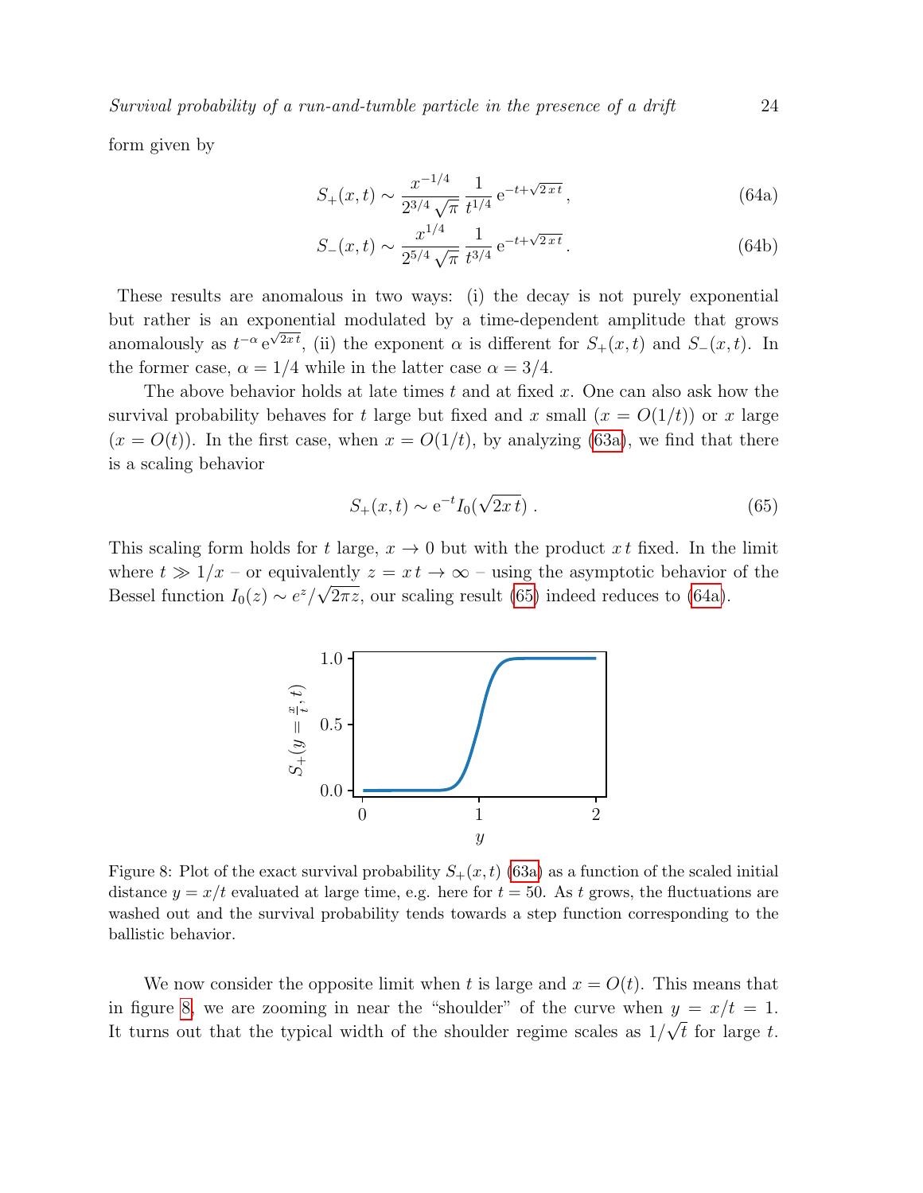form given by

$$S_+(x,t) \sim \frac{x^{-1/4}}{2^{3/4}\sqrt{\pi}} \frac{1}{t^{1/4}} \, \mathrm{e}^{-t+\sqrt{2\,x\,t}}\,, \tag{64a}$$

$$S_-(x,t) \sim \frac{x^{1/4}}{2^{5/4}\sqrt{\pi}} \frac{1}{t^{3/4}} \, \mathrm{e}^{-t+\sqrt{2\,x\,t}}\,. \tag{64b}$$

These results are anomalous in two ways: (i) the decay is not purely exponential but rather is an exponential modulated by a time-dependent amplitude that grows anomalously as $t^{-\alpha}\,\mathrm{e}^{\sqrt{2x\,t}}$, (ii) the exponent $\alpha$ is different for $S_+(x,t)$ and $S_-(x,t)$. In the former case, $\alpha = 1/4$ while in the latter case $\alpha = 3/4$.

The above behavior holds at late times $t$ and at fixed $x$. One can also ask how the survival probability behaves for $t$ large but fixed and $x$ small ($x = O(1/t)$) or $x$ large ($x = O(t)$). In the first case, when $x = O(1/t)$, by analyzing (63a), we find that there is a scaling behavior

$$S_+(x,t) \sim \mathrm{e}^{-t} I_0(\sqrt{2x\,t})\ . \tag{65}$$

This scaling form holds for $t$ large, $x \to 0$ but with the product $x\,t$ fixed. In the limit where $t \gg 1/x$ – or equivalently $z = x\,t \to \infty$ – using the asymptotic behavior of the Bessel function $I_0(z) \sim e^z/\sqrt{2\pi z}$, our scaling result (65) indeed reduces to (64a).

Figure 8: Plot of the exact survival probability $S_+(x,t)$ (63a) as a function of the scaled initial distance $y = x/t$ evaluated at large time, e.g. here for $t = 50$. As $t$ grows, the fluctuations are washed out and the survival probability tends towards a step function corresponding to the ballistic behavior.

We now consider the opposite limit when $t$ is large and $x = O(t)$. This means that in figure 8, we are zooming in near the "shoulder" of the curve when $y = x/t = 1$. It turns out that the typical width of the shoulder regime scales as $1/\sqrt{t}$ for large $t$.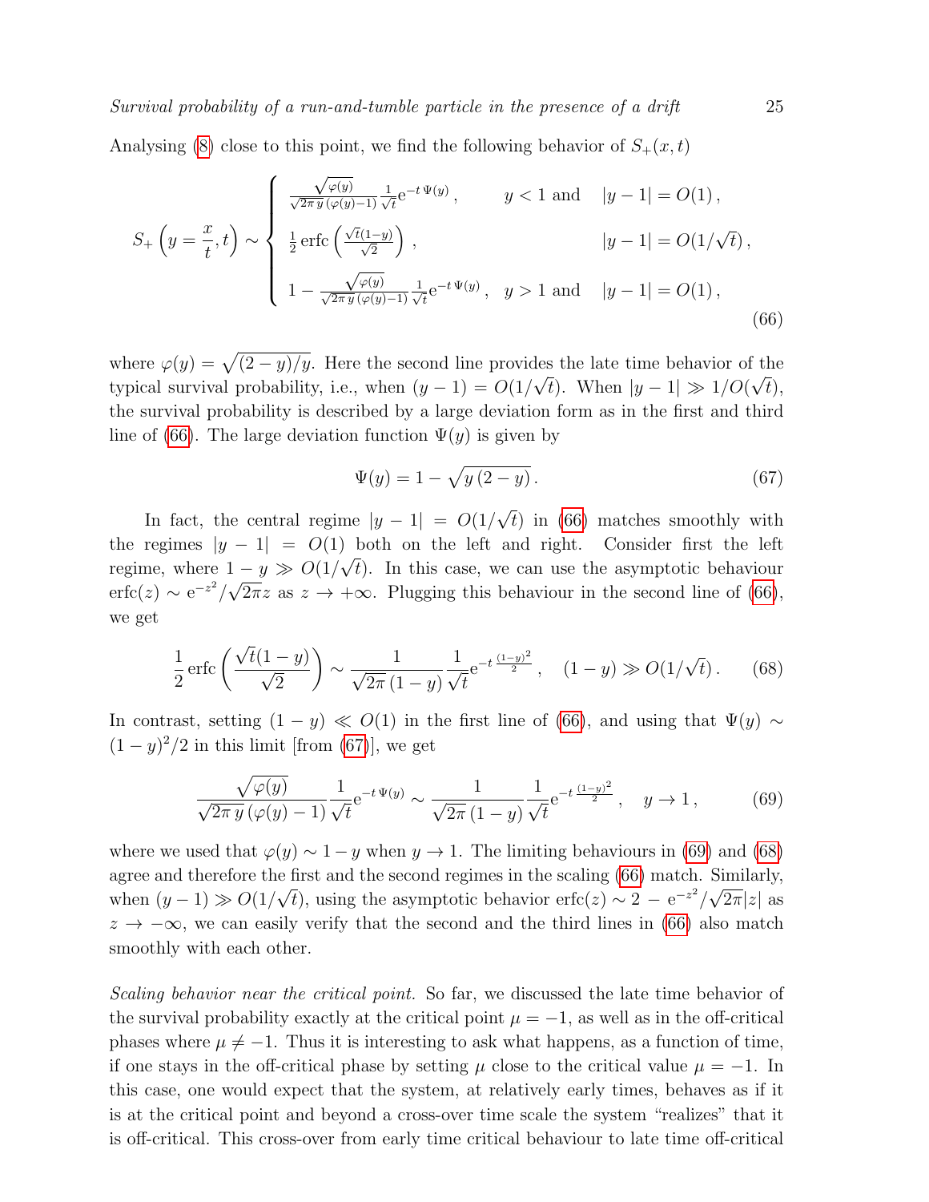Analysing (8) close to this point, we find the following behavior of $S_+(x,t)$

$$
S_+\left(y=\frac{x}{t},t\right) \sim \begin{cases} \frac{\sqrt{\varphi(y)}}{\sqrt{2\pi}\,y\,(\varphi(y)-1)}\frac{1}{\sqrt{t}}\mathrm{e}^{-t\,\Psi(y)}\,, & y<1 \text{ and } \quad |y-1|=O(1)\,,\\ \frac{1}{2}\,\mathrm{erfc}\left(\frac{\sqrt{t}(1-y)}{\sqrt{2}}\right)\,, & |y-1|=O(1/\sqrt{t})\,,\\ 1-\frac{\sqrt{\varphi(y)}}{\sqrt{2\pi}\,y\,(\varphi(y)-1)}\frac{1}{\sqrt{t}}\mathrm{e}^{-t\,\Psi(y)}\,, & y>1 \text{ and } \quad |y-1|=O(1)\,, \end{cases} \tag{66}
$$

where $\varphi(y)=\sqrt{(2-y)/y}$. Here the second line provides the late time behavior of the typical survival probability, i.e., when $(y-1)=O(1/\sqrt{t})$. When $|y-1|\gg 1/O(\sqrt{t})$, the survival probability is described by a large deviation form as in the first and third line of (66). The large deviation function $\Psi(y)$ is given by

$$
\Psi(y)=1-\sqrt{y\,(2-y)}\,. \tag{67}
$$

In fact, the central regime $|y-1|=O(1/\sqrt{t})$ in (66) matches smoothly with the regimes $|y-1|=O(1)$ both on the left and right. Consider first the left regime, where $1-y\gg O(1/\sqrt{t})$. In this case, we can use the asymptotic behaviour $\mathrm{erfc}(z)\sim \mathrm{e}^{-z^2}/\sqrt{2\pi}z$ as $z\to+\infty$. Plugging this behaviour in the second line of (66), we get

$$
\frac{1}{2}\,\mathrm{erfc}\left(\frac{\sqrt{t}(1-y)}{\sqrt{2}}\right)\sim \frac{1}{\sqrt{2\pi}\,(1-y)}\frac{1}{\sqrt{t}}\mathrm{e}^{-t\,\frac{(1-y)^2}{2}}\,,\quad (1-y)\gg O(1/\sqrt{t})\,. \tag{68}
$$

In contrast, setting $(1-y)\ll O(1)$ in the first line of (66), and using that $\Psi(y)\sim(1-y)^2/2$ in this limit [from (67)], we get

$$
\frac{\sqrt{\varphi(y)}}{\sqrt{2\pi}\,y\,(\varphi(y)-1)}\frac{1}{\sqrt{t}}\mathrm{e}^{-t\,\Psi(y)}\sim\frac{1}{\sqrt{2\pi}\,(1-y)}\frac{1}{\sqrt{t}}\mathrm{e}^{-t\,\frac{(1-y)^2}{2}}\,,\quad y\to 1\,, \tag{69}
$$

where we used that $\varphi(y)\sim 1-y$ when $y\to 1$. The limiting behaviours in (69) and (68) agree and therefore the first and the second regimes in the scaling (66) match. Similarly, when $(y-1)\gg O(1/\sqrt{t})$, using the asymptotic behavior $\mathrm{erfc}(z)\sim 2-\mathrm{e}^{-z^2}/\sqrt{2\pi}|z|$ as $z\to-\infty$, we can easily verify that the second and the third lines in (66) also match smoothly with each other.

*Scaling behavior near the critical point.* So far, we discussed the late time behavior of the survival probability exactly at the critical point $\mu=-1$, as well as in the off-critical phases where $\mu\neq-1$. Thus it is interesting to ask what happens, as a function of time, if one stays in the off-critical phase by setting $\mu$ close to the critical value $\mu=-1$. In this case, one would expect that the system, at relatively early times, behaves as if it is at the critical point and beyond a cross-over time scale the system "realizes" that it is off-critical. This cross-over from early time critical behaviour to late time off-critical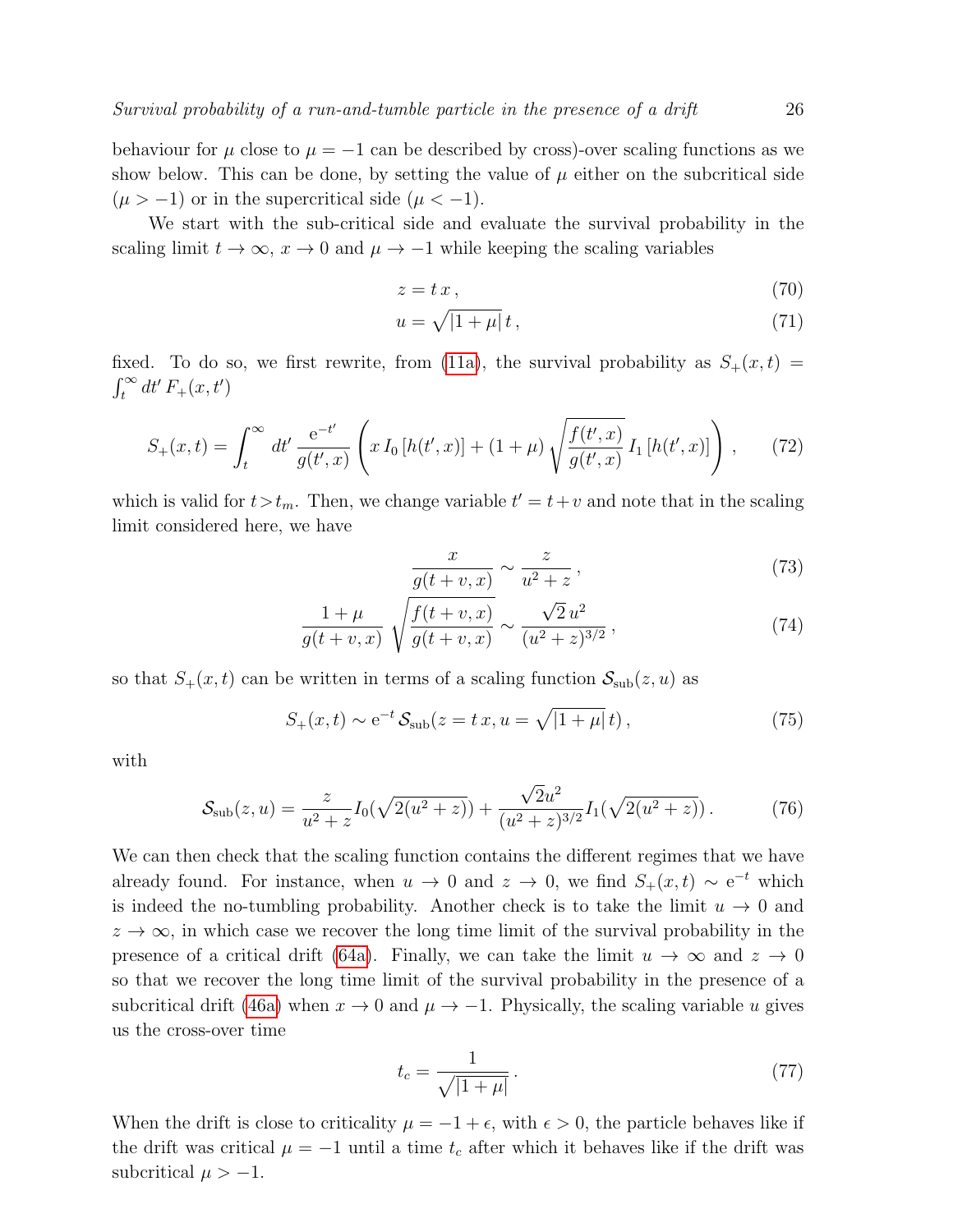behaviour for $\mu$ close to $\mu = -1$ can be described by cross)-over scaling functions as we show below. This can be done, by setting the value of $\mu$ either on the subcritical side ($\mu > -1$) or in the supercritical side ($\mu < -1$).

We start with the sub-critical side and evaluate the survival probability in the scaling limit $t \to \infty$, $x \to 0$ and $\mu \to -1$ while keeping the scaling variables

$$z = t\,x\,, \tag{70}$$

$$u = \sqrt{|1+\mu|}\,t\,, \tag{71}$$

fixed. To do so, we first rewrite, from (11a), the survival probability as $S_+(x,t) = \int_t^\infty dt'\, F_+(x,t')$

$$S_+(x,t) = \int_t^\infty dt'\, \frac{\mathrm{e}^{-t'}}{g(t',x)} \left( x\, I_0\left[h(t',x)\right] + (1+\mu)\sqrt{\frac{f(t',x)}{g(t',x)}}\, I_1\left[h(t',x)\right] \right)\,, \tag{72}$$

which is valid for $t > t_m$. Then, we change variable $t' = t + v$ and note that in the scaling limit considered here, we have

$$\frac{x}{g(t+v,x)} \sim \frac{z}{u^2+z}\,, \tag{73}$$

$$\frac{1+\mu}{g(t+v,x)}\sqrt{\frac{f(t+v,x)}{g(t+v,x)}} \sim \frac{\sqrt{2}\,u^2}{(u^2+z)^{3/2}}\,, \tag{74}$$

so that $S_+(x,t)$ can be written in terms of a scaling function $\mathcal{S}_{\rm sub}(z,u)$ as

$$S_+(x,t) \sim \mathrm{e}^{-t}\, \mathcal{S}_{\rm sub}(z = t\,x, u = \sqrt{|1+\mu|}\,t)\,, \tag{75}$$

with

$$\mathcal{S}_{\rm sub}(z,u) = \frac{z}{u^2+z} I_0(\sqrt{2(u^2+z)}) + \frac{\sqrt{2}u^2}{(u^2+z)^{3/2}} I_1(\sqrt{2(u^2+z)})\,. \tag{76}$$

We can then check that the scaling function contains the different regimes that we have already found. For instance, when $u \to 0$ and $z \to 0$, we find $S_+(x,t) \sim \mathrm{e}^{-t}$ which is indeed the no-tumbling probability. Another check is to take the limit $u \to 0$ and $z \to \infty$, in which case we recover the long time limit of the survival probability in the presence of a critical drift (64a). Finally, we can take the limit $u \to \infty$ and $z \to 0$ so that we recover the long time limit of the survival probability in the presence of a subcritical drift (46a) when $x \to 0$ and $\mu \to -1$. Physically, the scaling variable $u$ gives us the cross-over time

$$t_c = \frac{1}{\sqrt{|1+\mu|}}\,. \tag{77}$$

When the drift is close to criticality $\mu = -1 + \epsilon$, with $\epsilon > 0$, the particle behaves like if the drift was critical $\mu = -1$ until a time $t_c$ after which it behaves like if the drift was subcritical $\mu > -1$.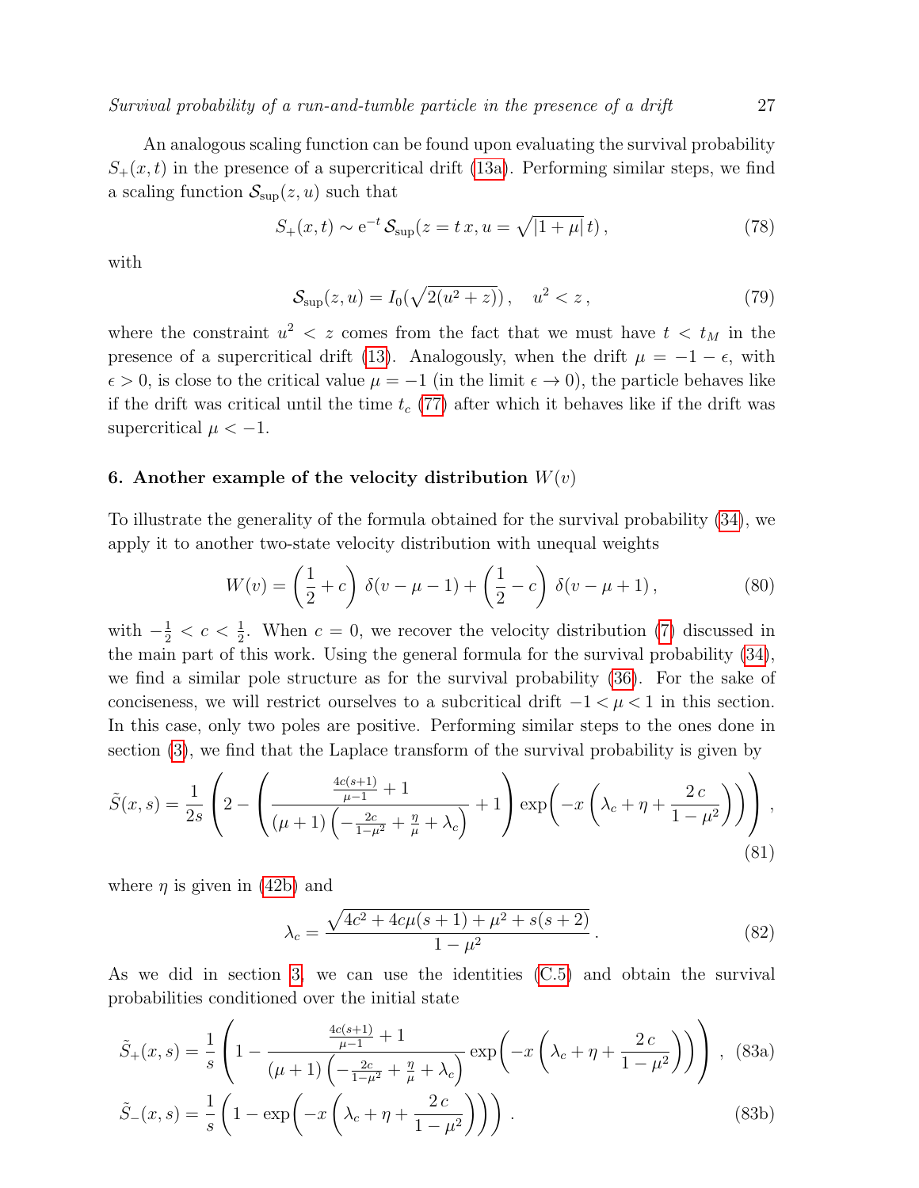An analogous scaling function can be found upon evaluating the survival probability $S_+(x,t)$ in the presence of a supercritical drift (13a). Performing similar steps, we find a scaling function $\mathcal{S}_{\rm sup}(z,u)$ such that

$$S_+(x,t) \sim \mathrm{e}^{-t}\, \mathcal{S}_{\rm sup}(z = t\, x, u = \sqrt{|1+\mu|}\, t)\,, \tag{78}$$

with

$$\mathcal{S}_{\rm sup}(z,u) = I_0(\sqrt{2(u^2+z)})\,, \quad u^2 < z\,, \tag{79}$$

where the constraint $u^2 < z$ comes from the fact that we must have $t < t_M$ in the presence of a supercritical drift (13). Analogously, when the drift $\mu = -1-\epsilon$, with $\epsilon > 0$, is close to the critical value $\mu = -1$ (in the limit $\epsilon \to 0$), the particle behaves like if the drift was critical until the time $t_c$ (77) after which it behaves like if the drift was supercritical $\mu < -1$.

## 6. Another example of the velocity distribution $W(v)$

To illustrate the generality of the formula obtained for the survival probability (34), we apply it to another two-state velocity distribution with unequal weights

$$W(v) = \left(\frac{1}{2}+c\right)\,\delta(v-\mu-1) + \left(\frac{1}{2}-c\right)\,\delta(v-\mu+1)\,, \tag{80}$$

with $-\frac{1}{2} < c < \frac{1}{2}$. When $c=0$, we recover the velocity distribution (7) discussed in the main part of this work. Using the general formula for the survival probability (34), we find a similar pole structure as for the survival probability (36). For the sake of conciseness, we will restrict ourselves to a subcritical drift $-1 < \mu < 1$ in this section. In this case, only two poles are positive. Performing similar steps to the ones done in section (3), we find that the Laplace transform of the survival probability is given by

$$\tilde{S}(x,s) = \frac{1}{2s}\left(2 - \left(\frac{\frac{4c(s+1)}{\mu-1}+1}{(\mu+1)\left(-\frac{2c}{1-\mu^2}+\frac{\eta}{\mu}+\lambda_c\right)}+1\right)\exp\!\left(-x\left(\lambda_c+\eta+\frac{2\,c}{1-\mu^2}\right)\right)\right)\,, \tag{81}$$

where $\eta$ is given in (42b) and

$$\lambda_c = \frac{\sqrt{4c^2+4c\mu(s+1)+\mu^2+s(s+2)}}{1-\mu^2}\,. \tag{82}$$

As we did in section 3, we can use the identities (C.5) and obtain the survival probabilities conditioned over the initial state

$$\tilde{S}_+(x,s) = \frac{1}{s}\left(1 - \frac{\frac{4c(s+1)}{\mu-1}+1}{(\mu+1)\left(-\frac{2c}{1-\mu^2}+\frac{\eta}{\mu}+\lambda_c\right)}\exp\!\left(-x\left(\lambda_c+\eta+\frac{2\,c}{1-\mu^2}\right)\right)\right)\,, \tag{83a}$$

$$\tilde{S}_-(x,s) = \frac{1}{s}\left(1 - \exp\!\left(-x\left(\lambda_c+\eta+\frac{2\,c}{1-\mu^2}\right)\right)\right)\,. \tag{83b}$$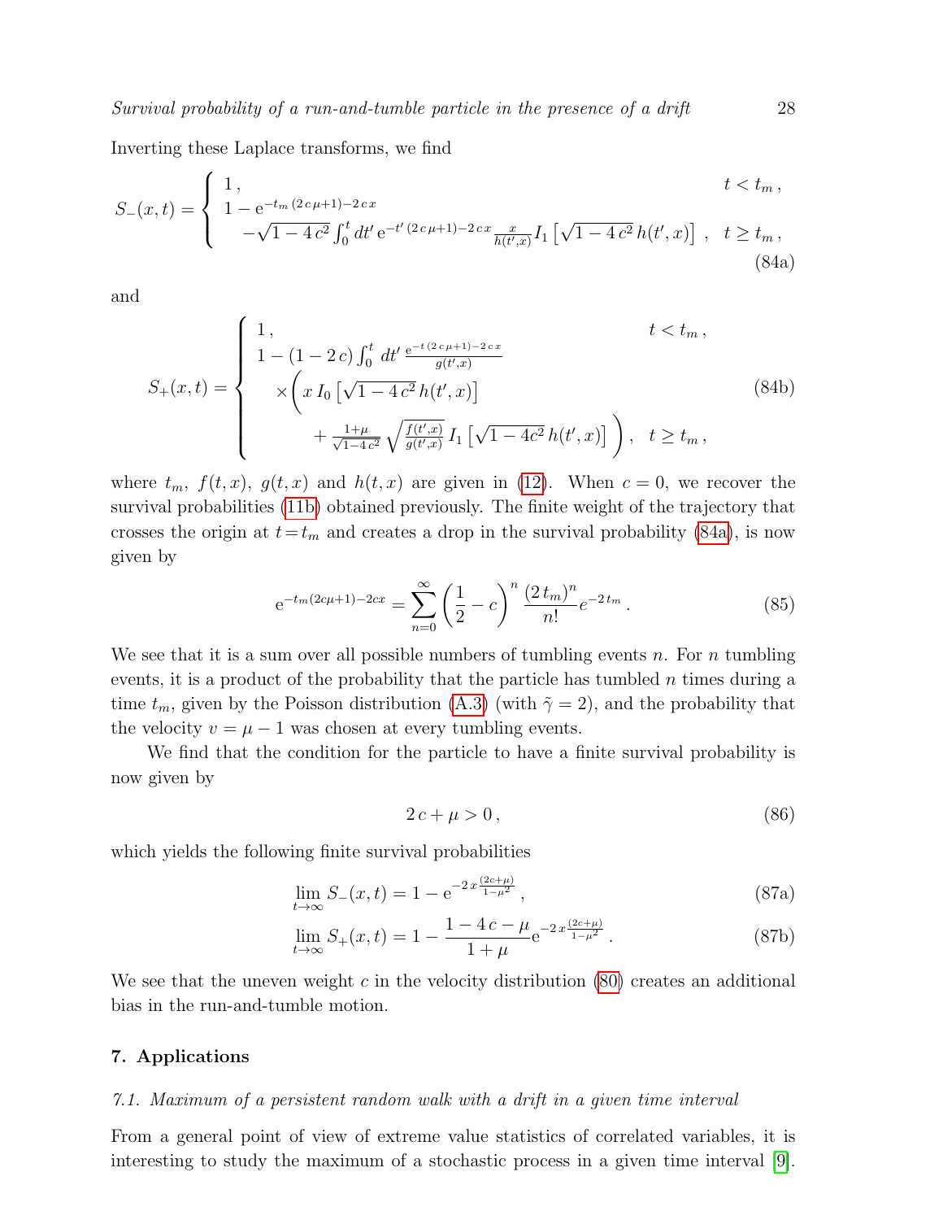Inverting these Laplace transforms, we find

$$
S_-(x,t) = \begin{cases} 1\,, & t < t_m\,, \\ 1 - \mathrm{e}^{-t_m\,(2\,c\,\mu+1)-2\,c\,x} & \\ \quad -\sqrt{1-4\,c^2}\int_0^t dt'\,\mathrm{e}^{-t'\,(2\,c\,\mu+1)-2\,c\,x}\frac{x}{h(t',x)}I_1\left[\sqrt{1-4\,c^2}\,h(t',x)\right]\,, & t \geq t_m\,, \end{cases} \tag{84a}
$$

and

$$
S_+(x,t) = \begin{cases} 1\,, & t < t_m\,, \\ 1 - (1-2\,c)\int_0^t\,dt'\,\frac{\mathrm{e}^{-t\,(2\,c\,\mu+1)-2\,c\,x}}{g(t',x)} & \\ \quad \times\Bigg(x\,I_0\left[\sqrt{1-4\,c^2}\,h(t',x)\right] & \\ \quad\quad + \frac{1+\mu}{\sqrt{1-4\,c^2}}\sqrt{\frac{f(t',x)}{g(t',x)}}\,I_1\left[\sqrt{1-4c^2}\,h(t',x)\right]\Bigg)\,, & t \geq t_m\,, \end{cases} \tag{84b}
$$

where $t_m$, $f(t,x)$, $g(t,x)$ and $h(t,x)$ are given in (12). When $c=0$, we recover the survival probabilities (11b) obtained previously. The finite weight of the trajectory that crosses the origin at $t=t_m$ and creates a drop in the survival probability (84a), is now given by

$$
\mathrm{e}^{-t_m(2c\mu+1)-2cx} = \sum_{n=0}^{\infty}\left(\frac{1}{2}-c\right)^n\frac{(2\,t_m)^n}{n!}e^{-2\,t_m}\,. \tag{85}
$$

We see that it is a sum over all possible numbers of tumbling events $n$. For $n$ tumbling events, it is a product of the probability that the particle has tumbled $n$ times during a time $t_m$, given by the Poisson distribution (A.3) (with $\tilde{\gamma}=2$), and the probability that the velocity $v=\mu-1$ was chosen at every tumbling events.

We find that the condition for the particle to have a finite survival probability is now given by

$$
2\,c+\mu > 0\,, \tag{86}
$$

which yields the following finite survival probabilities

$$
\lim_{t\to\infty} S_-(x,t) = 1 - \mathrm{e}^{-2\,x\,\frac{(2c+\mu)}{1-\mu^2}}\,, \tag{87a}
$$

$$
\lim_{t\to\infty} S_+(x,t) = 1 - \frac{1-4\,c-\mu}{1+\mu}\mathrm{e}^{-2\,x\,\frac{(2c+\mu)}{1-\mu^2}}\,. \tag{87b}
$$

We see that the uneven weight $c$ in the velocity distribution (80) creates an additional bias in the run-and-tumble motion.

## 7. Applications

### *7.1. Maximum of a persistent random walk with a drift in a given time interval*

From a general point of view of extreme value statistics of correlated variables, it is interesting to study the maximum of a stochastic process in a given time interval [9].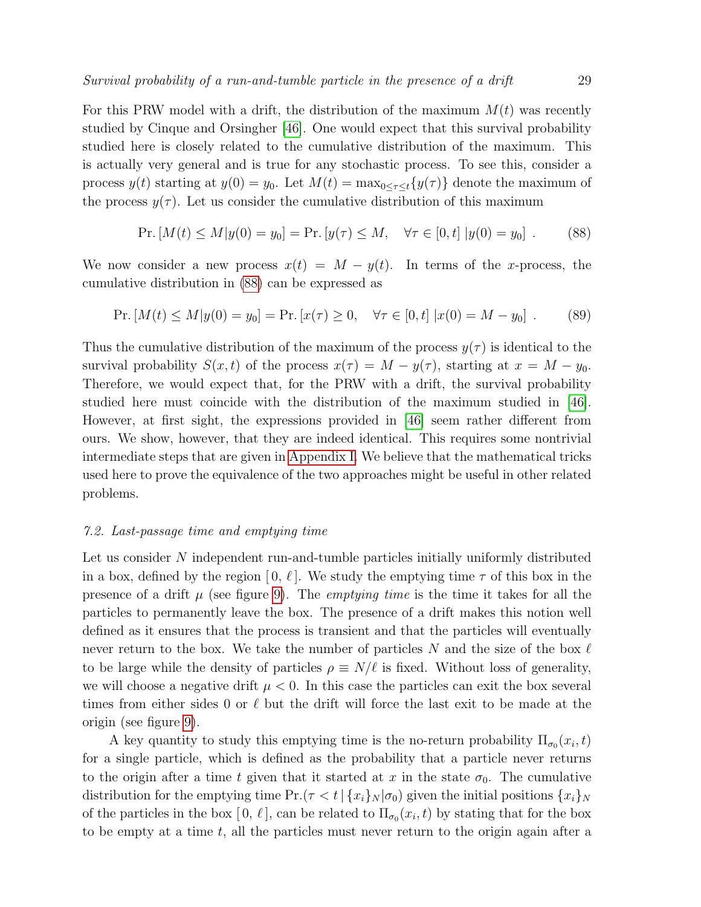For this PRW model with a drift, the distribution of the maximum $M(t)$ was recently studied by Cinque and Orsingher [46]. One would expect that this survival probability studied here is closely related to the cumulative distribution of the maximum. This is actually very general and is true for any stochastic process. To see this, consider a process $y(t)$ starting at $y(0) = y_0$. Let $M(t) = \max_{0\leq\tau\leq t}\{y(\tau)\}$ denote the maximum of the process $y(\tau)$. Let us consider the cumulative distribution of this maximum

$$\text{Pr.}\left[M(t) \leq M | y(0) = y_0\right] = \text{Pr.}\left[y(\tau) \leq M, \quad \forall \tau \in [0,t] \, | y(0) = y_0\right] . \tag{88}$$

We now consider a new process $x(t) = M - y(t)$. In terms of the $x$-process, the cumulative distribution in (88) can be expressed as

$$\text{Pr.}\left[M(t) \leq M | y(0) = y_0\right] = \text{Pr.}\left[x(\tau) \geq 0, \quad \forall \tau \in [0,t] \, | x(0) = M - y_0\right] . \tag{89}$$

Thus the cumulative distribution of the maximum of the process $y(\tau)$ is identical to the survival probability $S(x,t)$ of the process $x(\tau) = M - y(\tau)$, starting at $x = M - y_0$. Therefore, we would expect that, for the PRW with a drift, the survival probability studied here must coincide with the distribution of the maximum studied in [46]. However, at first sight, the expressions provided in [46] seem rather different from ours. We show, however, that they are indeed identical. This requires some nontrivial intermediate steps that are given in Appendix I. We believe that the mathematical tricks used here to prove the equivalence of the two approaches might be useful in other related problems.

### 7.2. Last-passage time and emptying time

Let us consider $N$ independent run-and-tumble particles initially uniformly distributed in a box, defined by the region $[\,0,\,\ell\,]$. We study the emptying time $\tau$ of this box in the presence of a drift $\mu$ (see figure 9). The *emptying time* is the time it takes for all the particles to permanently leave the box. The presence of a drift makes this notion well defined as it ensures that the process is transient and that the particles will eventually never return to the box. We take the number of particles $N$ and the size of the box $\ell$ to be large while the density of particles $\rho \equiv N/\ell$ is fixed. Without loss of generality, we will choose a negative drift $\mu < 0$. In this case the particles can exit the box several times from either sides 0 or $\ell$ but the drift will force the last exit to be made at the origin (see figure 9).

A key quantity to study this emptying time is the no-return probability $\Pi_{\sigma_0}(x_i,t)$ for a single particle, which is defined as the probability that a particle never returns to the origin after a time $t$ given that it started at $x$ in the state $\sigma_0$. The cumulative distribution for the emptying time $\text{Pr.}(\tau < t \,|\, \{x_i\}_N | \sigma_0)$ given the initial positions $\{x_i\}_N$ of the particles in the box $[\,0,\,\ell\,]$, can be related to $\Pi_{\sigma_0}(x_i,t)$ by stating that for the box to be empty at a time $t$, all the particles must never return to the origin again after a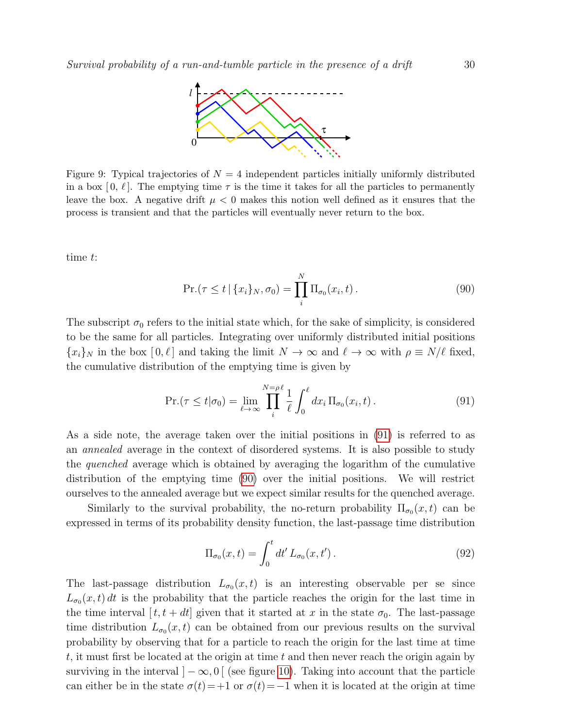Figure 9: Typical trajectories of $N = 4$ independent particles initially uniformly distributed in a box $[0, \ell]$. The emptying time $\tau$ is the time it takes for all the particles to permanently leave the box. A negative drift $\mu < 0$ makes this notion well defined as it ensures that the process is transient and that the particles will eventually never return to the box.

time $t$:

$$\mathrm{Pr.}(\tau \leq t \,|\, \{x_i\}_N, \sigma_0) = \prod_i^N \Pi_{\sigma_0}(x_i, t)\,. \tag{90}$$

The subscript $\sigma_0$ refers to the initial state which, for the sake of simplicity, is considered to be the same for all particles. Integrating over uniformly distributed initial positions $\{x_i\}_N$ in the box $[0, \ell]$ and taking the limit $N \to \infty$ and $\ell \to \infty$ with $\rho \equiv N/\ell$ fixed, the cumulative distribution of the emptying time is given by

$$\mathrm{Pr.}(\tau \leq t|\sigma_0) = \lim_{\ell \to \infty} \prod_i^{N=\rho\ell} \frac{1}{\ell} \int_0^\ell dx_i \, \Pi_{\sigma_0}(x_i, t)\,. \tag{91}$$

As a side note, the average taken over the initial positions in (91) is referred to as an *annealed* average in the context of disordered systems. It is also possible to study the *quenched* average which is obtained by averaging the logarithm of the cumulative distribution of the emptying time (90) over the initial positions. We will restrict ourselves to the annealed average but we expect similar results for the quenched average.

Similarly to the survival probability, the no-return probability $\Pi_{\sigma_0}(x, t)$ can be expressed in terms of its probability density function, the last-passage time distribution

$$\Pi_{\sigma_0}(x, t) = \int_0^t dt' \, L_{\sigma_0}(x, t')\,. \tag{92}$$

The last-passage distribution $L_{\sigma_0}(x, t)$ is an interesting observable per se since $L_{\sigma_0}(x, t)\, dt$ is the probability that the particle reaches the origin for the last time in the time interval $[t, t + dt]$ given that it started at $x$ in the state $\sigma_0$. The last-passage time distribution $L_{\sigma_0}(x, t)$ can be obtained from our previous results on the survival probability by observing that for a particle to reach the origin for the last time at time $t$, it must first be located at the origin at time $t$ and then never reach the origin again by surviving in the interval $]-\infty, 0[$ (see figure 10). Taking into account that the particle can either be in the state $\sigma(t) = +1$ or $\sigma(t) = -1$ when it is located at the origin at time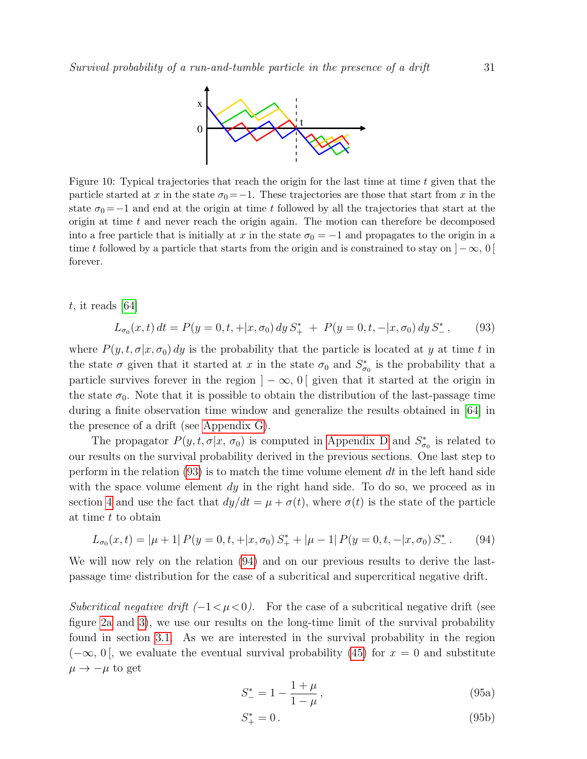Figure 10: Typical trajectories that reach the origin for the last time at time $t$ given that the particle started at $x$ in the state $\sigma_0 = -1$. These trajectories are those that start from $x$ in the state $\sigma_0 = -1$ and end at the origin at time $t$ followed by all the trajectories that start at the origin at time $t$ and never reach the origin again. The motion can therefore be decomposed into a free particle that is initially at $x$ in the state $\sigma_0 = -1$ and propagates to the origin in a time $t$ followed by a particle that starts from the origin and is constrained to stay on $]-\infty, 0[$ forever.

$t$, it reads [64]

$$L_{\sigma_0}(x,t)\,dt = P(y=0,t,+|x,\sigma_0)\,dy\,S_+^* \;+\; P(y=0,t,-|x,\sigma_0)\,dy\,S_-^*\,, \tag{93}$$

where $P(y,t,\sigma|x,\sigma_0)\,dy$ is the probability that the particle is located at $y$ at time $t$ in the state $\sigma$ given that it started at $x$ in the state $\sigma_0$ and $S_{\sigma_0}^*$ is the probability that a particle survives forever in the region $]-\infty, 0[$ given that it started at the origin in the state $\sigma_0$. Note that it is possible to obtain the distribution of the last-passage time during a finite observation time window and generalize the results obtained in [64] in the presence of a drift (see Appendix G).

The propagator $P(y,t,\sigma|x,\sigma_0)$ is computed in Appendix D and $S_{\sigma_0}^*$ is related to our results on the survival probability derived in the previous sections. One last step to perform in the relation (93) is to match the time volume element $dt$ in the left hand side with the space volume element $dy$ in the right hand side. To do so, we proceed as in section 4 and use the fact that $dy/dt = \mu + \sigma(t)$, where $\sigma(t)$ is the state of the particle at time $t$ to obtain

$$L_{\sigma_0}(x,t) = |\mu+1|\,P(y=0,t,+|x,\sigma_0)\,S_+^* + |\mu-1|\,P(y=0,t,-|x,\sigma_0)\,S_-^*\,. \tag{94}$$

We will now rely on the relation (94) and on our previous results to derive the last-passage time distribution for the case of a subcritical and supercritical negative drift.

*Subcritical negative drift ($-1<\mu<0$).* For the case of a subcritical negative drift (see figure 2a and 3), we use our results on the long-time limit of the survival probability found in section 3.1. As we are interested in the survival probability in the region $(-\infty, 0[$, we evaluate the eventual survival probability (45) for $x = 0$ and substitute $\mu \to -\mu$ to get

$$S_-^* = 1 - \frac{1+\mu}{1-\mu}\,, \tag{95a}$$

$$S_+^* = 0\,. \tag{95b}$$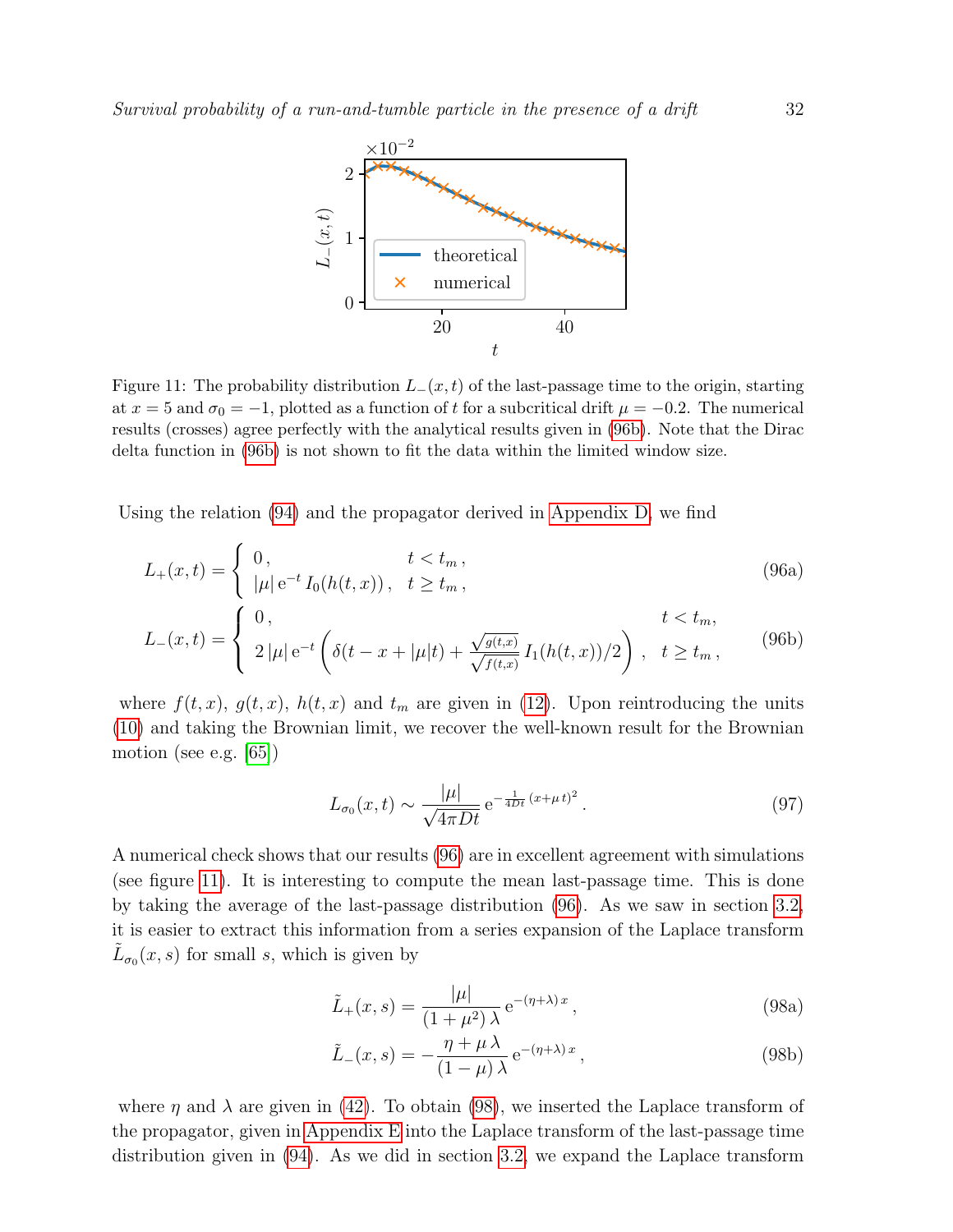Figure 11: The probability distribution $L_-(x,t)$ of the last-passage time to the origin, starting at $x=5$ and $\sigma_0=-1$, plotted as a function of $t$ for a subcritical drift $\mu=-0.2$. The numerical results (crosses) agree perfectly with the analytical results given in (96b). Note that the Dirac delta function in (96b) is not shown to fit the data within the limited window size.

Using the relation (94) and the propagator derived in Appendix D, we find

$$L_+(x,t) = \begin{cases} 0\,, & t < t_m\,, \\ |\mu|\, \mathrm{e}^{-t}\, I_0(h(t,x))\,, & t \geq t_m\,, \end{cases} \tag{96a}$$

$$L_-(x,t) = \begin{cases} 0\,, & t < t_m, \\ 2\,|\mu|\, \mathrm{e}^{-t}\left(\delta(t-x+|\mu|t) + \frac{\sqrt{g(t,x)}}{\sqrt{f(t,x)}}\, I_1(h(t,x))/2\right)\,, & t \geq t_m\,, \end{cases} \tag{96b}$$

where $f(t,x)$, $g(t,x)$, $h(t,x)$ and $t_m$ are given in (12). Upon reintroducing the units (10) and taking the Brownian limit, we recover the well-known result for the Brownian motion (see e.g. [65])

$$L_{\sigma_0}(x,t) \sim \frac{|\mu|}{\sqrt{4\pi D t}}\, \mathrm{e}^{-\frac{1}{4Dt}\,(x+\mu\, t)^2}\,. \tag{97}$$

A numerical check shows that our results (96) are in excellent agreement with simulations (see figure 11). It is interesting to compute the mean last-passage time. This is done by taking the average of the last-passage distribution (96). As we saw in section 3.2, it is easier to extract this information from a series expansion of the Laplace transform $\tilde{L}_{\sigma_0}(x,s)$ for small $s$, which is given by

$$\tilde{L}_+(x,s) = \frac{|\mu|}{(1+\mu^2)\,\lambda}\, \mathrm{e}^{-(\eta+\lambda)\,x}\,, \tag{98a}$$

$$\tilde{L}_-(x,s) = -\frac{\eta+\mu\,\lambda}{(1-\mu)\,\lambda}\, \mathrm{e}^{-(\eta+\lambda)\,x}\,, \tag{98b}$$

where $\eta$ and $\lambda$ are given in (42). To obtain (98), we inserted the Laplace transform of the propagator, given in Appendix E into the Laplace transform of the last-passage time distribution given in (94). As we did in section 3.2, we expand the Laplace transform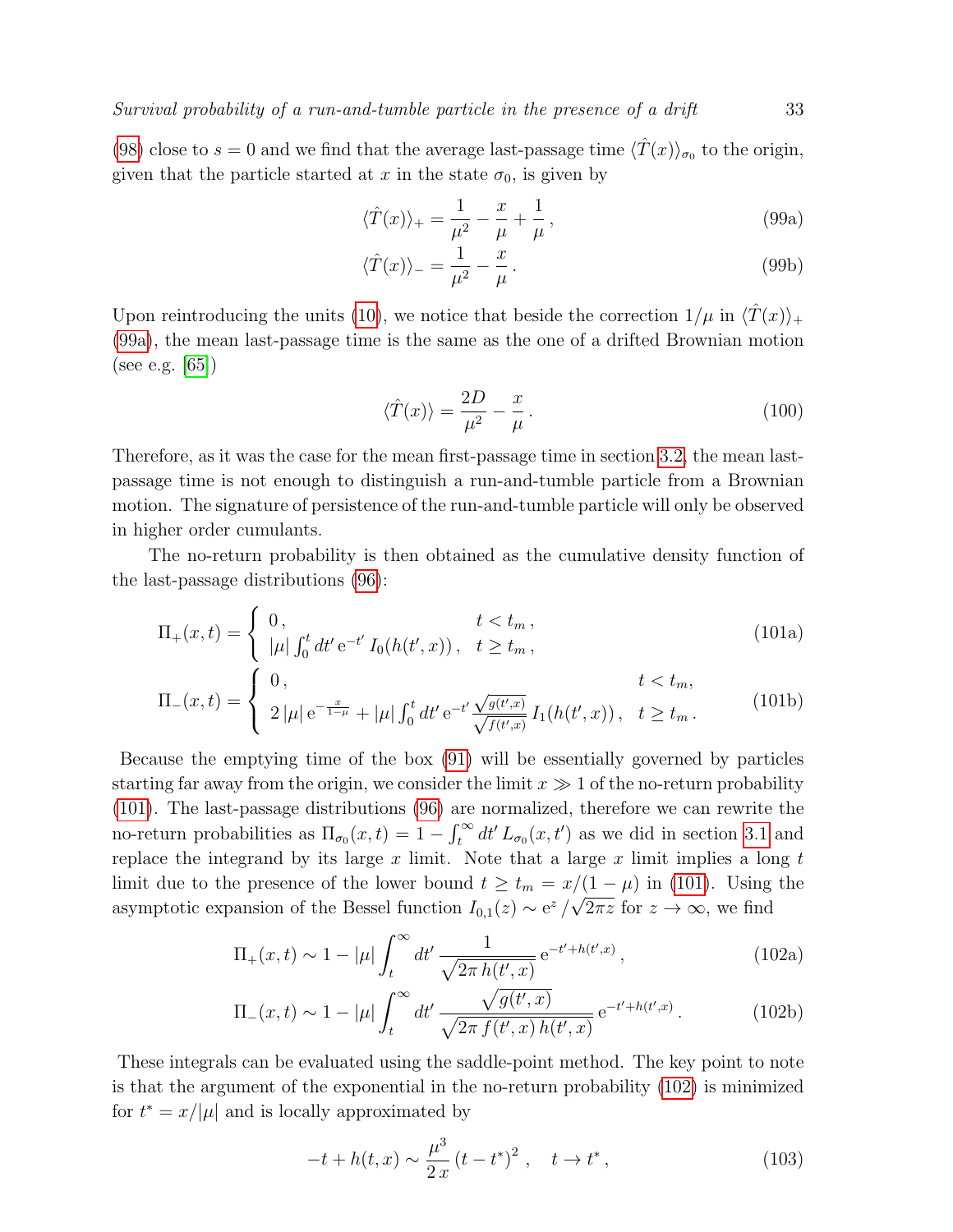(98) close to $s = 0$ and we find that the average last-passage time $\langle \hat{T}(x) \rangle_{\sigma_0}$ to the origin, given that the particle started at $x$ in the state $\sigma_0$, is given by

$$\langle \hat{T}(x) \rangle_+ = \frac{1}{\mu^2} - \frac{x}{\mu} + \frac{1}{\mu}\,, \tag{99a}$$

$$\langle \hat{T}(x) \rangle_- = \frac{1}{\mu^2} - \frac{x}{\mu}\,. \tag{99b}$$

Upon reintroducing the units (10), we notice that beside the correction $1/\mu$ in $\langle \hat{T}(x) \rangle_+$ (99a), the mean last-passage time is the same as the one of a drifted Brownian motion (see e.g. [65])

$$\langle \hat{T}(x) \rangle = \frac{2D}{\mu^2} - \frac{x}{\mu}\,. \tag{100}$$

Therefore, as it was the case for the mean first-passage time in section 3.2, the mean last-passage time is not enough to distinguish a run-and-tumble particle from a Brownian motion. The signature of persistence of the run-and-tumble particle will only be observed in higher order cumulants.

The no-return probability is then obtained as the cumulative density function of the last-passage distributions (96):

$$\Pi_+(x,t) = \begin{cases} 0\,, & t < t_m\,, \\ |\mu| \int_0^t dt'\, \mathrm{e}^{-t'}\, I_0(h(t',x))\,, & t \geq t_m\,, \end{cases} \tag{101a}$$

$$\Pi_-(x,t) = \begin{cases} 0\,, & t < t_m, \\ 2\,|\mu|\, \mathrm{e}^{-\frac{x}{1-\mu}} + |\mu| \int_0^t dt'\, \mathrm{e}^{-t'} \frac{\sqrt{g(t',x)}}{\sqrt{f(t',x)}}\, I_1(h(t',x))\,, & t \geq t_m\,. \end{cases} \tag{101b}$$

Because the emptying time of the box (91) will be essentially governed by particles starting far away from the origin, we consider the limit $x \gg 1$ of the no-return probability (101). The last-passage distributions (96) are normalized, therefore we can rewrite the no-return probabilities as $\Pi_{\sigma_0}(x,t) = 1 - \int_t^\infty dt'\, L_{\sigma_0}(x,t')$ as we did in section 3.1 and replace the integrand by its large $x$ limit. Note that a large $x$ limit implies a long $t$ limit due to the presence of the lower bound $t \geq t_m = x/(1-\mu)$ in (101). Using the asymptotic expansion of the Bessel function $I_{0,1}(z) \sim \mathrm{e}^z/\sqrt{2\pi z}$ for $z \to \infty$, we find

$$\Pi_+(x,t) \sim 1 - |\mu| \int_t^\infty dt'\, \frac{1}{\sqrt{2\pi\, h(t',x)}}\, \mathrm{e}^{-t'+h(t',x)}\,, \tag{102a}$$

$$\Pi_-(x,t) \sim 1 - |\mu| \int_t^\infty dt'\, \frac{\sqrt{g(t',x)}}{\sqrt{2\pi\, f(t',x)\, h(t',x)}}\, \mathrm{e}^{-t'+h(t',x)}\,. \tag{102b}$$

These integrals can be evaluated using the saddle-point method. The key point to note is that the argument of the exponential in the no-return probability (102) is minimized for $t^* = x/|\mu|$ and is locally approximated by

$$-t + h(t,x) \sim \frac{\mu^3}{2\,x}\,(t - t^*)^2\,, \quad t \to t^*\,, \tag{103}$$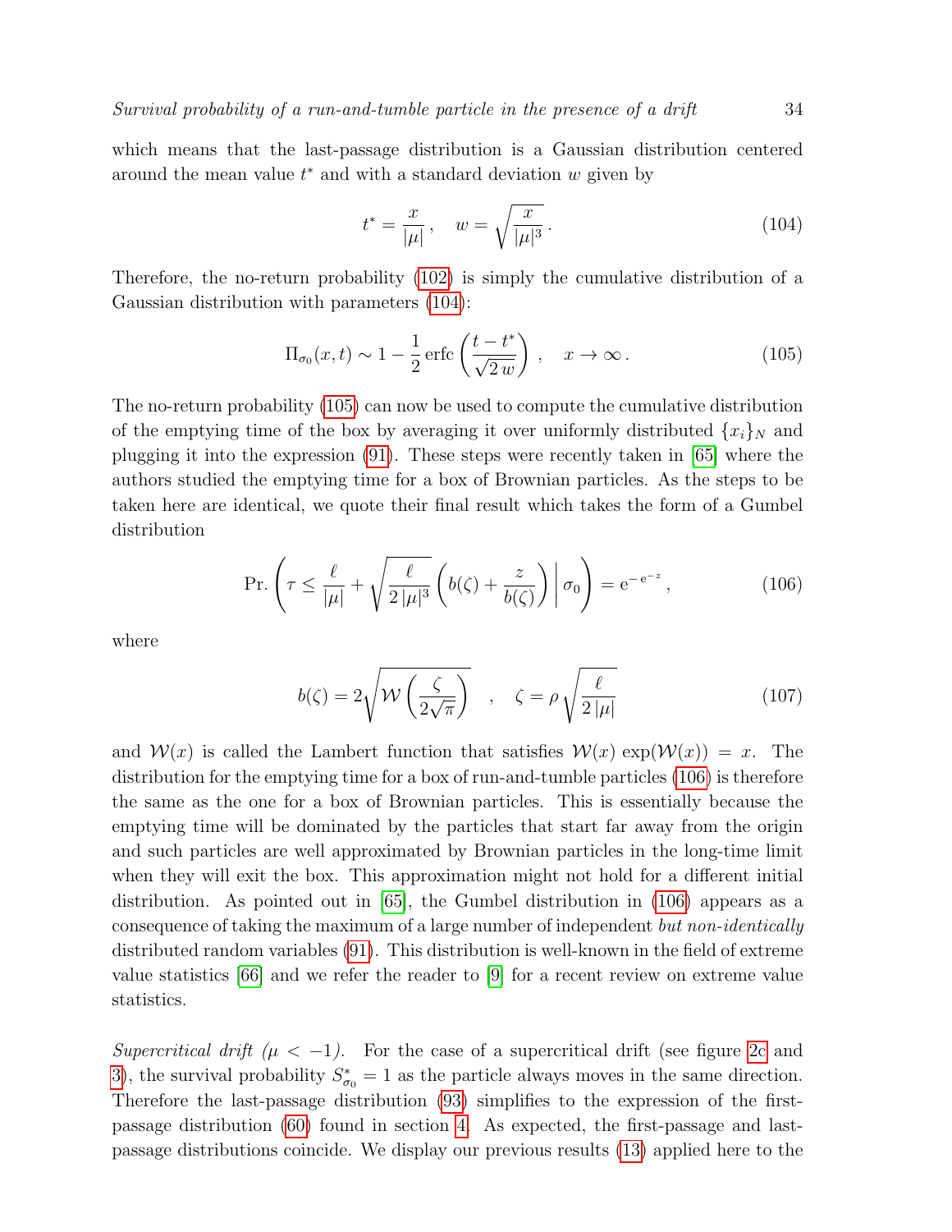which means that the last-passage distribution is a Gaussian distribution centered around the mean value $t^*$ and with a standard deviation $w$ given by

$$t^* = \frac{x}{|\mu|}\,, \quad w = \sqrt{\frac{x}{|\mu|^3}}\,. \tag{104}$$

Therefore, the no-return probability (102) is simply the cumulative distribution of a Gaussian distribution with parameters (104):

$$\Pi_{\sigma_0}(x,t) \sim 1 - \frac{1}{2}\,\mathrm{erfc}\left(\frac{t-t^*}{\sqrt{2}\,w}\right)\,, \quad x \to \infty\,. \tag{105}$$

The no-return probability (105) can now be used to compute the cumulative distribution of the emptying time of the box by averaging it over uniformly distributed $\{x_i\}_N$ and plugging it into the expression (91). These steps were recently taken in [65] where the authors studied the emptying time for a box of Brownian particles. As the steps to be taken here are identical, we quote their final result which takes the form of a Gumbel distribution

$$\mathrm{Pr.}\left(\tau \leq \frac{\ell}{|\mu|} + \sqrt{\frac{\ell}{2\,|\mu|^3}}\left(b(\zeta) + \frac{z}{b(\zeta)}\right)\middle|\,\sigma_0\right) = \mathrm{e}^{-\,\mathrm{e}^{-z}}\,, \tag{106}$$

where

$$b(\zeta) = 2\sqrt{\mathcal{W}\left(\frac{\zeta}{2\sqrt{\pi}}\right)} \quad , \quad \zeta = \rho\sqrt{\frac{\ell}{2\,|\mu|}} \tag{107}$$

and $\mathcal{W}(x)$ is called the Lambert function that satisfies $\mathcal{W}(x)\,\exp(\mathcal{W}(x)) = x$. The distribution for the emptying time for a box of run-and-tumble particles (106) is therefore the same as the one for a box of Brownian particles. This is essentially because the emptying time will be dominated by the particles that start far away from the origin and such particles are well approximated by Brownian particles in the long-time limit when they will exit the box. This approximation might not hold for a different initial distribution. As pointed out in [65], the Gumbel distribution in (106) appears as a consequence of taking the maximum of a large number of independent *but non-identically* distributed random variables (91). This distribution is well-known in the field of extreme value statistics [66] and we refer the reader to [9] for a recent review on extreme value statistics.

*Supercritical drift ($\mu < -1$).* For the case of a supercritical drift (see figure 2c and 3), the survival probability $S^*_{\sigma_0} = 1$ as the particle always moves in the same direction. Therefore the last-passage distribution (93) simplifies to the expression of the first-passage distribution (60) found in section 4. As expected, the first-passage and last-passage distributions coincide. We display our previous results (13) applied here to the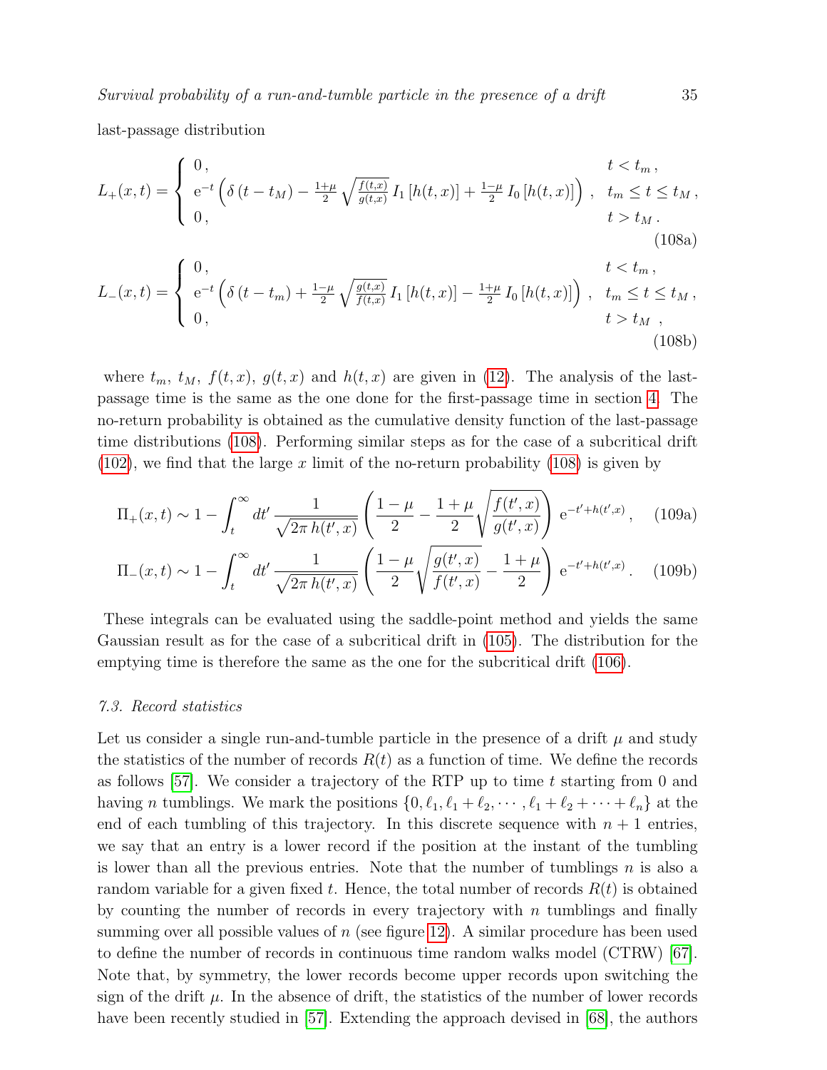last-passage distribution

$$
L_+(x,t) = \begin{cases} 0\,, & t < t_m\,, \\ \mathrm{e}^{-t}\left(\delta\left(t - t_M\right) - \frac{1+\mu}{2}\sqrt{\frac{f(t,x)}{g(t,x)}}\, I_1\left[h(t,x)\right] + \frac{1-\mu}{2}\, I_0\left[h(t,x)\right]\right)\,, & t_m \le t \le t_M\,, \\ 0\,, & t > t_M\,. \end{cases} \tag{108a}
$$

$$
L_-(x,t) = \begin{cases} 0\,, & t < t_m\,, \\ \mathrm{e}^{-t}\left(\delta\left(t - t_m\right) + \frac{1-\mu}{2}\sqrt{\frac{g(t,x)}{f(t,x)}}\, I_1\left[h(t,x)\right] - \frac{1+\mu}{2}\, I_0\left[h(t,x)\right]\right)\,, & t_m \le t \le t_M\,, \\ 0\,, & t > t_M\,, \end{cases} \tag{108b}
$$

where $t_m$, $t_M$, $f(t,x)$, $g(t,x)$ and $h(t,x)$ are given in (12). The analysis of the last-passage time is the same as the one done for the first-passage time in section 4. The no-return probability is obtained as the cumulative density function of the last-passage time distributions (108). Performing similar steps as for the case of a subcritical drift (102), we find that the large $x$ limit of the no-return probability (108) is given by

$$
\Pi_+(x,t) \sim 1 - \int_t^\infty dt'\, \frac{1}{\sqrt{2\pi\, h(t',x)}} \left(\frac{1-\mu}{2} - \frac{1+\mu}{2}\sqrt{\frac{f(t',x)}{g(t',x)}}\right) \mathrm{e}^{-t' + h(t',x)}\,, \tag{109a}
$$

$$
\Pi_-(x,t) \sim 1 - \int_t^\infty dt'\, \frac{1}{\sqrt{2\pi\, h(t',x)}} \left(\frac{1-\mu}{2}\sqrt{\frac{g(t',x)}{f(t',x)}} - \frac{1+\mu}{2}\right) \mathrm{e}^{-t' + h(t',x)}\,. \tag{109b}
$$

These integrals can be evaluated using the saddle-point method and yields the same Gaussian result as for the case of a subcritical drift in (105). The distribution for the emptying time is therefore the same as the one for the subcritical drift (106).

### *7.3. Record statistics*

Let us consider a single run-and-tumble particle in the presence of a drift $\mu$ and study the statistics of the number of records $R(t)$ as a function of time. We define the records as follows [57]. We consider a trajectory of the RTP up to time $t$ starting from 0 and having $n$ tumblings. We mark the positions $\{0, \ell_1, \ell_1 + \ell_2, \cdots, \ell_1 + \ell_2 + \cdots + \ell_n\}$ at the end of each tumbling of this trajectory. In this discrete sequence with $n+1$ entries, we say that an entry is a lower record if the position at the instant of the tumbling is lower than all the previous entries. Note that the number of tumblings $n$ is also a random variable for a given fixed $t$. Hence, the total number of records $R(t)$ is obtained by counting the number of records in every trajectory with $n$ tumblings and finally summing over all possible values of $n$ (see figure 12). A similar procedure has been used to define the number of records in continuous time random walks model (CTRW) [67]. Note that, by symmetry, the lower records become upper records upon switching the sign of the drift $\mu$. In the absence of drift, the statistics of the number of lower records have been recently studied in [57]. Extending the approach devised in [68], the authors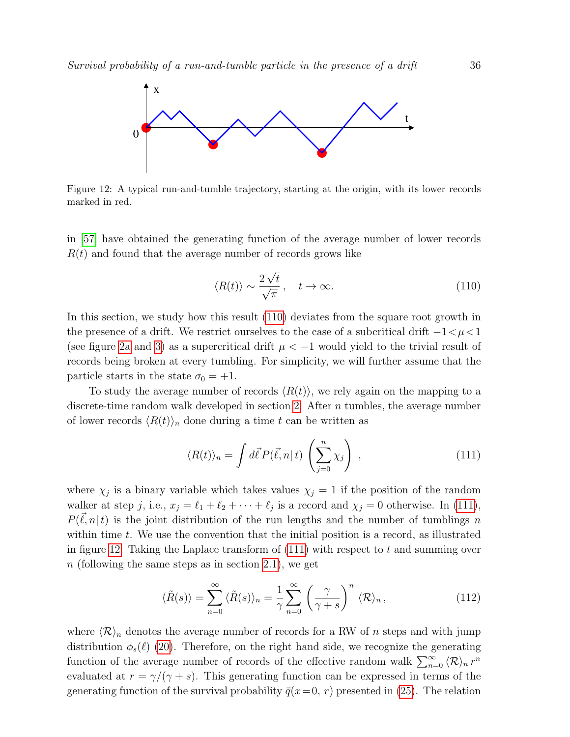Figure 12: A typical run-and-tumble trajectory, starting at the origin, with its lower records marked in red.

in [57] have obtained the generating function of the average number of lower records $R(t)$ and found that the average number of records grows like

$$\langle R(t)\rangle \sim \frac{2\sqrt{t}}{\sqrt{\pi}}\,, \quad t\to\infty. \tag{110}$$

In this section, we study how this result (110) deviates from the square root growth in the presence of a drift. We restrict ourselves to the case of a subcritical drift $-1<\mu<1$ (see figure 2a and 3) as a supercritical drift $\mu<-1$ would yield to the trivial result of records being broken at every tumbling. For simplicity, we will further assume that the particle starts in the state $\sigma_0=+1$.

To study the average number of records $\langle R(t)\rangle$, we rely again on the mapping to a discrete-time random walk developed in section 2. After $n$ tumbles, the average number of lower records $\langle R(t)\rangle_n$ done during a time $t$ can be written as

$$\langle R(t)\rangle_n = \int d\vec{\ell}\, P(\vec{\ell},n|\,t)\,\left(\sum_{j=0}^{n}\chi_j\right)\,, \tag{111}$$

where $\chi_j$ is a binary variable which takes values $\chi_j=1$ if the position of the random walker at step $j$, i.e., $x_j=\ell_1+\ell_2+\cdots+\ell_j$ is a record and $\chi_j=0$ otherwise. In (111), $P(\vec{\ell},n|\,t)$ is the joint distribution of the run lengths and the number of tumblings $n$ within time $t$. We use the convention that the initial position is a record, as illustrated in figure 12. Taking the Laplace transform of (111) with respect to $t$ and summing over $n$ (following the same steps as in section 2.1), we get

$$\langle\tilde{R}(s)\rangle = \sum_{n=0}^{\infty}\langle\tilde{R}(s)\rangle_n = \frac{1}{\gamma}\sum_{n=0}^{\infty}\left(\frac{\gamma}{\gamma+s}\right)^n\langle\mathcal{R}\rangle_n\,, \tag{112}$$

where $\langle\mathcal{R}\rangle_n$ denotes the average number of records for a RW of $n$ steps and with jump distribution $\phi_s(\ell)$ (20). Therefore, on the right hand side, we recognize the generating function of the average number of records of the effective random walk $\sum_{n=0}^{\infty}\langle\mathcal{R}\rangle_n\, r^n$ evaluated at $r=\gamma/(\gamma+s)$. This generating function can be expressed in terms of the generating function of the survival probability $\bar{q}(x\!=\!0,\,r)$ presented in (25). The relation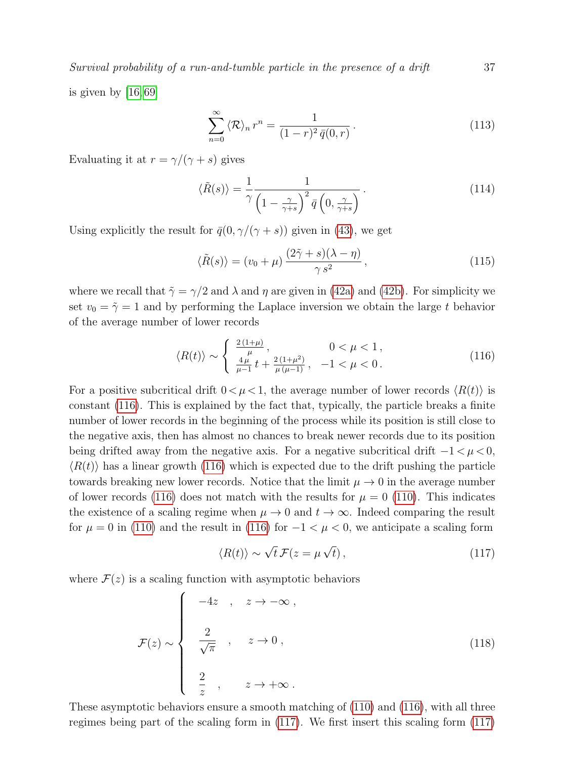is given by [16, 69]

$$\sum_{n=0}^{\infty} \langle \mathcal{R} \rangle_n \, r^n = \frac{1}{(1-r)^2 \, \bar{q}(0,r)} \,. \tag{113}$$

Evaluating it at $r = \gamma/(\gamma+s)$ gives

$$\langle \tilde{R}(s) \rangle = \frac{1}{\gamma} \frac{1}{\left(1 - \frac{\gamma}{\gamma+s}\right)^2 \bar{q}\left(0, \frac{\gamma}{\gamma+s}\right)} \,. \tag{114}$$

Using explicitly the result for $\bar{q}(0, \gamma/(\gamma+s))$ given in (43), we get

$$\langle \tilde{R}(s) \rangle = (v_0 + \mu) \, \frac{(2\tilde{\gamma} + s)(\lambda - \eta)}{\gamma \, s^2} \,, \tag{115}$$

where we recall that $\tilde{\gamma} = \gamma/2$ and $\lambda$ and $\eta$ are given in (42a) and (42b). For simplicity we set $v_0 = \tilde{\gamma} = 1$ and by performing the Laplace inversion we obtain the large $t$ behavior of the average number of lower records

$$\langle R(t) \rangle \sim \begin{cases} \frac{2\,(1+\mu)}{\mu} \,, & 0 < \mu < 1 \,, \\ \frac{4\,\mu}{\mu - 1} \, t + \frac{2\,(1+\mu^2)}{\mu\,(\mu-1)} \,, & -1 < \mu < 0 \,. \end{cases} \tag{116}$$

For a positive subcritical drift $0 < \mu < 1$, the average number of lower records $\langle R(t) \rangle$ is constant (116). This is explained by the fact that, typically, the particle breaks a finite number of lower records in the beginning of the process while its position is still close to the negative axis, then has almost no chances to break newer records due to its position being drifted away from the negative axis. For a negative subcritical drift $-1 < \mu < 0$, $\langle R(t) \rangle$ has a linear growth (116) which is expected due to the drift pushing the particle towards breaking new lower records. Notice that the limit $\mu \to 0$ in the average number of lower records (116) does not match with the results for $\mu = 0$ (110). This indicates the existence of a scaling regime when $\mu \to 0$ and $t \to \infty$. Indeed comparing the result for $\mu = 0$ in (110) and the result in (116) for $-1 < \mu < 0$, we anticipate a scaling form

$$\langle R(t) \rangle \sim \sqrt{t} \, \mathcal{F}(z = \mu \, \sqrt{t}) \,, \tag{117}$$

where $\mathcal{F}(z)$ is a scaling function with asymptotic behaviors

$$\mathcal{F}(z) \sim \begin{cases} -4z \quad , \quad z \to -\infty \,, \\ \\ \dfrac{2}{\sqrt{\pi}} \quad , \quad z \to 0 \,, \\ \\ \dfrac{2}{z} \quad , \quad z \to +\infty \,. \end{cases} \tag{118}$$

These asymptotic behaviors ensure a smooth matching of (110) and (116), with all three regimes being part of the scaling form in (117). We first insert this scaling form (117)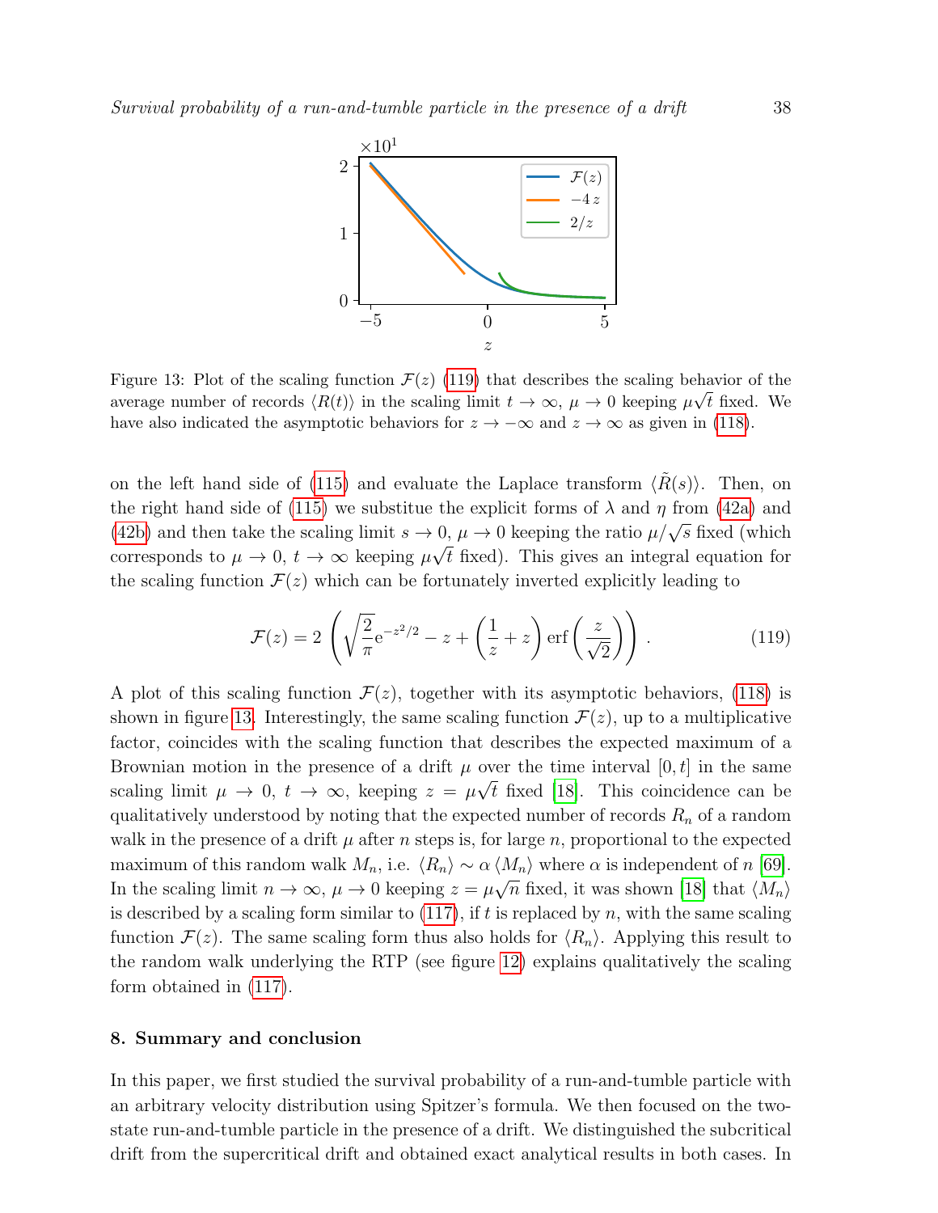Figure 13: Plot of the scaling function $\mathcal{F}(z)$ (119) that describes the scaling behavior of the average number of records $\langle R(t)\rangle$ in the scaling limit $t \to \infty$, $\mu \to 0$ keeping $\mu\sqrt{t}$ fixed. We have also indicated the asymptotic behaviors for $z \to -\infty$ and $z \to \infty$ as given in (118).

on the left hand side of (115) and evaluate the Laplace transform $\langle \tilde{R}(s)\rangle$. Then, on the right hand side of (115) we substitue the explicit forms of $\lambda$ and $\eta$ from (42a) and (42b) and then take the scaling limit $s \to 0$, $\mu \to 0$ keeping the ratio $\mu/\sqrt{s}$ fixed (which corresponds to $\mu \to 0$, $t \to \infty$ keeping $\mu\sqrt{t}$ fixed). This gives an integral equation for the scaling function $\mathcal{F}(z)$ which can be fortunately inverted explicitly leading to

$$\mathcal{F}(z) = 2\left(\sqrt{\frac{2}{\pi}}\mathrm{e}^{-z^2/2} - z + \left(\frac{1}{z} + z\right)\mathrm{erf}\left(\frac{z}{\sqrt{2}}\right)\right) . \tag{119}$$

A plot of this scaling function $\mathcal{F}(z)$, together with its asymptotic behaviors, (118) is shown in figure 13. Interestingly, the same scaling function $\mathcal{F}(z)$, up to a multiplicative factor, coincides with the scaling function that describes the expected maximum of a Brownian motion in the presence of a drift $\mu$ over the time interval $[0, t]$ in the same scaling limit $\mu \to 0$, $t \to \infty$, keeping $z = \mu\sqrt{t}$ fixed [18]. This coincidence can be qualitatively understood by noting that the expected number of records $R_n$ of a random walk in the presence of a drift $\mu$ after $n$ steps is, for large $n$, proportional to the expected maximum of this random walk $M_n$, i.e. $\langle R_n\rangle \sim \alpha \langle M_n\rangle$ where $\alpha$ is independent of $n$ [69]. In the scaling limit $n \to \infty$, $\mu \to 0$ keeping $z = \mu\sqrt{n}$ fixed, it was shown [18] that $\langle M_n\rangle$ is described by a scaling form similar to (117), if $t$ is replaced by $n$, with the same scaling function $\mathcal{F}(z)$. The same scaling form thus also holds for $\langle R_n\rangle$. Applying this result to the random walk underlying the RTP (see figure 12) explains qualitatively the scaling form obtained in (117).

## 8. Summary and conclusion

In this paper, we first studied the survival probability of a run-and-tumble particle with an arbitrary velocity distribution using Spitzer's formula. We then focused on the two-state run-and-tumble particle in the presence of a drift. We distinguished the subcritical drift from the supercritical drift and obtained exact analytical results in both cases. In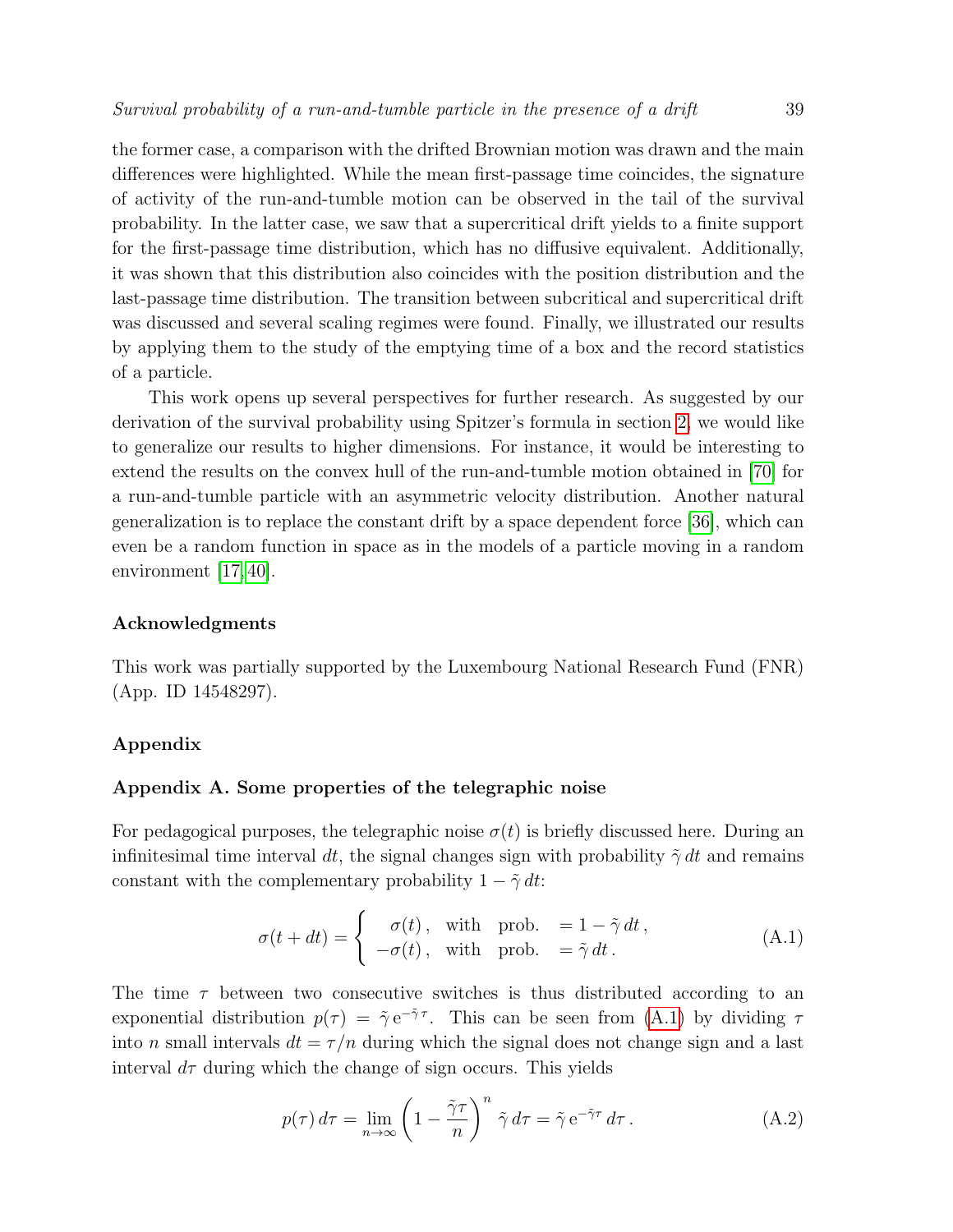the former case, a comparison with the drifted Brownian motion was drawn and the main differences were highlighted. While the mean first-passage time coincides, the signature of activity of the run-and-tumble motion can be observed in the tail of the survival probability. In the latter case, we saw that a supercritical drift yields to a finite support for the first-passage time distribution, which has no diffusive equivalent. Additionally, it was shown that this distribution also coincides with the position distribution and the last-passage time distribution. The transition between subcritical and supercritical drift was discussed and several scaling regimes were found. Finally, we illustrated our results by applying them to the study of the emptying time of a box and the record statistics of a particle.

This work opens up several perspectives for further research. As suggested by our derivation of the survival probability using Spitzer's formula in section 2, we would like to generalize our results to higher dimensions. For instance, it would be interesting to extend the results on the convex hull of the run-and-tumble motion obtained in [70] for a run-and-tumble particle with an asymmetric velocity distribution. Another natural generalization is to replace the constant drift by a space dependent force [36], which can even be a random function in space as in the models of a particle moving in a random environment [17, 40].

### Acknowledgments

This work was partially supported by the Luxembourg National Research Fund (FNR) (App. ID 14548297).

### Appendix

### Appendix A. Some properties of the telegraphic noise

For pedagogical purposes, the telegraphic noise $\sigma(t)$ is briefly discussed here. During an infinitesimal time interval $dt$, the signal changes sign with probability $\tilde{\gamma}\,dt$ and remains constant with the complementary probability $1-\tilde{\gamma}\,dt$:

$$\sigma(t+dt) = \begin{cases} \sigma(t)\,, & \text{with prob.} \quad = 1-\tilde{\gamma}\,dt\,, \\ -\sigma(t)\,, & \text{with prob.} \quad = \tilde{\gamma}\,dt\,. \end{cases} \tag{A.1}$$

The time $\tau$ between two consecutive switches is thus distributed according to an exponential distribution $p(\tau) = \tilde{\gamma}\,\mathrm{e}^{-\tilde{\gamma}\,\tau}$. This can be seen from (A.1) by dividing $\tau$ into $n$ small intervals $dt = \tau/n$ during which the signal does not change sign and a last interval $d\tau$ during which the change of sign occurs. This yields

$$p(\tau)\,d\tau = \lim_{n\to\infty}\left(1-\frac{\tilde{\gamma}\tau}{n}\right)^n \tilde{\gamma}\,d\tau = \tilde{\gamma}\,\mathrm{e}^{-\tilde{\gamma}\tau}\,d\tau\,. \tag{A.2}$$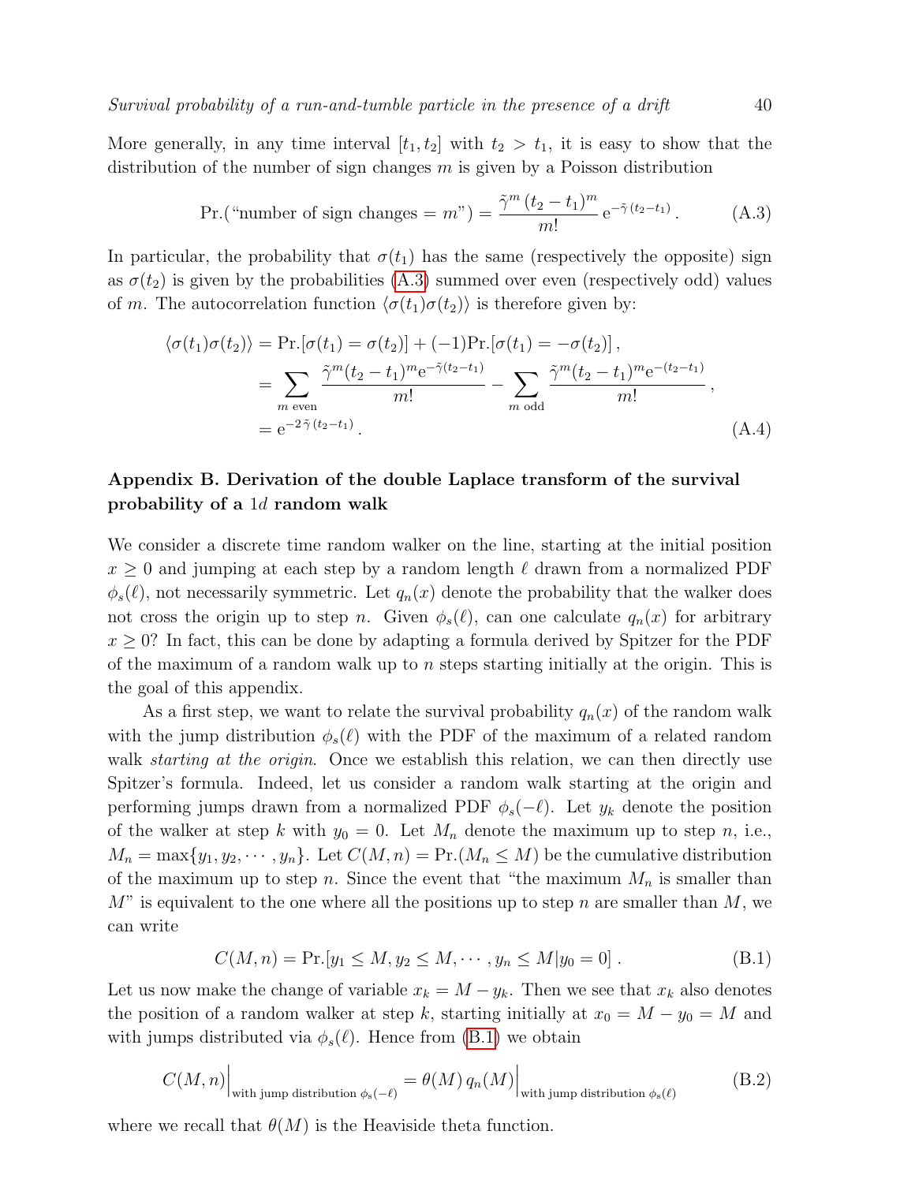More generally, in any time interval $[t_1, t_2]$ with $t_2 > t_1$, it is easy to show that the distribution of the number of sign changes $m$ is given by a Poisson distribution

$$\text{Pr.(“number of sign changes} = m\text{”)} = \frac{\tilde{\gamma}^m \, (t_2 - t_1)^m}{m!} \, \mathrm{e}^{-\tilde{\gamma}\,(t_2 - t_1)} \,. \tag{A.3}$$

In particular, the probability that $\sigma(t_1)$ has the same (respectively the opposite) sign as $\sigma(t_2)$ is given by the probabilities (A.3) summed over even (respectively odd) values of $m$. The autocorrelation function $\langle \sigma(t_1)\sigma(t_2)\rangle$ is therefore given by:

$$\begin{aligned}
\langle \sigma(t_1)\sigma(t_2)\rangle &= \text{Pr.}[\sigma(t_1) = \sigma(t_2)] + (-1)\text{Pr.}[\sigma(t_1) = -\sigma(t_2)] \,, \\
&= \sum_{m \text{ even}} \frac{\tilde{\gamma}^m (t_2 - t_1)^m \mathrm{e}^{-\tilde{\gamma}(t_2 - t_1)}}{m!} - \sum_{m \text{ odd}} \frac{\tilde{\gamma}^m (t_2 - t_1)^m \mathrm{e}^{-(t_2 - t_1)}}{m!} \,, \\
&= \mathrm{e}^{-2\,\tilde{\gamma}\,(t_2 - t_1)} \,.
\end{aligned} \tag{A.4}$$

## Appendix B. Derivation of the double Laplace transform of the survival probability of a $1d$ random walk

We consider a discrete time random walker on the line, starting at the initial position $x \geq 0$ and jumping at each step by a random length $\ell$ drawn from a normalized PDF $\phi_s(\ell)$, not necessarily symmetric. Let $q_n(x)$ denote the probability that the walker does not cross the origin up to step $n$. Given $\phi_s(\ell)$, can one calculate $q_n(x)$ for arbitrary $x \geq 0$? In fact, this can be done by adapting a formula derived by Spitzer for the PDF of the maximum of a random walk up to $n$ steps starting initially at the origin. This is the goal of this appendix.

As a first step, we want to relate the survival probability $q_n(x)$ of the random walk with the jump distribution $\phi_s(\ell)$ with the PDF of the maximum of a related random walk *starting at the origin*. Once we establish this relation, we can then directly use Spitzer's formula. Indeed, let us consider a random walk starting at the origin and performing jumps drawn from a normalized PDF $\phi_s(-\ell)$. Let $y_k$ denote the position of the walker at step $k$ with $y_0 = 0$. Let $M_n$ denote the maximum up to step $n$, i.e., $M_n = \max\{y_1, y_2, \cdots, y_n\}$. Let $C(M, n) = \text{Pr.}(M_n \leq M)$ be the cumulative distribution of the maximum up to step $n$. Since the event that “the maximum $M_n$ is smaller than $M$” is equivalent to the one where all the positions up to step $n$ are smaller than $M$, we can write

$$C(M, n) = \text{Pr.}[y_1 \leq M, y_2 \leq M, \cdots, y_n \leq M | y_0 = 0] \,. \tag{B.1}$$

Let us now make the change of variable $x_k = M - y_k$. Then we see that $x_k$ also denotes the position of a random walker at step $k$, starting initially at $x_0 = M - y_0 = M$ and with jumps distributed via $\phi_s(\ell)$. Hence from (B.1) we obtain

$$C(M, n)\Big|_{\text{with jump distribution } \phi_s(-\ell)} = \theta(M)\, q_n(M)\Big|_{\text{with jump distribution } \phi_s(\ell)} \tag{B.2}$$

where we recall that $\theta(M)$ is the Heaviside theta function.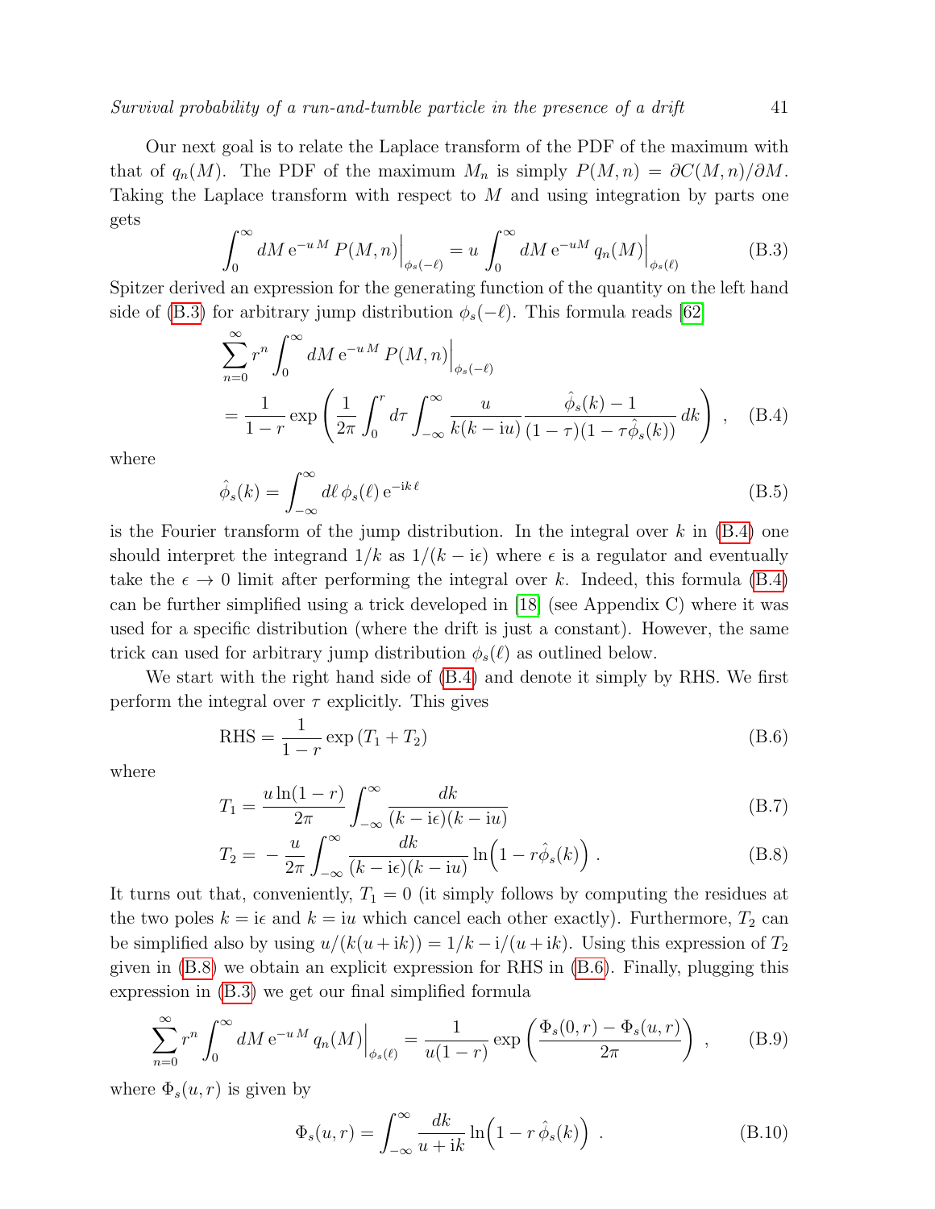Our next goal is to relate the Laplace transform of the PDF of the maximum with that of $q_n(M)$. The PDF of the maximum $M_n$ is simply $P(M,n) = \partial C(M,n)/\partial M$. Taking the Laplace transform with respect to $M$ and using integration by parts one gets

$$\int_0^\infty dM\, \mathrm{e}^{-u\,M}\, P(M,n)\Big|_{\phi_s(-\ell)} = u \int_0^\infty dM\, \mathrm{e}^{-uM}\, q_n(M)\Big|_{\phi_s(\ell)} \tag{B.3}$$

Spitzer derived an expression for the generating function of the quantity on the left hand side of (B.3) for arbitrary jump distribution $\phi_s(-\ell)$. This formula reads [62]

$$\sum_{n=0}^{\infty} r^n \int_0^\infty dM\, \mathrm{e}^{-u\,M}\, P(M,n)\Big|_{\phi_s(-\ell)}$$
$$= \frac{1}{1-r} \exp\left( \frac{1}{2\pi} \int_0^r d\tau \int_{-\infty}^{\infty} \frac{u}{k(k-\mathrm{i}u)} \frac{\hat{\phi}_s(k) - 1}{(1-\tau)(1-\tau\hat{\phi}_s(k))}\, dk \right) , \tag{B.4}$$

where

$$\hat{\phi}_s(k) = \int_{-\infty}^{\infty} d\ell\, \phi_s(\ell)\, \mathrm{e}^{-\mathrm{i}k\,\ell} \tag{B.5}$$

is the Fourier transform of the jump distribution. In the integral over $k$ in (B.4) one should interpret the integrand $1/k$ as $1/(k-\mathrm{i}\epsilon)$ where $\epsilon$ is a regulator and eventually take the $\epsilon \to 0$ limit after performing the integral over $k$. Indeed, this formula (B.4) can be further simplified using a trick developed in [18] (see Appendix C) where it was used for a specific distribution (where the drift is just a constant). However, the same trick can used for arbitrary jump distribution $\phi_s(\ell)$ as outlined below.

We start with the right hand side of (B.4) and denote it simply by RHS. We first perform the integral over $\tau$ explicitly. This gives

$$\mathrm{RHS} = \frac{1}{1-r} \exp\left(T_1 + T_2\right) \tag{B.6}$$

where

$$T_1 = \frac{u \ln(1-r)}{2\pi} \int_{-\infty}^{\infty} \frac{dk}{(k-\mathrm{i}\epsilon)(k-\mathrm{i}u)} \tag{B.7}$$

$$T_2 = -\frac{u}{2\pi} \int_{-\infty}^{\infty} \frac{dk}{(k-\mathrm{i}\epsilon)(k-\mathrm{i}u)} \ln\!\left(1 - r\hat{\phi}_s(k)\right) . \tag{B.8}$$

It turns out that, conveniently, $T_1 = 0$ (it simply follows by computing the residues at the two poles $k = \mathrm{i}\epsilon$ and $k = \mathrm{i}u$ which cancel each other exactly). Furthermore, $T_2$ can be simplified also by using $u/(k(u+\mathrm{i}k)) = 1/k - \mathrm{i}/(u+\mathrm{i}k)$. Using this expression of $T_2$ given in (B.8) we obtain an explicit expression for RHS in (B.6). Finally, plugging this expression in (B.3) we get our final simplified formula

$$\sum_{n=0}^{\infty} r^n \int_0^\infty dM\, \mathrm{e}^{-u\,M}\, q_n(M)\Big|_{\phi_s(\ell)} = \frac{1}{u(1-r)} \exp\left( \frac{\Phi_s(0,r) - \Phi_s(u,r)}{2\pi} \right) , \tag{B.9}$$

where $\Phi_s(u,r)$ is given by

$$\Phi_s(u,r) = \int_{-\infty}^{\infty} \frac{dk}{u+\mathrm{i}k} \ln\!\left(1 - r\,\hat{\phi}_s(k)\right) . \tag{B.10}$$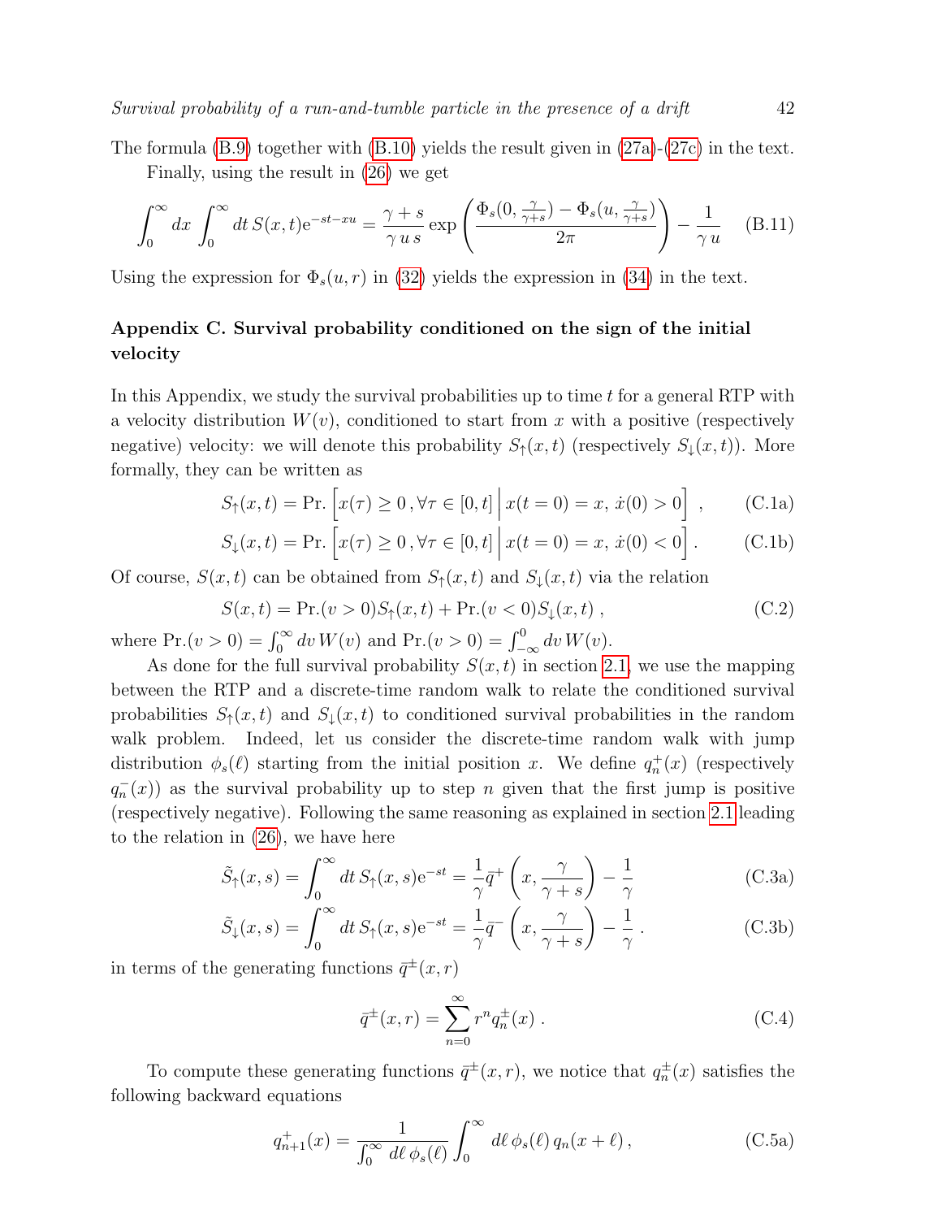The formula (B.9) together with (B.10) yields the result given in (27a)-(27c) in the text.

Finally, using the result in (26) we get

$$\int_0^\infty dx \int_0^\infty dt\, S(x,t) \mathrm{e}^{-st-xu} = \frac{\gamma+s}{\gamma\, u\, s} \exp\left(\frac{\Phi_s(0,\frac{\gamma}{\gamma+s}) - \Phi_s(u,\frac{\gamma}{\gamma+s})}{2\pi}\right) - \frac{1}{\gamma\, u} \tag{B.11}$$

Using the expression for $\Phi_s(u,r)$ in (32) yields the expression in (34) in the text.

## Appendix C. Survival probability conditioned on the sign of the initial velocity

In this Appendix, we study the survival probabilities up to time $t$ for a general RTP with a velocity distribution $W(v)$, conditioned to start from $x$ with a positive (respectively negative) velocity: we will denote this probability $S_\uparrow(x,t)$ (respectively $S_\downarrow(x,t)$). More formally, they can be written as

$$S_\uparrow(x,t) = \text{Pr.}\left[x(\tau) \geq 0\,, \forall \tau \in [0,t] \,\middle|\, x(t=0) = x,\, \dot{x}(0) > 0\right]\,, \tag{C.1a}$$

$$S_\downarrow(x,t) = \text{Pr.}\left[x(\tau) \geq 0\,, \forall \tau \in [0,t] \,\middle|\, x(t=0) = x,\, \dot{x}(0) < 0\right]. \tag{C.1b}$$

Of course, $S(x,t)$ can be obtained from $S_\uparrow(x,t)$ and $S_\downarrow(x,t)$ via the relation

$$S(x,t) = \text{Pr.}(v>0) S_\uparrow(x,t) + \text{Pr.}(v<0) S_\downarrow(x,t)\,, \tag{C.2}$$

where $\text{Pr.}(v>0) = \int_0^\infty dv\, W(v)$ and $\text{Pr.}(v>0) = \int_{-\infty}^0 dv\, W(v)$.

As done for the full survival probability $S(x,t)$ in section 2.1, we use the mapping between the RTP and a discrete-time random walk to relate the conditioned survival probabilities $S_\uparrow(x,t)$ and $S_\downarrow(x,t)$ to conditioned survival probabilities in the random walk problem. Indeed, let us consider the discrete-time random walk with jump distribution $\phi_s(\ell)$ starting from the initial position $x$. We define $q_n^+(x)$ (respectively $q_n^-(x)$) as the survival probability up to step $n$ given that the first jump is positive (respectively negative). Following the same reasoning as explained in section 2.1 leading to the relation in (26), we have here

$$\tilde{S}_\uparrow(x,s) = \int_0^\infty dt\, S_\uparrow(x,s) \mathrm{e}^{-st} = \frac{1}{\gamma} \bar{q}^+\left(x, \frac{\gamma}{\gamma+s}\right) - \frac{1}{\gamma} \tag{C.3a}$$

$$\tilde{S}_\downarrow(x,s) = \int_0^\infty dt\, S_\uparrow(x,s) \mathrm{e}^{-st} = \frac{1}{\gamma} \bar{q}^-\left(x, \frac{\gamma}{\gamma+s}\right) - \frac{1}{\gamma}\,. \tag{C.3b}$$

in terms of the generating functions $\bar{q}^\pm(x,r)$

$$\bar{q}^\pm(x,r) = \sum_{n=0}^\infty r^n q_n^\pm(x)\,. \tag{C.4}$$

To compute these generating functions $\bar{q}^\pm(x,r)$, we notice that $q_n^\pm(x)$ satisfies the following backward equations

$$q_{n+1}^+(x) = \frac{1}{\int_0^\infty d\ell\, \phi_s(\ell)} \int_0^\infty d\ell\, \phi_s(\ell)\, q_n(x+\ell)\,, \tag{C.5a}$$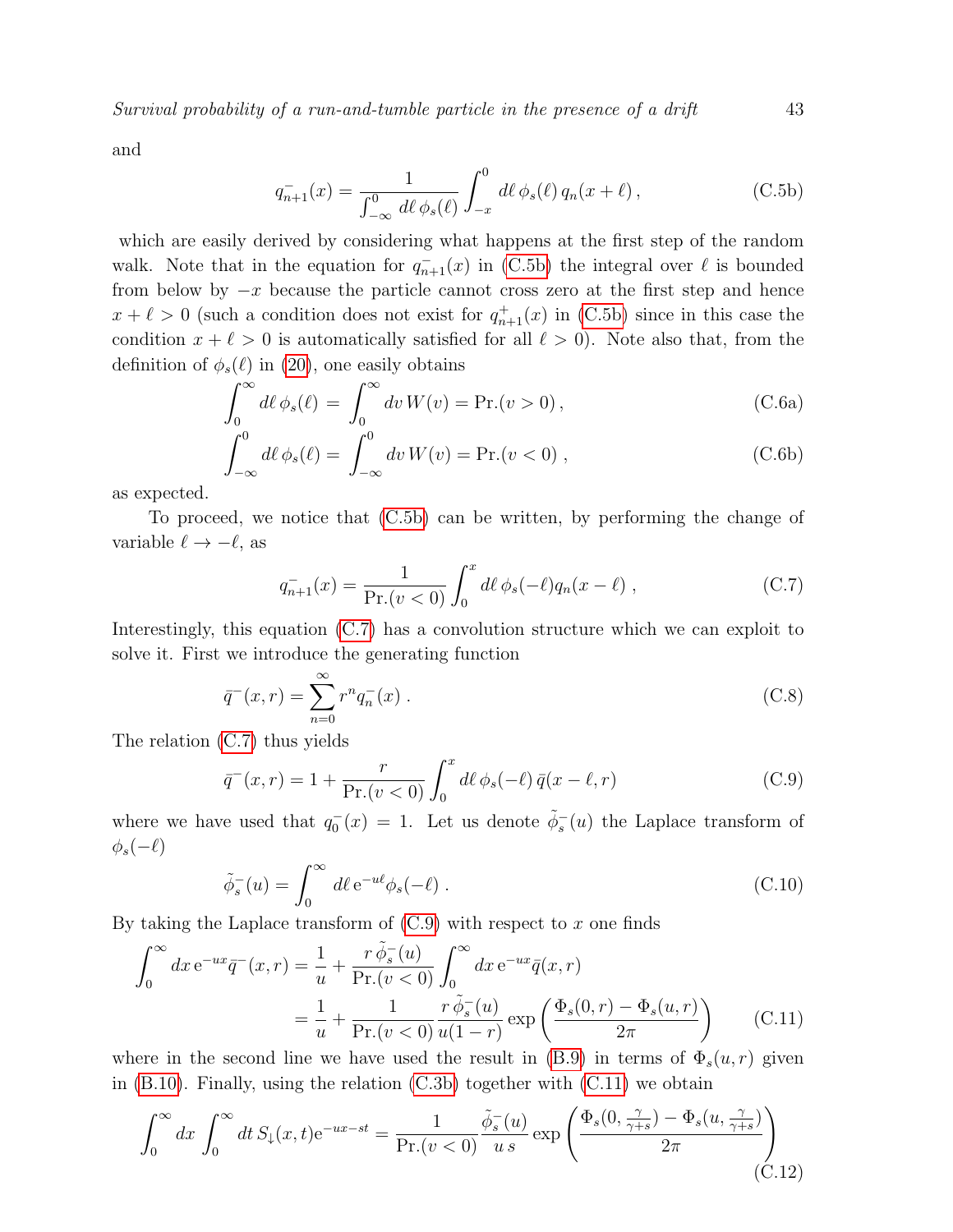and

$$
q_{n+1}^{-}(x) = \frac{1}{\int_{-\infty}^{0} d\ell\, \phi_s(\ell)} \int_{-x}^{0} d\ell\, \phi_s(\ell)\, q_n(x+\ell)\,, \tag{C.5b}
$$

which are easily derived by considering what happens at the first step of the random walk. Note that in the equation for $q_{n+1}^{-}(x)$ in (C.5b) the integral over $\ell$ is bounded from below by $-x$ because the particle cannot cross zero at the first step and hence $x+\ell > 0$ (such a condition does not exist for $q_{n+1}^{+}(x)$ in (C.5b) since in this case the condition $x + \ell > 0$ is automatically satisfied for all $\ell > 0$). Note also that, from the definition of $\phi_s(\ell)$ in (20), one easily obtains

$$
\int_{0}^{\infty} d\ell\, \phi_s(\ell) \,=\, \int_{0}^{\infty} dv\, W(v) = \mathrm{Pr.}(v>0)\,, \tag{C.6a}
$$

$$
\int_{-\infty}^{0} d\ell\, \phi_s(\ell) \,=\, \int_{-\infty}^{0} dv\, W(v) = \mathrm{Pr.}(v<0)\,, \tag{C.6b}
$$

as expected.

To proceed, we notice that (C.5b) can be written, by performing the change of variable $\ell \to -\ell$, as

$$
q_{n+1}^{-}(x) = \frac{1}{\mathrm{Pr.}(v<0)} \int_{0}^{x} d\ell\, \phi_s(-\ell) q_n(x-\ell)\,, \tag{C.7}
$$

Interestingly, this equation (C.7) has a convolution structure which we can exploit to solve it. First we introduce the generating function

$$
\bar{q}^{-}(x,r) = \sum_{n=0}^{\infty} r^n q_n^{-}(x)\,. \tag{C.8}
$$

The relation (C.7) thus yields

$$
\bar{q}^{-}(x,r) = 1 + \frac{r}{\mathrm{Pr.}(v<0)} \int_{0}^{x} d\ell\, \phi_s(-\ell)\, \bar{q}(x-\ell, r) \tag{C.9}
$$

where we have used that $q_0^{-}(x) = 1$. Let us denote $\tilde{\phi}_s^{-}(u)$ the Laplace transform of $\phi_s(-\ell)$

$$
\tilde{\phi}_s^{-}(u) = \int_{0}^{\infty} d\ell\, \mathrm{e}^{-u\ell} \phi_s(-\ell)\,. \tag{C.10}
$$

By taking the Laplace transform of (C.9) with respect to $x$ one finds

$$
\begin{aligned}
\int_{0}^{\infty} dx\, \mathrm{e}^{-ux} \bar{q}^{-}(x,r) &= \frac{1}{u} + \frac{r\,\tilde{\phi}_s^{-}(u)}{\mathrm{Pr.}(v<0)} \int_{0}^{\infty} dx\, \mathrm{e}^{-ux} \bar{q}(x,r) \\
&= \frac{1}{u} + \frac{1}{\mathrm{Pr.}(v<0)} \frac{r\,\tilde{\phi}_s^{-}(u)}{u(1-r)} \exp\left(\frac{\Phi_s(0,r) - \Phi_s(u,r)}{2\pi}\right)
\end{aligned} \tag{C.11}
$$

where in the second line we have used the result in (B.9) in terms of $\Phi_s(u,r)$ given in (B.10). Finally, using the relation (C.3b) together with (C.11) we obtain

$$
\int_{0}^{\infty} dx \int_{0}^{\infty} dt\, S_{\downarrow}(x,t) \mathrm{e}^{-ux-st} = \frac{1}{\mathrm{Pr.}(v<0)} \frac{\tilde{\phi}_s^{-}(u)}{u\,s} \exp\left(\frac{\Phi_s(0,\frac{\gamma}{\gamma+s}) - \Phi_s(u,\frac{\gamma}{\gamma+s})}{2\pi}\right) \tag{C.12}
$$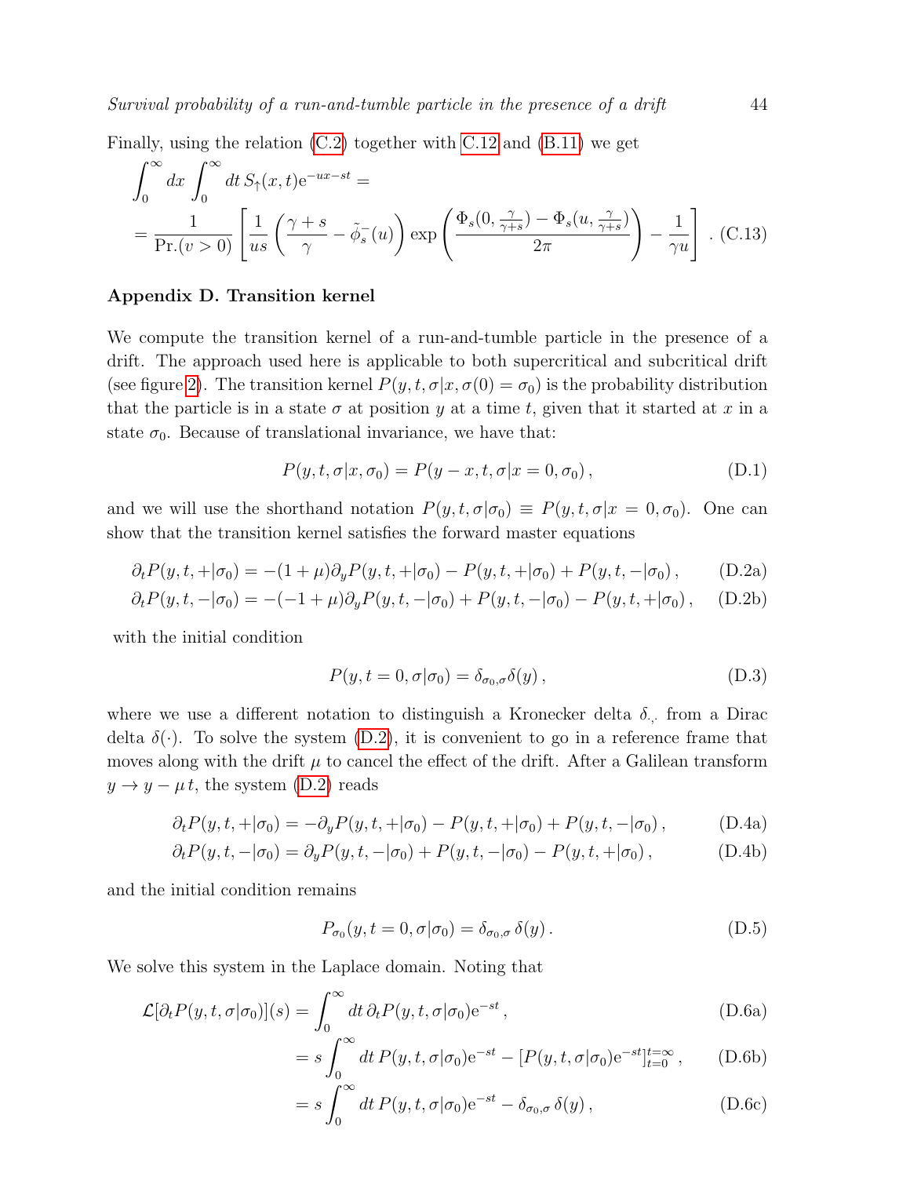Finally, using the relation (C.2) together with C.12 and (B.11) we get

$$\int_0^\infty dx \int_0^\infty dt\, S_\uparrow(x,t) \mathrm{e}^{-ux-st} =$$

$$= \frac{1}{\mathrm{Pr.}(v>0)} \left[ \frac{1}{us} \left( \frac{\gamma+s}{\gamma} - \tilde{\phi}_s^-(u) \right) \exp\left( \frac{\Phi_s(0, \frac{\gamma}{\gamma+s}) - \Phi_s(u, \frac{\gamma}{\gamma+s})}{2\pi} \right) - \frac{1}{\gamma u} \right] . \quad \text{(C.13)}$$

## Appendix D. Transition kernel

We compute the transition kernel of a run-and-tumble particle in the presence of a drift. The approach used here is applicable to both supercritical and subcritical drift (see figure 2). The transition kernel $P(y,t,\sigma|x,\sigma(0)=\sigma_0)$ is the probability distribution that the particle is in a state $\sigma$ at position $y$ at a time $t$, given that it started at $x$ in a state $\sigma_0$. Because of translational invariance, we have that:

$$P(y,t,\sigma|x,\sigma_0) = P(y-x,t,\sigma|x=0,\sigma_0)\,, \quad \text{(D.1)}$$

and we will use the shorthand notation $P(y,t,\sigma|\sigma_0) \equiv P(y,t,\sigma|x=0,\sigma_0)$. One can show that the transition kernel satisfies the forward master equations

$$\partial_t P(y,t,+|\sigma_0) = -(1+\mu)\partial_y P(y,t,+|\sigma_0) - P(y,t,+|\sigma_0) + P(y,t,-|\sigma_0)\,, \quad \text{(D.2a)}$$

$$\partial_t P(y,t,-|\sigma_0) = -(-1+\mu)\partial_y P(y,t,-|\sigma_0) + P(y,t,-|\sigma_0) - P(y,t,+|\sigma_0)\,, \quad \text{(D.2b)}$$

with the initial condition

$$P(y,t=0,\sigma|\sigma_0) = \delta_{\sigma_0,\sigma}\delta(y)\,, \quad \text{(D.3)}$$

where we use a different notation to distinguish a Kronecker delta $\delta_{\cdot,\cdot}$ from a Dirac delta $\delta(\cdot)$. To solve the system (D.2), it is convenient to go in a reference frame that moves along with the drift $\mu$ to cancel the effect of the drift. After a Galilean transform $y \to y - \mu\, t$, the system (D.2) reads

$$\partial_t P(y,t,+|\sigma_0) = -\partial_y P(y,t,+|\sigma_0) - P(y,t,+|\sigma_0) + P(y,t,-|\sigma_0)\,, \quad \text{(D.4a)}$$

$$\partial_t P(y,t,-|\sigma_0) = \partial_y P(y,t,-|\sigma_0) + P(y,t,-|\sigma_0) - P(y,t,+|\sigma_0)\,, \quad \text{(D.4b)}$$

and the initial condition remains

$$P_{\sigma_0}(y,t=0,\sigma|\sigma_0) = \delta_{\sigma_0,\sigma}\,\delta(y)\,. \quad \text{(D.5)}$$

We solve this system in the Laplace domain. Noting that

$$\mathcal{L}[\partial_t P(y,t,\sigma|\sigma_0)](s) = \int_0^\infty dt\, \partial_t P(y,t,\sigma|\sigma_0) \mathrm{e}^{-st}\,, \quad \text{(D.6a)}$$

$$= s\int_0^\infty dt\, P(y,t,\sigma|\sigma_0) \mathrm{e}^{-st} - \left[P(y,t,\sigma|\sigma_0)\mathrm{e}^{-st}\right]_{t=0}^{t=\infty}\,, \quad \text{(D.6b)}$$

$$= s\int_0^\infty dt\, P(y,t,\sigma|\sigma_0) \mathrm{e}^{-st} - \delta_{\sigma_0,\sigma}\,\delta(y)\,, \quad \text{(D.6c)}$$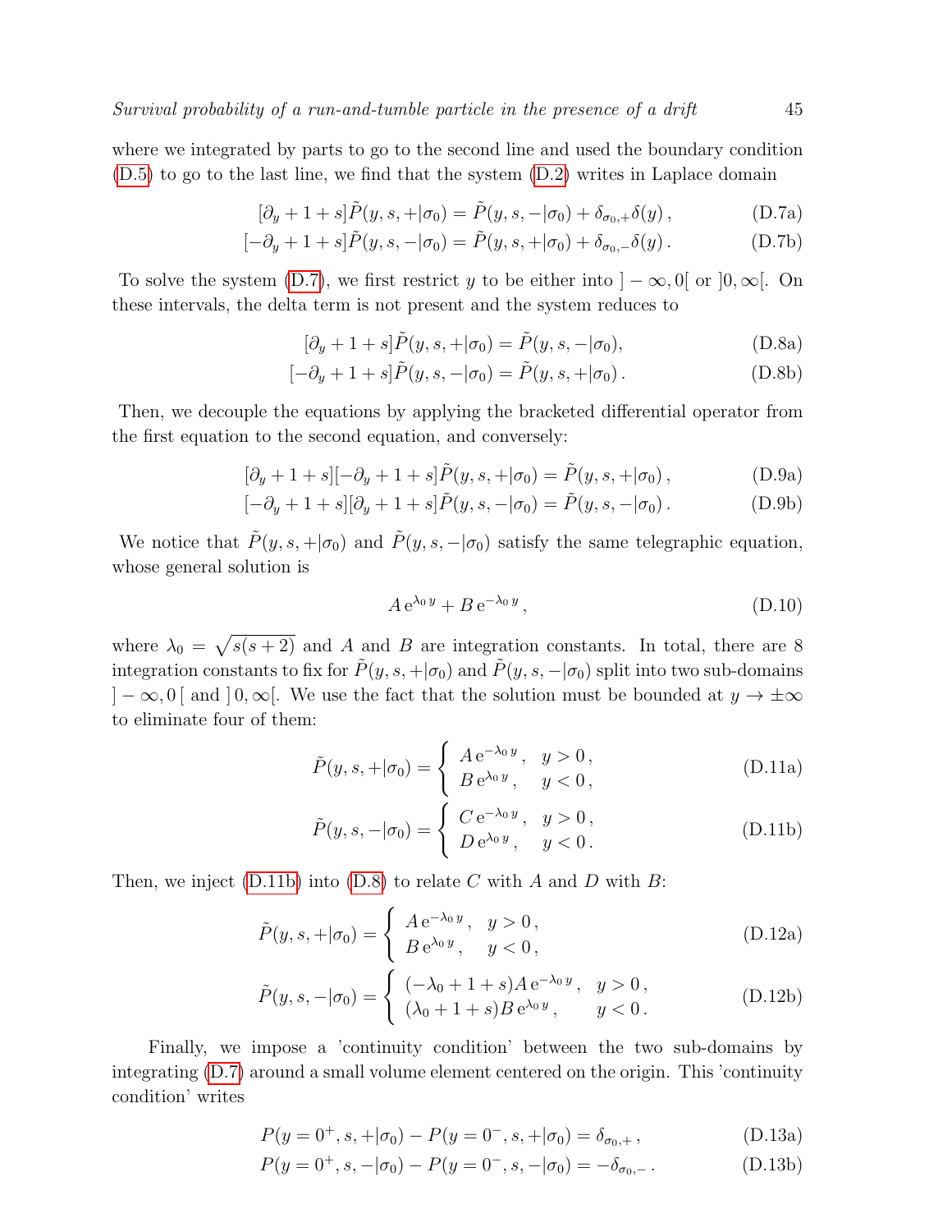where we integrated by parts to go to the second line and used the boundary condition (D.5) to go to the last line, we find that the system (D.2) writes in Laplace domain

$$[\partial_y + 1 + s]\tilde{P}(y, s, +|\sigma_0) = \tilde{P}(y, s, -|\sigma_0) + \delta_{\sigma_0,+}\delta(y)\,, \tag{D.7a}$$

$$[-\partial_y + 1 + s]\tilde{P}(y, s, -|\sigma_0) = \tilde{P}(y, s, +|\sigma_0) + \delta_{\sigma_0,-}\delta(y)\,. \tag{D.7b}$$

To solve the system (D.7), we first restrict $y$ to be either into $]-\infty, 0[$ or $]0, \infty[$. On these intervals, the delta term is not present and the system reduces to

$$[\partial_y + 1 + s]\tilde{P}(y, s, +|\sigma_0) = \tilde{P}(y, s, -|\sigma_0), \tag{D.8a}$$

$$[-\partial_y + 1 + s]\tilde{P}(y, s, -|\sigma_0) = \tilde{P}(y, s, +|\sigma_0)\,. \tag{D.8b}$$

Then, we decouple the equations by applying the bracketed differential operator from the first equation to the second equation, and conversely:

$$[\partial_y + 1 + s][-\partial_y + 1 + s]\tilde{P}(y, s, +|\sigma_0) = \tilde{P}(y, s, +|\sigma_0)\,, \tag{D.9a}$$

$$[-\partial_y + 1 + s][\partial_y + 1 + s]\tilde{P}(y, s, -|\sigma_0) = \tilde{P}(y, s, -|\sigma_0)\,. \tag{D.9b}$$

We notice that $\tilde{P}(y, s, +|\sigma_0)$ and $\tilde{P}(y, s, -|\sigma_0)$ satisfy the same telegraphic equation, whose general solution is

$$A\,\mathrm{e}^{\lambda_0\, y} + B\,\mathrm{e}^{-\lambda_0\, y}\,, \tag{D.10}$$

where $\lambda_0 = \sqrt{s(s+2)}$ and $A$ and $B$ are integration constants. In total, there are 8 integration constants to fix for $\tilde{P}(y, s, +|\sigma_0)$ and $\tilde{P}(y, s, -|\sigma_0)$ split into two sub-domains $]-\infty, 0\,[$ and $]\,0, \infty[$. We use the fact that the solution must be bounded at $y \to \pm\infty$ to eliminate four of them:

$$\tilde{P}(y, s, +|\sigma_0) = \begin{cases} A\,\mathrm{e}^{-\lambda_0\, y}\,, & y > 0\,, \\ B\,\mathrm{e}^{\lambda_0\, y}\,, & y < 0\,, \end{cases} \tag{D.11a}$$

$$\tilde{P}(y, s, -|\sigma_0) = \begin{cases} C\,\mathrm{e}^{-\lambda_0\, y}\,, & y > 0\,, \\ D\,\mathrm{e}^{\lambda_0\, y}\,, & y < 0\,. \end{cases} \tag{D.11b}$$

Then, we inject (D.11b) into (D.8) to relate $C$ with $A$ and $D$ with $B$:

$$\tilde{P}(y, s, +|\sigma_0) = \begin{cases} A\,\mathrm{e}^{-\lambda_0\, y}\,, & y > 0\,, \\ B\,\mathrm{e}^{\lambda_0\, y}\,, & y < 0\,, \end{cases} \tag{D.12a}$$

$$\tilde{P}(y, s, -|\sigma_0) = \begin{cases} (-\lambda_0 + 1 + s)A\,\mathrm{e}^{-\lambda_0\, y}\,, & y > 0\,, \\ (\lambda_0 + 1 + s)B\,\mathrm{e}^{\lambda_0\, y}\,, & y < 0\,. \end{cases} \tag{D.12b}$$

Finally, we impose a 'continuity condition' between the two sub-domains by integrating (D.7) around a small volume element centered on the origin. This 'continuity condition' writes

$$P(y = 0^+, s, +|\sigma_0) - P(y = 0^-, s, +|\sigma_0) = \delta_{\sigma_0,+}\,, \tag{D.13a}$$

$$P(y = 0^+, s, -|\sigma_0) - P(y = 0^-, s, -|\sigma_0) = -\delta_{\sigma_0,-}\,. \tag{D.13b}$$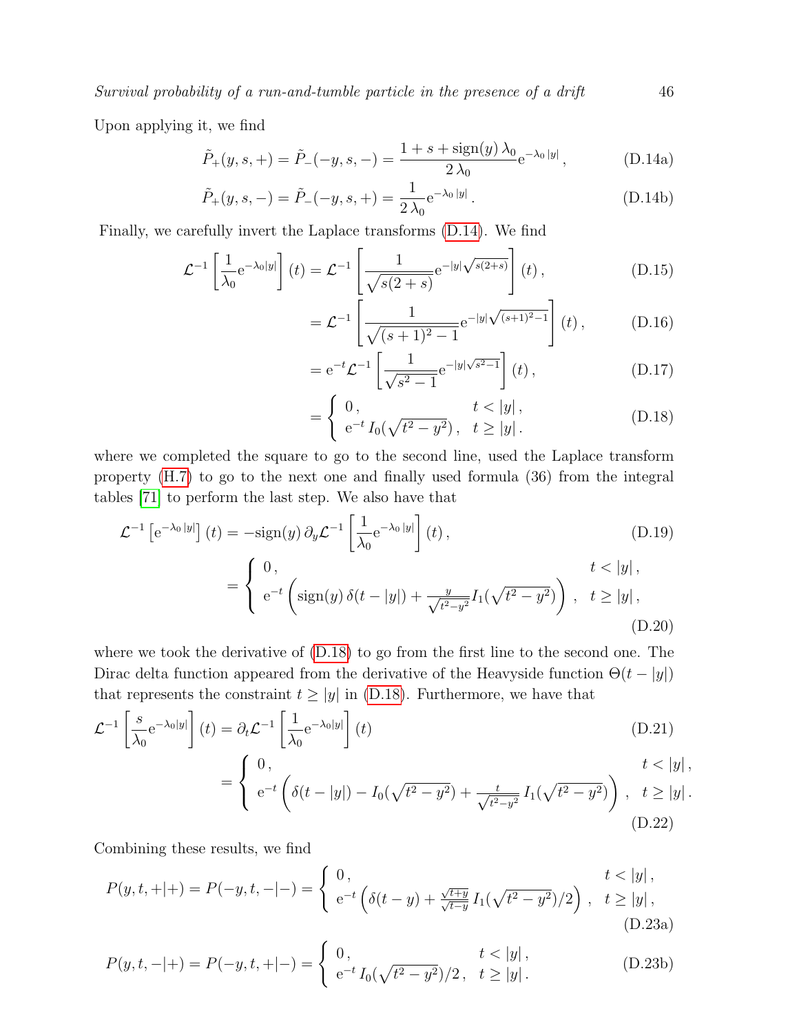Upon applying it, we find

$$\tilde{P}_+(y,s,+) = \tilde{P}_-(-y,s,-) = \frac{1+s+\mathrm{sign}(y)\,\lambda_0}{2\,\lambda_0}\mathrm{e}^{-\lambda_0\,|y|}\,, \tag{D.14a}$$

$$\tilde{P}_+(y,s,-) = \tilde{P}_-(-y,s,+) = \frac{1}{2\,\lambda_0}\mathrm{e}^{-\lambda_0\,|y|}\,. \tag{D.14b}$$

Finally, we carefully invert the Laplace transforms (D.14). We find

$$\mathcal{L}^{-1}\left[\frac{1}{\lambda_0}\mathrm{e}^{-\lambda_0|y|}\right](t) = \mathcal{L}^{-1}\left[\frac{1}{\sqrt{s(2+s)}}\mathrm{e}^{-|y|\sqrt{s(2+s)}}\right](t)\,, \tag{D.15}$$

$$= \mathcal{L}^{-1}\left[\frac{1}{\sqrt{(s+1)^2-1}}\mathrm{e}^{-|y|\sqrt{(s+1)^2-1}}\right](t)\,, \tag{D.16}$$

$$= \mathrm{e}^{-t}\mathcal{L}^{-1}\left[\frac{1}{\sqrt{s^2-1}}\mathrm{e}^{-|y|\sqrt{s^2-1}}\right](t)\,, \tag{D.17}$$

$$= \begin{cases} 0\,, & t<|y|\,, \\ \mathrm{e}^{-t}\,I_0(\sqrt{t^2-y^2})\,, & t\geq |y|\,. \end{cases} \tag{D.18}$$

where we completed the square to go to the second line, used the Laplace transform property (H.7) to go to the next one and finally used formula (36) from the integral tables [71] to perform the last step. We also have that

$$\mathcal{L}^{-1}\left[\mathrm{e}^{-\lambda_0\,|y|}\right](t) = -\mathrm{sign}(y)\,\partial_y\mathcal{L}^{-1}\left[\frac{1}{\lambda_0}\mathrm{e}^{-\lambda_0\,|y|}\right](t)\,, \tag{D.19}$$

$$= \begin{cases} 0\,, & t<|y|\,, \\ \mathrm{e}^{-t}\left(\mathrm{sign}(y)\,\delta(t-|y|) + \frac{y}{\sqrt{t^2-y^2}}I_1(\sqrt{t^2-y^2})\right)\,, & t\geq |y|\,, \end{cases} \tag{D.20}$$

where we took the derivative of (D.18) to go from the first line to the second one. The Dirac delta function appeared from the derivative of the Heavyside function $\Theta(t-|y|)$ that represents the constraint $t\geq|y|$ in (D.18). Furthermore, we have that

$$\mathcal{L}^{-1}\left[\frac{s}{\lambda_0}\mathrm{e}^{-\lambda_0|y|}\right](t) = \partial_t\mathcal{L}^{-1}\left[\frac{1}{\lambda_0}\mathrm{e}^{-\lambda_0|y|}\right](t) \tag{D.21}$$

$$= \begin{cases} 0\,, & t<|y|\,, \\ \mathrm{e}^{-t}\left(\delta(t-|y|) - I_0(\sqrt{t^2-y^2}) + \frac{t}{\sqrt{t^2-y^2}}\,I_1(\sqrt{t^2-y^2})\right)\,, & t\geq |y|\,. \end{cases} \tag{D.22}$$

Combining these results, we find

$$P(y,t,+|+) = P(-y,t,-|-) = \begin{cases} 0\,, & t<|y|\,, \\ \mathrm{e}^{-t}\left(\delta(t-y) + \frac{\sqrt{t+y}}{\sqrt{t-y}}\,I_1(\sqrt{t^2-y^2})/2\right)\,, & t\geq |y|\,, \end{cases} \tag{D.23a}$$

$$P(y,t,-|+) = P(-y,t,+|-) = \begin{cases} 0\,, & t<|y|\,, \\ \mathrm{e}^{-t}\,I_0(\sqrt{t^2-y^2})/2\,, & t\geq |y|\,. \end{cases} \tag{D.23b}$$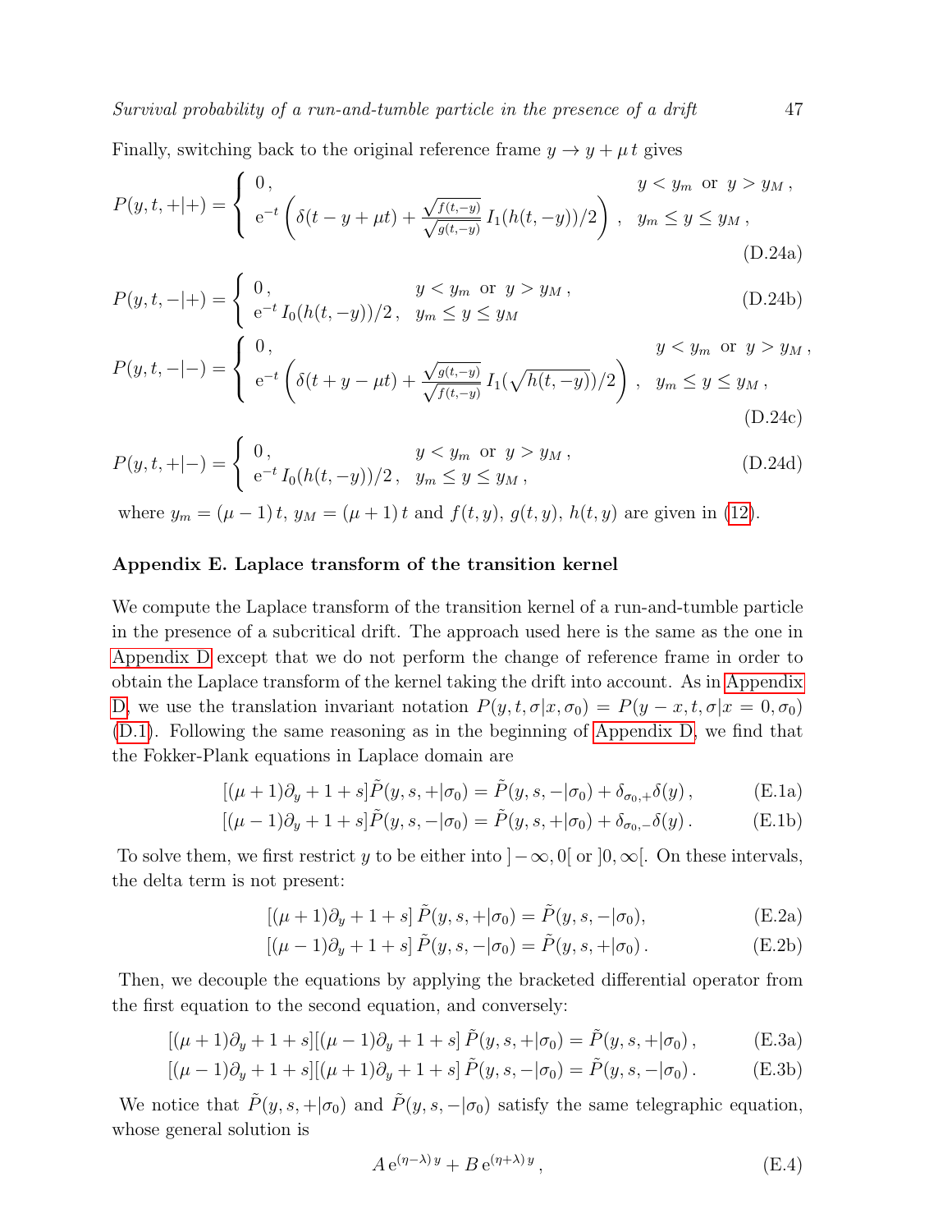Finally, switching back to the original reference frame $y \to y + \mu\, t$ gives

$$P(y,t,+|+) = \begin{cases} 0\,, & y < y_m \text{ or } y > y_M\,, \\ \mathrm{e}^{-t}\left(\delta(t - y + \mu t) + \frac{\sqrt{f(t,-y)}}{\sqrt{g(t,-y)}}\, I_1(h(t,-y))/2\right)\,, & y_m \le y \le y_M\,, \end{cases} \tag{D.24a}$$

$$P(y,t,-|+) = \begin{cases} 0\,, & y < y_m \text{ or } y > y_M\,, \\ \mathrm{e}^{-t}\, I_0(h(t,-y))/2\,, & y_m \le y \le y_M \end{cases} \tag{D.24b}$$

$$P(y,t,-|-) = \begin{cases} 0\,, & y < y_m \text{ or } y > y_M\,, \\ \mathrm{e}^{-t}\left(\delta(t + y - \mu t) + \frac{\sqrt{g(t,-y)}}{\sqrt{f(t,-y)}}\, I_1(\sqrt{h(t,-y)})/2\right)\,, & y_m \le y \le y_M\,, \end{cases} \tag{D.24c}$$

$$P(y,t,+|-) = \begin{cases} 0\,, & y < y_m \text{ or } y > y_M\,, \\ \mathrm{e}^{-t}\, I_0(h(t,-y))/2\,, & y_m \le y \le y_M\,, \end{cases} \tag{D.24d}$$

where $y_m = (\mu - 1)\,t$, $y_M = (\mu + 1)\,t$ and $f(t,y)$, $g(t,y)$, $h(t,y)$ are given in (12).

### Appendix E. Laplace transform of the transition kernel

We compute the Laplace transform of the transition kernel of a run-and-tumble particle in the presence of a subcritical drift. The approach used here is the same as the one in Appendix D except that we do not perform the change of reference frame in order to obtain the Laplace transform of the kernel taking the drift into account. As in Appendix D, we use the translation invariant notation $P(y,t,\sigma|x,\sigma_0) = P(y - x, t, \sigma|x = 0, \sigma_0)$ (D.1). Following the same reasoning as in the beginning of Appendix D, we find that the Fokker-Plank equations in Laplace domain are

$$[(\mu + 1)\partial_y + 1 + s]\tilde{P}(y,s,+|\sigma_0) = \tilde{P}(y,s,-|\sigma_0) + \delta_{\sigma_0,+}\delta(y)\,, \tag{E.1a}$$

$$[(\mu - 1)\partial_y + 1 + s]\tilde{P}(y,s,-|\sigma_0) = \tilde{P}(y,s,+|\sigma_0) + \delta_{\sigma_0,-}\delta(y)\,. \tag{E.1b}$$

To solve them, we first restrict $y$ to be either into $]-\infty, 0[$ or $]0, \infty[$. On these intervals, the delta term is not present:

$$[(\mu + 1)\partial_y + 1 + s]\,\tilde{P}(y,s,+|\sigma_0) = \tilde{P}(y,s,-|\sigma_0), \tag{E.2a}$$

$$[(\mu - 1)\partial_y + 1 + s]\,\tilde{P}(y,s,-|\sigma_0) = \tilde{P}(y,s,+|\sigma_0)\,. \tag{E.2b}$$

Then, we decouple the equations by applying the bracketed differential operator from the first equation to the second equation, and conversely:

$$[(\mu + 1)\partial_y + 1 + s][(\mu - 1)\partial_y + 1 + s]\,\tilde{P}(y,s,+|\sigma_0) = \tilde{P}(y,s,+|\sigma_0)\,, \tag{E.3a}$$

$$[(\mu - 1)\partial_y + 1 + s][(\mu + 1)\partial_y + 1 + s]\,\tilde{P}(y,s,-|\sigma_0) = \tilde{P}(y,s,-|\sigma_0)\,. \tag{E.3b}$$

We notice that $\tilde{P}(y,s,+|\sigma_0)$ and $\tilde{P}(y,s,-|\sigma_0)$ satisfy the same telegraphic equation, whose general solution is

$$A\,\mathrm{e}^{(\eta - \lambda)\,y} + B\,\mathrm{e}^{(\eta + \lambda)\,y}\,, \tag{E.4}$$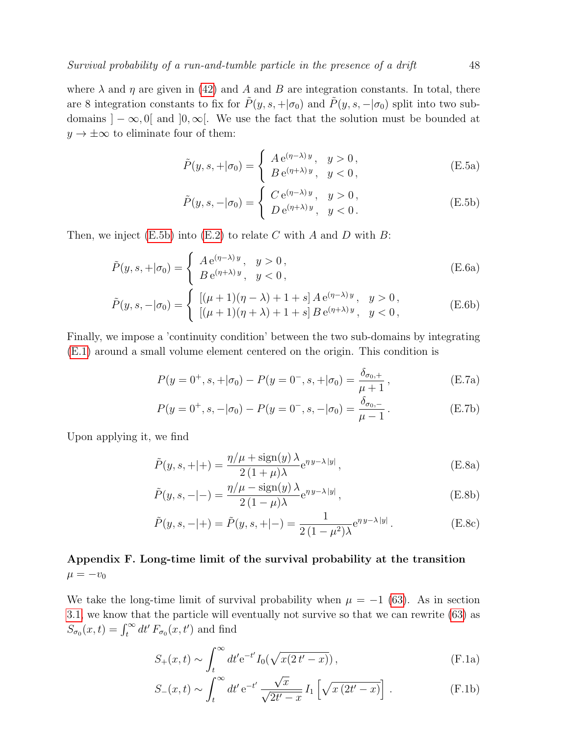where $\lambda$ and $\eta$ are given in (42) and $A$ and $B$ are integration constants. In total, there are 8 integration constants to fix for $\tilde{P}(y,s,+|\sigma_0)$ and $\tilde{P}(y,s,-|\sigma_0)$ split into two sub-domains $]-\infty,0[$ and $]0,\infty[$. We use the fact that the solution must be bounded at $y\to\pm\infty$ to eliminate four of them:

$$\tilde{P}(y,s,+|\sigma_0) = \begin{cases} A\,\mathrm{e}^{(\eta-\lambda)\,y}\,, & y>0\,,\\ B\,\mathrm{e}^{(\eta+\lambda)\,y}\,, & y<0\,, \end{cases} \tag{E.5a}$$

$$\tilde{P}(y,s,-|\sigma_0) = \begin{cases} C\,\mathrm{e}^{(\eta-\lambda)\,y}\,, & y>0\,,\\ D\,\mathrm{e}^{(\eta+\lambda)\,y}\,, & y<0\,. \end{cases} \tag{E.5b}$$

Then, we inject (E.5b) into (E.2) to relate $C$ with $A$ and $D$ with $B$:

$$\tilde{P}(y,s,+|\sigma_0) = \begin{cases} A\,\mathrm{e}^{(\eta-\lambda)\,y}\,, & y>0\,,\\ B\,\mathrm{e}^{(\eta+\lambda)\,y}\,, & y<0\,, \end{cases} \tag{E.6a}$$

$$\tilde{P}(y,s,-|\sigma_0) = \begin{cases} [(\mu+1)(\eta-\lambda)+1+s]\,A\,\mathrm{e}^{(\eta-\lambda)\,y}\,, & y>0\,,\\ [(\mu+1)(\eta+\lambda)+1+s]\,B\,\mathrm{e}^{(\eta+\lambda)\,y}\,, & y<0\,, \end{cases} \tag{E.6b}$$

Finally, we impose a 'continuity condition' between the two sub-domains by integrating (E.1) around a small volume element centered on the origin. This condition is

$$P(y=0^+,s,+|\sigma_0) - P(y=0^-,s,+|\sigma_0) = \frac{\delta_{\sigma_0,+}}{\mu+1}\,, \tag{E.7a}$$

$$P(y=0^+,s,-|\sigma_0) - P(y=0^-,s,-|\sigma_0) = \frac{\delta_{\sigma_0,-}}{\mu-1}\,. \tag{E.7b}$$

Upon applying it, we find

$$\tilde{P}(y,s,+|+) = \frac{\eta/\mu + \mathrm{sign}(y)\,\lambda}{2\,(1+\mu)\lambda}\mathrm{e}^{\eta\,y-\lambda\,|y|}\,, \tag{E.8a}$$

$$\tilde{P}(y,s,-|-) = \frac{\eta/\mu - \mathrm{sign}(y)\,\lambda}{2\,(1-\mu)\lambda}\mathrm{e}^{\eta\,y-\lambda\,|y|}\,, \tag{E.8b}$$

$$\tilde{P}(y,s,-|+) = \tilde{P}(y,s,+|-) = \frac{1}{2\,(1-\mu^2)\lambda}\mathrm{e}^{\eta\,y-\lambda\,|y|}\,. \tag{E.8c}$$

## Appendix F. Long-time limit of the survival probability at the transition $\mu = -v_0$

We take the long-time limit of survival probability when $\mu=-1$ (63). As in section 3.1, we know that the particle will eventually not survive so that we can rewrite (63) as $S_{\sigma_0}(x,t)=\int_t^\infty dt'\,F_{\sigma_0}(x,t')$ and find

$$S_+(x,t) \sim \int_t^\infty dt'\mathrm{e}^{-t'}I_0(\sqrt{x(2\,t'-x)})\,, \tag{F.1a}$$

$$S_-(x,t) \sim \int_t^\infty dt'\,\mathrm{e}^{-t'}\,\frac{\sqrt{x}}{\sqrt{2t'-x}}\,I_1\left[\sqrt{x\,(2t'-x)}\right]\,. \tag{F.1b}$$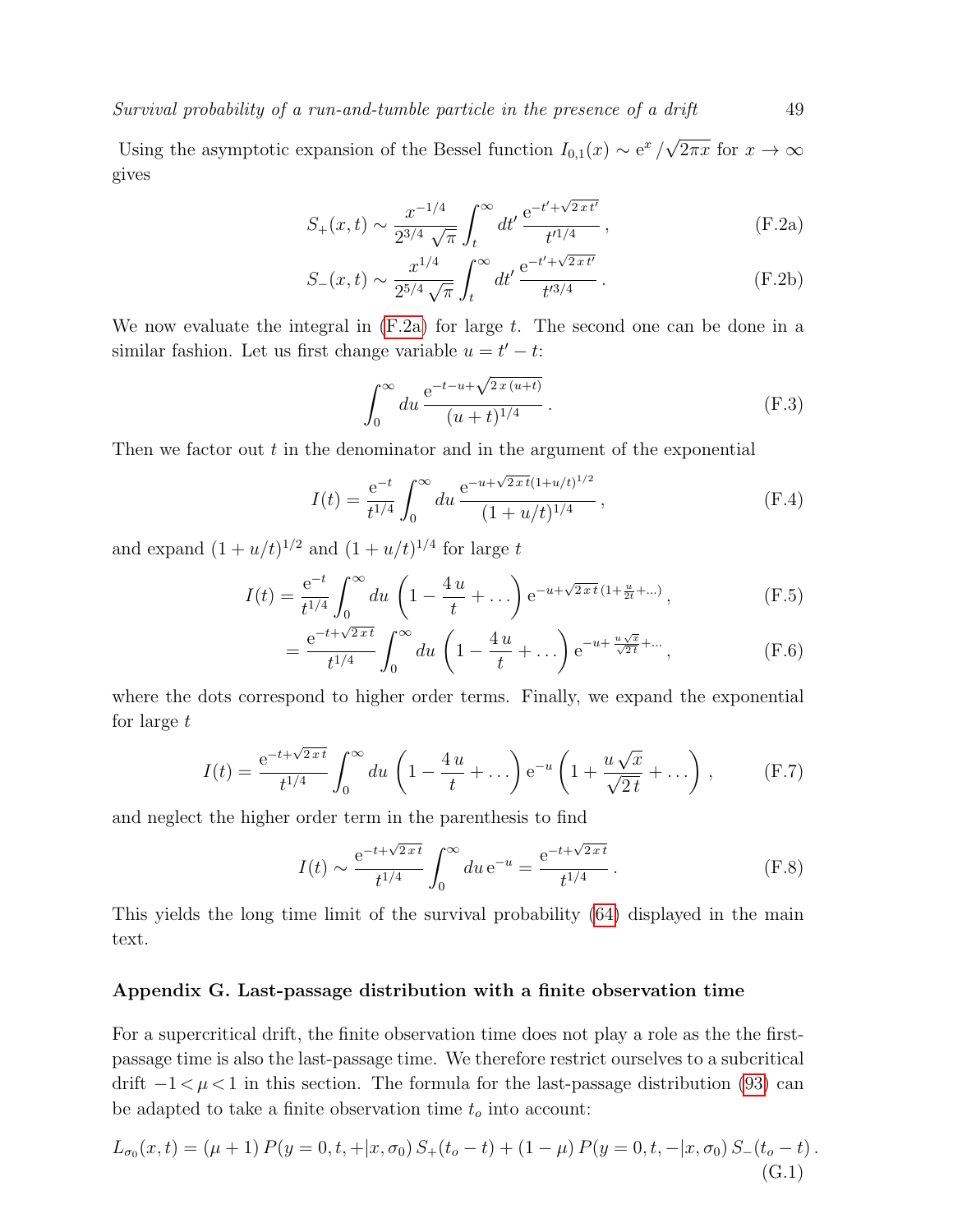Using the asymptotic expansion of the Bessel function $I_{0,1}(x) \sim \mathrm{e}^x / \sqrt{2\pi x}$ for $x \to \infty$ gives

$$S_+(x,t) \sim \frac{x^{-1/4}}{2^{3/4}\sqrt{\pi}} \int_t^\infty dt' \, \frac{\mathrm{e}^{-t'+\sqrt{2\,x\,t'}}}{t'^{1/4}} \,, \tag{F.2a}$$

$$S_-(x,t) \sim \frac{x^{1/4}}{2^{5/4}\sqrt{\pi}} \int_t^\infty dt' \, \frac{\mathrm{e}^{-t'+\sqrt{2\,x\,t'}}}{t'^{3/4}} \,. \tag{F.2b}$$

We now evaluate the integral in (F.2a) for large $t$. The second one can be done in a similar fashion. Let us first change variable $u = t' - t$:

$$\int_0^\infty du \, \frac{\mathrm{e}^{-t-u+\sqrt{2\,x\,(u+t)}}}{(u+t)^{1/4}} \,. \tag{F.3}$$

Then we factor out $t$ in the denominator and in the argument of the exponential

$$I(t) = \frac{\mathrm{e}^{-t}}{t^{1/4}} \int_0^\infty du \, \frac{\mathrm{e}^{-u+\sqrt{2\,x\,t}(1+u/t)^{1/2}}}{(1+u/t)^{1/4}} \,, \tag{F.4}$$

and expand $(1+u/t)^{1/2}$ and $(1+u/t)^{1/4}$ for large $t$

$$I(t) = \frac{\mathrm{e}^{-t}}{t^{1/4}} \int_0^\infty du \left(1 - \frac{4\,u}{t} + \dots\right) \mathrm{e}^{-u+\sqrt{2\,x\,t}\,(1+\frac{u}{2t}+\dots)} \,, \tag{F.5}$$

$$= \frac{\mathrm{e}^{-t+\sqrt{2\,x\,t}}}{t^{1/4}} \int_0^\infty du \left(1 - \frac{4\,u}{t} + \dots\right) \mathrm{e}^{-u+\frac{u\sqrt{x}}{\sqrt{2t}}+\dots} \,, \tag{F.6}$$

where the dots correspond to higher order terms. Finally, we expand the exponential for large $t$

$$I(t) = \frac{\mathrm{e}^{-t+\sqrt{2\,x\,t}}}{t^{1/4}} \int_0^\infty du \left(1 - \frac{4\,u}{t} + \dots\right) \mathrm{e}^{-u} \left(1 + \frac{u\sqrt{x}}{\sqrt{2\,t}} + \dots\right) \,, \tag{F.7}$$

and neglect the higher order term in the parenthesis to find

$$I(t) \sim \frac{\mathrm{e}^{-t+\sqrt{2\,x\,t}}}{t^{1/4}} \int_0^\infty du \, \mathrm{e}^{-u} = \frac{\mathrm{e}^{-t+\sqrt{2\,x\,t}}}{t^{1/4}} \,. \tag{F.8}$$

This yields the long time limit of the survival probability (64) displayed in the main text.

## Appendix G. Last-passage distribution with a finite observation time

For a supercritical drift, the finite observation time does not play a role as the the first-passage time is also the last-passage time. We therefore restrict ourselves to a subcritical drift $-1 < \mu < 1$ in this section. The formula for the last-passage distribution (93) can be adapted to take a finite observation time $t_o$ into account:

$$L_{\sigma_0}(x,t) = (\mu+1)\, P(y=0,t,+|x,\sigma_0)\, S_+(t_o - t) + (1-\mu)\, P(y=0,t,-|x,\sigma_0)\, S_-(t_o - t) \,. \tag{G.1}$$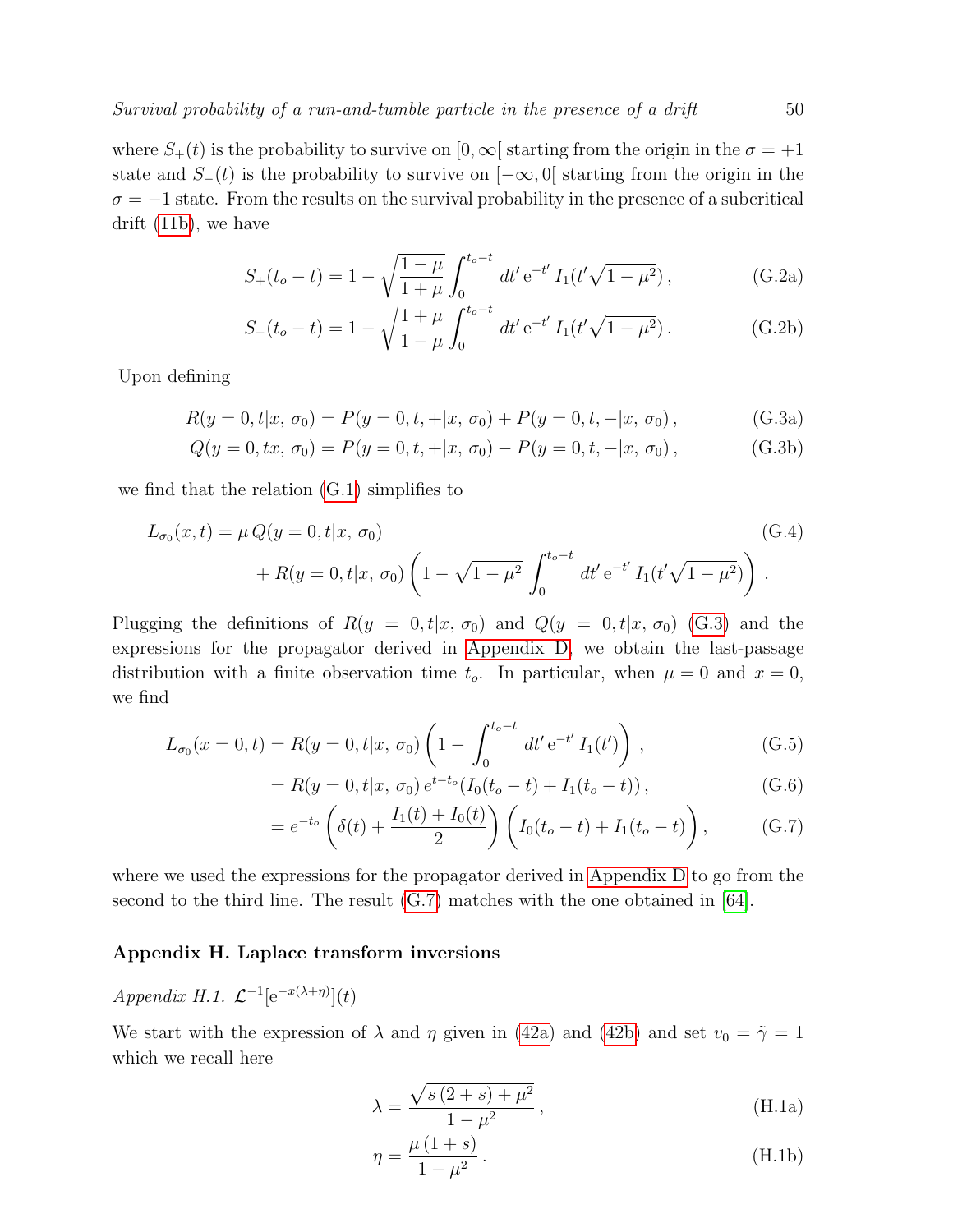where $S_+(t)$ is the probability to survive on $[0, \infty[$ starting from the origin in the $\sigma = +1$ state and $S_-(t)$ is the probability to survive on $[-\infty, 0[$ starting from the origin in the $\sigma = -1$ state. From the results on the survival probability in the presence of a subcritical drift (11b), we have

$$S_+(t_o - t) = 1 - \sqrt{\frac{1-\mu}{1+\mu}} \int_0^{t_o - t} dt' \, \mathrm{e}^{-t'} \, I_1(t'\sqrt{1-\mu^2}) \,, \tag{G.2a}$$

$$S_-(t_o - t) = 1 - \sqrt{\frac{1+\mu}{1-\mu}} \int_0^{t_o - t} dt' \, \mathrm{e}^{-t'} \, I_1(t'\sqrt{1-\mu^2}) \,. \tag{G.2b}$$

Upon defining

$$R(y=0, t|x, \sigma_0) = P(y=0, t, +|x, \sigma_0) + P(y=0, t, -|x, \sigma_0) \,, \tag{G.3a}$$

$$Q(y=0, tx, \sigma_0) = P(y=0, t, +|x, \sigma_0) - P(y=0, t, -|x, \sigma_0) \,, \tag{G.3b}$$

we find that the relation (G.1) simplifies to

$$\begin{aligned} L_{\sigma_0}(x, t) = \mu \, Q(y=0, t|x, \sigma_0) \\ + R(y=0, t|x, \sigma_0) \left( 1 - \sqrt{1-\mu^2} \int_0^{t_o - t} dt' \, \mathrm{e}^{-t'} \, I_1(t'\sqrt{1-\mu^2}) \right) . \end{aligned} \tag{G.4}$$

Plugging the definitions of $R(y = 0, t|x, \sigma_0)$ and $Q(y = 0, t|x, \sigma_0)$ (G.3) and the expressions for the propagator derived in Appendix D, we obtain the last-passage distribution with a finite observation time $t_o$. In particular, when $\mu = 0$ and $x = 0$, we find

$$L_{\sigma_0}(x=0, t) = R(y=0, t|x, \sigma_0) \left( 1 - \int_0^{t_o - t} dt' \, \mathrm{e}^{-t'} \, I_1(t') \right) , \tag{G.5}$$

$$= R(y=0, t|x, \sigma_0) \, e^{t - t_o} (I_0(t_o - t) + I_1(t_o - t)) \,, \tag{G.6}$$

$$= e^{-t_o} \left( \delta(t) + \frac{I_1(t) + I_0(t)}{2} \right) \left( I_0(t_o - t) + I_1(t_o - t) \right) , \tag{G.7}$$

where we used the expressions for the propagator derived in Appendix D to go from the second to the third line. The result (G.7) matches with the one obtained in [64].

## Appendix H. Laplace transform inversions

*Appendix H.1.* $\mathcal{L}^{-1}[\mathrm{e}^{-x(\lambda+\eta)}](t)$

We start with the expression of $\lambda$ and $\eta$ given in (42a) and (42b) and set $v_0 = \tilde{\gamma} = 1$ which we recall here

$$\lambda = \frac{\sqrt{s\,(2+s) + \mu^2}}{1-\mu^2} \,, \tag{H.1a}$$

$$\eta = \frac{\mu\,(1+s)}{1-\mu^2} \,. \tag{H.1b}$$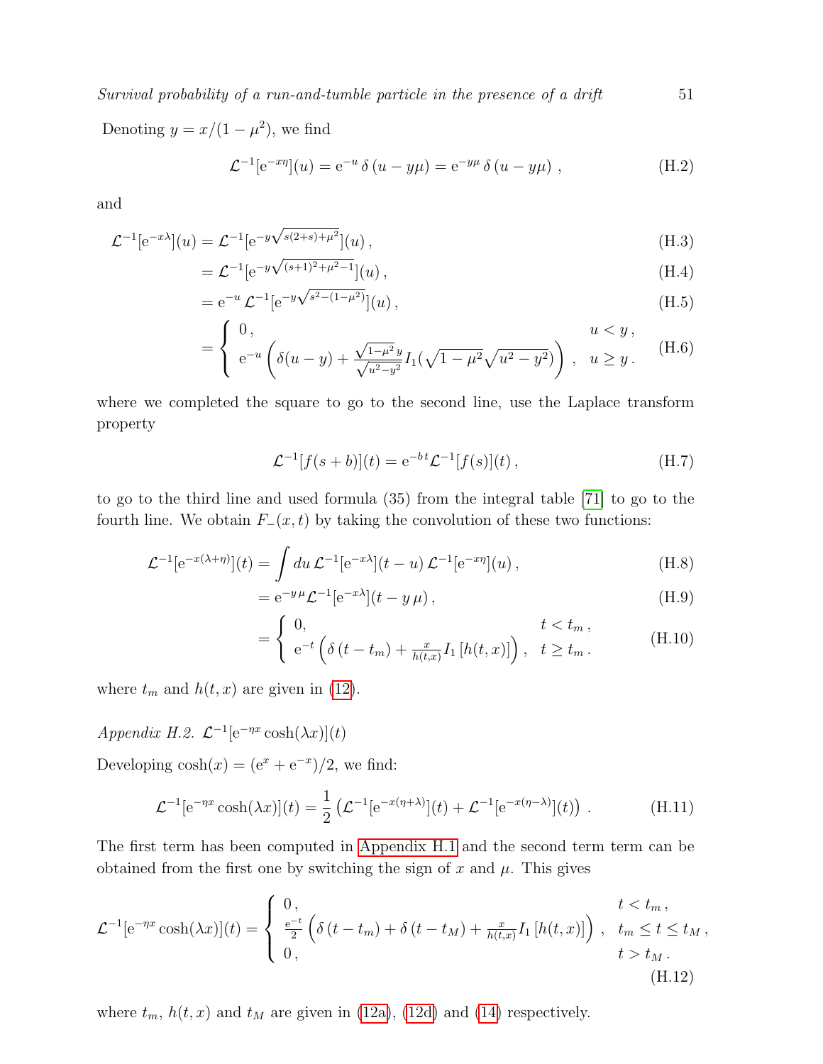Denoting $y = x/(1-\mu^2)$, we find

$$
\mathcal{L}^{-1}[\mathrm{e}^{-x\eta}](u) = \mathrm{e}^{-u}\,\delta\left(u - y\mu\right) = \mathrm{e}^{-y\mu}\,\delta\left(u - y\mu\right)\,, \tag{H.2}
$$

and

$$
\begin{aligned}
\mathcal{L}^{-1}[\mathrm{e}^{-x\lambda}](u) &= \mathcal{L}^{-1}[\mathrm{e}^{-y\sqrt{s(2+s)+\mu^2}}](u)\,, && \text{(H.3)}\\
&= \mathcal{L}^{-1}[\mathrm{e}^{-y\sqrt{(s+1)^2+\mu^2-1}}](u)\,, && \text{(H.4)}\\
&= \mathrm{e}^{-u}\,\mathcal{L}^{-1}[\mathrm{e}^{-y\sqrt{s^2-(1-\mu^2)}}](u)\,, && \text{(H.5)}\\
&= \begin{cases} 0\,, & u < y\,,\\ \mathrm{e}^{-u}\left(\delta(u-y) + \frac{\sqrt{1-\mu^2}\,y}{\sqrt{u^2-y^2}} I_1(\sqrt{1-\mu^2}\sqrt{u^2-y^2})\right)\,, & u \geq y\,. \end{cases} && \text{(H.6)}
\end{aligned}
$$

where we completed the square to go to the second line, use the Laplace transform property

$$
\mathcal{L}^{-1}[f(s+b)](t) = \mathrm{e}^{-b\,t}\mathcal{L}^{-1}[f(s)](t)\,, \tag{H.7}
$$

to go to the third line and used formula (35) from the integral table [71] to go to the fourth line. We obtain $F_{-}(x,t)$ by taking the convolution of these two functions:

$$
\begin{aligned}
\mathcal{L}^{-1}[\mathrm{e}^{-x(\lambda+\eta)}](t) &= \int du\,\mathcal{L}^{-1}[\mathrm{e}^{-x\lambda}](t-u)\,\mathcal{L}^{-1}[\mathrm{e}^{-x\eta}](u)\,, && \text{(H.8)}\\
&= \mathrm{e}^{-y\,\mu}\mathcal{L}^{-1}[\mathrm{e}^{-x\lambda}](t - y\,\mu)\,, && \text{(H.9)}\\
&= \begin{cases} 0, & t < t_m\,,\\ \mathrm{e}^{-t}\left(\delta\left(t - t_m\right) + \frac{x}{h(t,x)} I_1\left[h(t,x)\right]\right)\,, & t \geq t_m\,. \end{cases} && \text{(H.10)}
\end{aligned}
$$

where $t_m$ and $h(t,x)$ are given in (12).

*Appendix H.2.* $\mathcal{L}^{-1}[\mathrm{e}^{-\eta x}\cosh(\lambda x)](t)$

Developing $\cosh(x) = (\mathrm{e}^{x} + \mathrm{e}^{-x})/2$, we find:

$$
\mathcal{L}^{-1}[\mathrm{e}^{-\eta x}\cosh(\lambda x)](t) = \frac{1}{2}\left(\mathcal{L}^{-1}[\mathrm{e}^{-x(\eta+\lambda)}](t) + \mathcal{L}^{-1}[\mathrm{e}^{-x(\eta-\lambda)}](t)\right)\,. \tag{H.11}
$$

The first term has been computed in Appendix H.1 and the second term term can be obtained from the first one by switching the sign of $x$ and $\mu$. This gives

$$
\mathcal{L}^{-1}[\mathrm{e}^{-\eta x}\cosh(\lambda x)](t) = \begin{cases} 0\,, & t < t_m\,,\\ \frac{\mathrm{e}^{-t}}{2}\left(\delta\left(t - t_m\right) + \delta\left(t - t_M\right) + \frac{x}{h(t,x)} I_1\left[h(t,x)\right]\right)\,, & t_m \leq t \leq t_M\,,\\ 0\,, & t > t_M\,. \end{cases} \tag{H.12}
$$

where $t_m$, $h(t,x)$ and $t_M$ are given in (12a), (12d) and (14) respectively.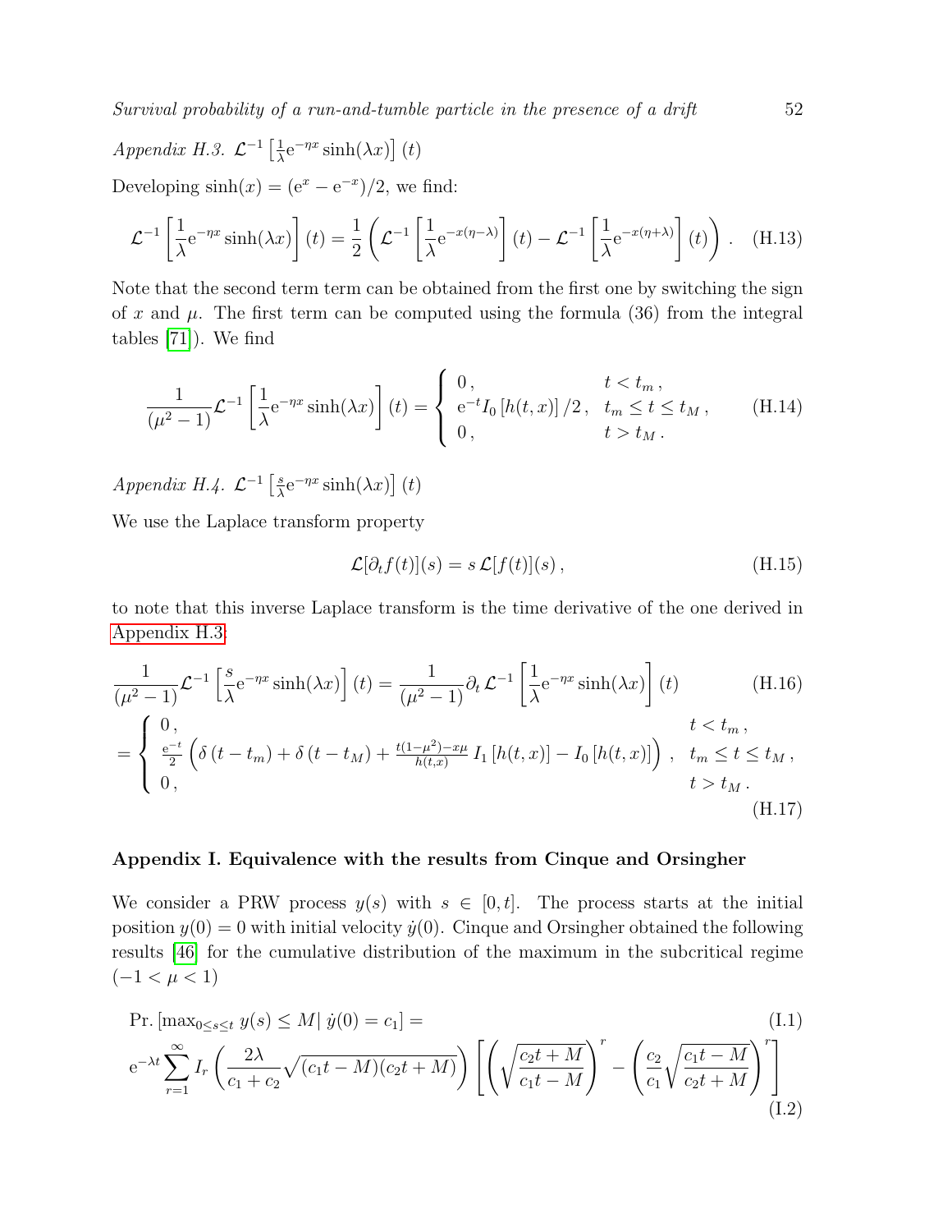*Appendix H.3.* $\mathcal{L}^{-1}\left[\frac{1}{\lambda}\mathrm{e}^{-\eta x}\sinh(\lambda x)\right](t)$

Developing $\sinh(x) = (\mathrm{e}^{x} - \mathrm{e}^{-x})/2$, we find:

$$\mathcal{L}^{-1}\left[\frac{1}{\lambda}\mathrm{e}^{-\eta x}\sinh(\lambda x)\right](t) = \frac{1}{2}\left(\mathcal{L}^{-1}\left[\frac{1}{\lambda}\mathrm{e}^{-x(\eta-\lambda)}\right](t) - \mathcal{L}^{-1}\left[\frac{1}{\lambda}\mathrm{e}^{-x(\eta+\lambda)}\right](t)\right) . \tag{H.13}$$

Note that the second term term can be obtained from the first one by switching the sign of $x$ and $\mu$. The first term can be computed using the formula (36) from the integral tables [71]). We find

$$\frac{1}{(\mu^2-1)}\mathcal{L}^{-1}\left[\frac{1}{\lambda}\mathrm{e}^{-\eta x}\sinh(\lambda x)\right](t) = \begin{cases} 0\,, & t < t_m\,, \\ \mathrm{e}^{-t}I_0\left[h(t,x)\right]/2\,, & t_m \leq t \leq t_M\,, \\ 0\,, & t > t_M\,. \end{cases} \tag{H.14}$$

*Appendix H.4.* $\mathcal{L}^{-1}\left[\frac{s}{\lambda}\mathrm{e}^{-\eta x}\sinh(\lambda x)\right](t)$

We use the Laplace transform property

$$\mathcal{L}[\partial_t f(t)](s) = s\,\mathcal{L}[f(t)](s)\,, \tag{H.15}$$

to note that this inverse Laplace transform is the time derivative of the one derived in Appendix H.3:

$$\frac{1}{(\mu^2-1)}\mathcal{L}^{-1}\left[\frac{s}{\lambda}\mathrm{e}^{-\eta x}\sinh(\lambda x)\right](t) = \frac{1}{(\mu^2-1)}\partial_t\,\mathcal{L}^{-1}\left[\frac{1}{\lambda}\mathrm{e}^{-\eta x}\sinh(\lambda x)\right](t) \tag{H.16}$$

$$= \begin{cases} 0\,, & t < t_m\,, \\ \frac{\mathrm{e}^{-t}}{2}\left(\delta\left(t-t_m\right) + \delta\left(t-t_M\right) + \frac{t(1-\mu^2)-x\mu}{h(t,x)}\,I_1\left[h(t,x)\right] - I_0\left[h(t,x)\right]\right)\,, & t_m \leq t \leq t_M\,, \\ 0\,, & t > t_M\,. \end{cases} \tag{H.17}$$

## Appendix I. Equivalence with the results from Cinque and Orsingher

We consider a PRW process $y(s)$ with $s \in [0,t]$. The process starts at the initial position $y(0) = 0$ with initial velocity $\dot{y}(0)$. Cinque and Orsingher obtained the following results [46] for the cumulative distribution of the maximum in the subcritical regime ($-1 < \mu < 1$)

$$\mathrm{Pr.}\left[\max_{0\leq s\leq t} y(s) \leq M \middle|\, \dot{y}(0) = c_1\right] = \tag{I.1}$$

$$\mathrm{e}^{-\lambda t}\sum_{r=1}^{\infty} I_r\left(\frac{2\lambda}{c_1+c_2}\sqrt{(c_1 t - M)(c_2 t + M)}\right)\left[\left(\sqrt{\frac{c_2 t + M}{c_1 t - M}}\right)^{r} - \left(\frac{c_2}{c_1}\sqrt{\frac{c_1 t - M}{c_2 t + M}}\right)^{r}\right] \tag{I.2}$$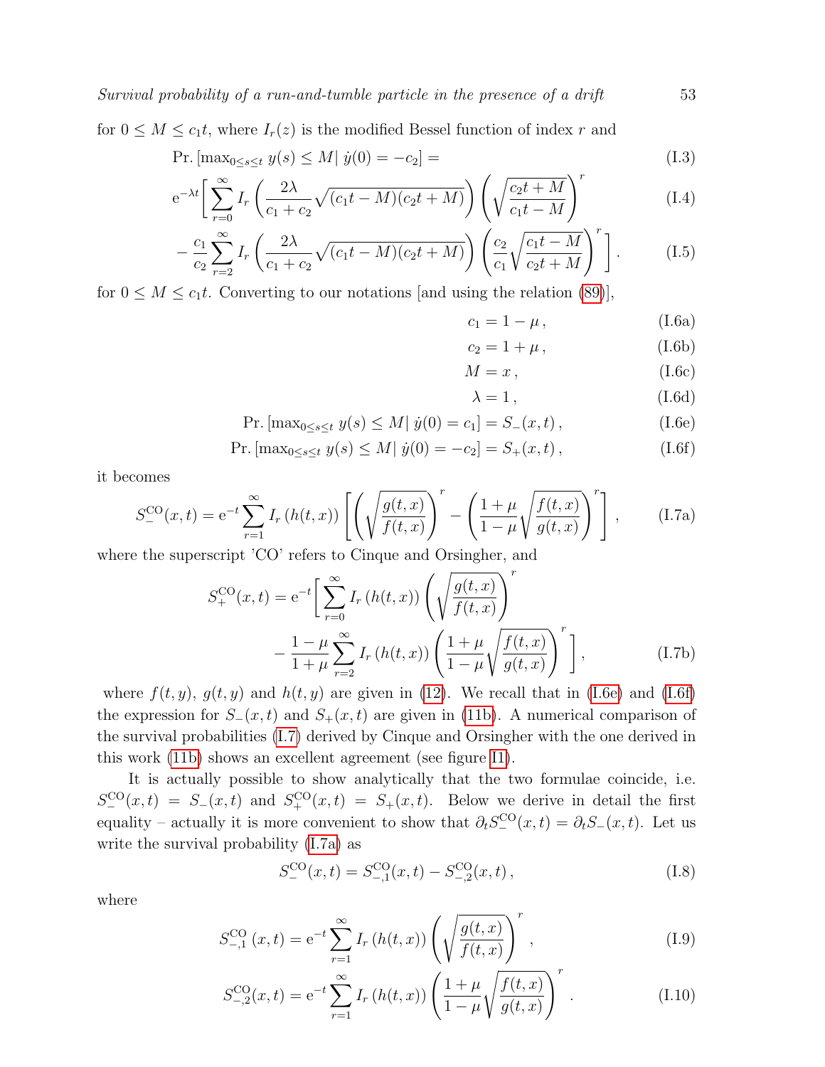for $0 \le M \le c_1 t$, where $I_r(z)$ is the modified Bessel function of index $r$ and

$$\text{Pr.}\left[\max_{0\le s\le t} y(s) \le M \middle|\, \dot{y}(0) = -c_2\right] = \tag{I.3}$$

$$\mathrm{e}^{-\lambda t}\Bigg[\sum_{r=0}^{\infty} I_r\left(\frac{2\lambda}{c_1+c_2}\sqrt{(c_1 t - M)(c_2 t + M)}\right)\left(\sqrt{\frac{c_2 t + M}{c_1 t - M}}\right)^r \tag{I.4}$$

$$-\frac{c_1}{c_2}\sum_{r=2}^{\infty} I_r\left(\frac{2\lambda}{c_1+c_2}\sqrt{(c_1 t - M)(c_2 t + M)}\right)\left(\frac{c_2}{c_1}\sqrt{\frac{c_1 t - M}{c_2 t + M}}\right)^r\Bigg]. \tag{I.5}$$

for $0 \le M \le c_1 t$. Converting to our notations [and using the relation (89)],

$$c_1 = 1-\mu\,, \tag{I.6a}$$

$$c_2 = 1+\mu\,, \tag{I.6b}$$

$$M = x\,, \tag{I.6c}$$

$$\lambda = 1\,, \tag{I.6d}$$

$$\text{Pr.}\left[\max_{0\le s\le t} y(s) \le M \middle|\, \dot{y}(0) = c_1\right] = S_-(x,t)\,, \tag{I.6e}$$

$$\text{Pr.}\left[\max_{0\le s\le t} y(s) \le M \middle|\, \dot{y}(0) = -c_2\right] = S_+(x,t)\,, \tag{I.6f}$$

it becomes

$$S_-^{\text{CO}}(x,t) = \mathrm{e}^{-t}\sum_{r=1}^{\infty} I_r\left(h(t,x)\right)\left[\left(\sqrt{\frac{g(t,x)}{f(t,x)}}\right)^r - \left(\frac{1+\mu}{1-\mu}\sqrt{\frac{f(t,x)}{g(t,x)}}\right)^r\right], \tag{I.7a}$$

where the superscript 'CO' refers to Cinque and Orsingher, and

$$S_+^{\text{CO}}(x,t) = \mathrm{e}^{-t}\Bigg[\sum_{r=0}^{\infty} I_r\left(h(t,x)\right)\left(\sqrt{\frac{g(t,x)}{f(t,x)}}\right)^r - \frac{1-\mu}{1+\mu}\sum_{r=2}^{\infty} I_r\left(h(t,x)\right)\left(\frac{1+\mu}{1-\mu}\sqrt{\frac{f(t,x)}{g(t,x)}}\right)^r\Bigg], \tag{I.7b}$$

where $f(t,y)$, $g(t,y)$ and $h(t,y)$ are given in (12). We recall that in (I.6e) and (I.6f) the expression for $S_-(x,t)$ and $S_+(x,t)$ are given in (11b). A numerical comparison of the survival probabilities (I.7) derived by Cinque and Orsingher with the one derived in this work (11b) shows an excellent agreement (see figure I1).

It is actually possible to show analytically that the two formulae coincide, i.e. $S_-^{\text{CO}}(x,t) = S_-(x,t)$ and $S_+^{\text{CO}}(x,t) = S_+(x,t)$. Below we derive in detail the first equality – actually it is more convenient to show that $\partial_t S_-^{\text{CO}}(x,t) = \partial_t S_-(x,t)$. Let us write the survival probability (I.7a) as

$$S_-^{\text{CO}}(x,t) = S_{-,1}^{\text{CO}}(x,t) - S_{-,2}^{\text{CO}}(x,t)\,, \tag{I.8}$$

where

$$S_{-,1}^{\text{CO}}(x,t) = \mathrm{e}^{-t}\sum_{r=1}^{\infty} I_r\left(h(t,x)\right)\left(\sqrt{\frac{g(t,x)}{f(t,x)}}\right)^r, \tag{I.9}$$

$$S_{-,2}^{\text{CO}}(x,t) = \mathrm{e}^{-t}\sum_{r=1}^{\infty} I_r\left(h(t,x)\right)\left(\frac{1+\mu}{1-\mu}\sqrt{\frac{f(t,x)}{g(t,x)}}\right)^r. \tag{I.10}$$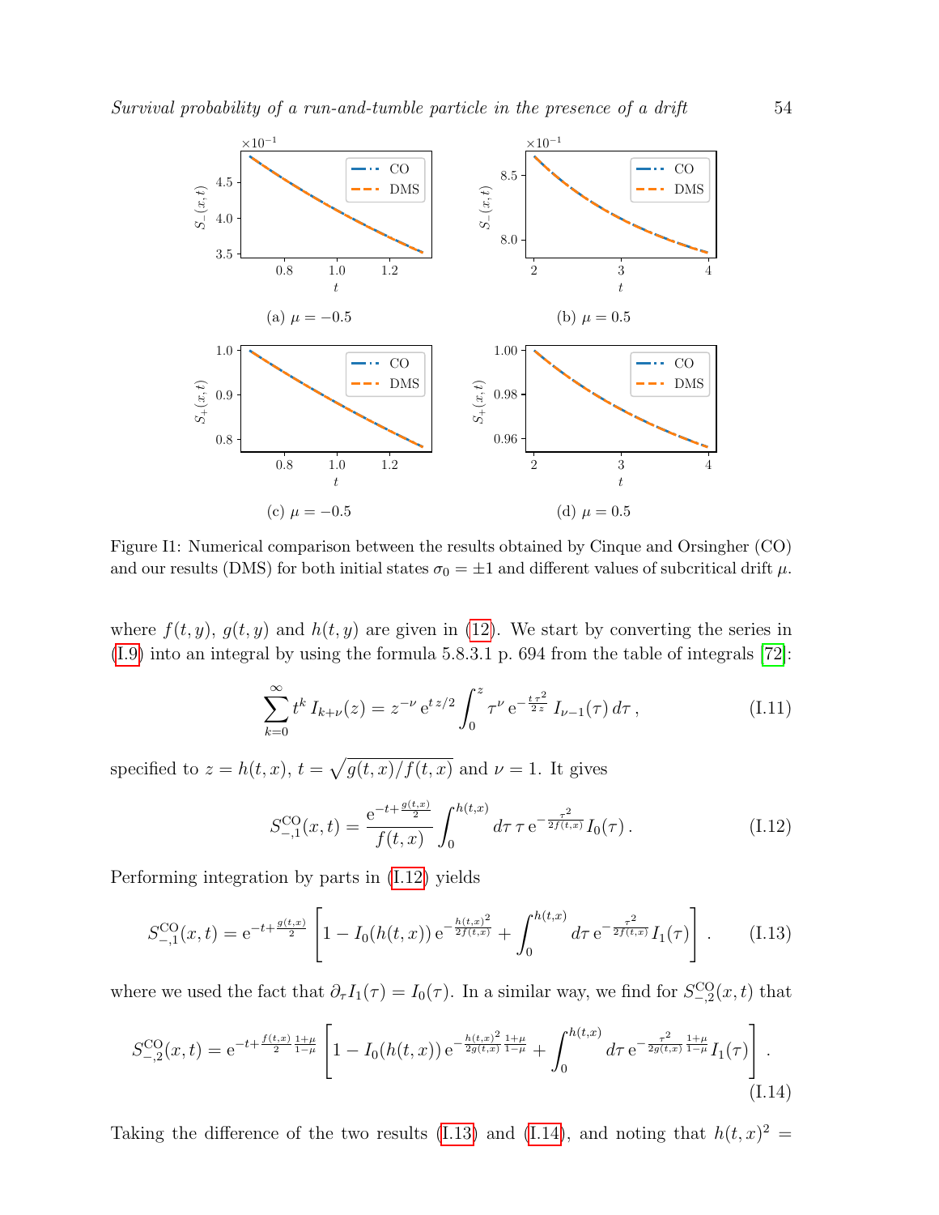Figure I1: Numerical comparison between the results obtained by Cinque and Orsingher (CO) and our results (DMS) for both initial states $\sigma_0 = \pm 1$ and different values of subcritical drift $\mu$.

where $f(t,y)$, $g(t,y)$ and $h(t,y)$ are given in (12). We start by converting the series in (I.9) into an integral by using the formula 5.8.3.1 p. 694 from the table of integrals [72]:

$$\sum_{k=0}^{\infty} t^k \, I_{k+\nu}(z) = z^{-\nu} \, \mathrm{e}^{t\,z/2} \int_0^z \tau^{\nu} \, \mathrm{e}^{-\frac{t\,\tau^2}{2\,z}} \, I_{\nu-1}(\tau) \, d\tau \,, \tag{I.11}$$

specified to $z = h(t,x)$, $t = \sqrt{g(t,x)/f(t,x)}$ and $\nu = 1$. It gives

$$S_{-,1}^{\mathrm{CO}}(x,t) = \frac{\mathrm{e}^{-t+\frac{g(t,x)}{2}}}{f(t,x)} \int_0^{h(t,x)} d\tau \, \tau \, \mathrm{e}^{-\frac{\tau^2}{2f(t,x)}} I_0(\tau) \,. \tag{I.12}$$

Performing integration by parts in (I.12) yields

$$S_{-,1}^{\mathrm{CO}}(x,t) = \mathrm{e}^{-t+\frac{g(t,x)}{2}} \left[ 1 - I_0(h(t,x)) \, \mathrm{e}^{-\frac{h(t,x)^2}{2f(t,x)}} + \int_0^{h(t,x)} d\tau \, \mathrm{e}^{-\frac{\tau^2}{2f(t,x)}} I_1(\tau) \right] . \tag{I.13}$$

where we used the fact that $\partial_\tau I_1(\tau) = I_0(\tau)$. In a similar way, we find for $S_{-,2}^{\mathrm{CO}}(x,t)$ that

$$S_{-,2}^{\mathrm{CO}}(x,t) = \mathrm{e}^{-t+\frac{f(t,x)}{2}\frac{1+\mu}{1-\mu}} \left[ 1 - I_0(h(t,x)) \, \mathrm{e}^{-\frac{h(t,x)^2}{2g(t,x)}\frac{1+\mu}{1-\mu}} + \int_0^{h(t,x)} d\tau \, \mathrm{e}^{-\frac{\tau^2}{2g(t,x)}\frac{1+\mu}{1-\mu}} I_1(\tau) \right] . \tag{I.14}$$

Taking the difference of the two results (I.13) and (I.14), and noting that $h(t,x)^2 =$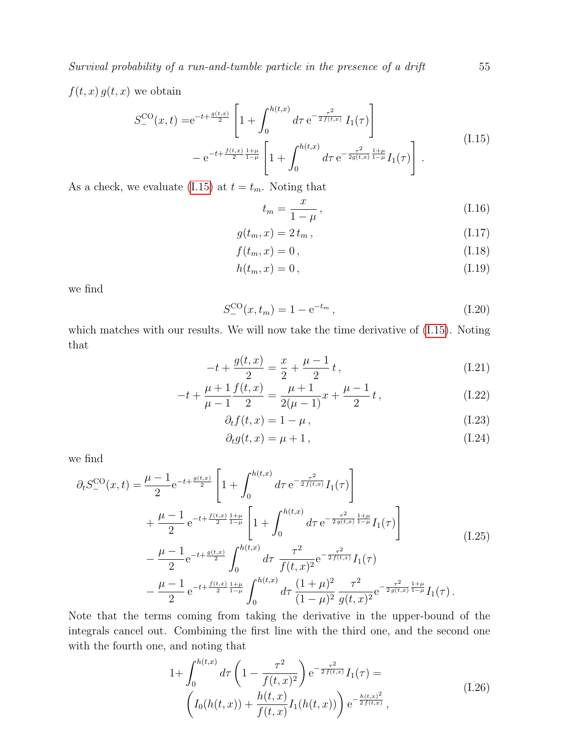$f(t,x)\,g(t,x)$ we obtain

$$
\begin{aligned}
S_-^{\rm CO}(x,t) =& \mathrm{e}^{-t+\frac{g(t,x)}{2}} \left[1+\int_0^{h(t,x)} d\tau \, \mathrm{e}^{-\frac{\tau^2}{2\,f(t,x)}}\, I_1(\tau)\right] \\
&- \mathrm{e}^{-t+\frac{f(t,x)}{2}\frac{1+\mu}{1-\mu}} \left[1+\int_0^{h(t,x)} d\tau \, \mathrm{e}^{-\frac{\tau^2}{2g(t,x)}\frac{1+\mu}{1-\mu}} I_1(\tau)\right] .
\end{aligned}
\tag{I.15}
$$

As a check, we evaluate (I.15) at $t=t_m$. Noting that

$$
t_m = \frac{x}{1-\mu}\,, \tag{I.16}
$$

$$
g(t_m,x) = 2\,t_m\,, \tag{I.17}
$$

$$
f(t_m,x) = 0\,, \tag{I.18}
$$

$$
h(t_m,x) = 0\,, \tag{I.19}
$$

we find

$$
S_-^{\rm CO}(x,t_m) = 1-\mathrm{e}^{-t_m}\,, \tag{I.20}
$$

which matches with our results. We will now take the time derivative of (I.15). Noting that

$$
-t+\frac{g(t,x)}{2} = \frac{x}{2}+\frac{\mu-1}{2}\,t\,, \tag{I.21}
$$

$$
-t+\frac{\mu+1}{\mu-1}\frac{f(t,x)}{2} = \frac{\mu+1}{2(\mu-1)}x+\frac{\mu-1}{2}\,t\,, \tag{I.22}
$$

$$
\partial_t f(t,x) = 1-\mu\,, \tag{I.23}
$$

$$
\partial_t g(t,x) = \mu+1\,, \tag{I.24}
$$

we find

$$
\begin{aligned}
\partial_t S_-^{\rm CO}(x,t) =& \frac{\mu-1}{2}\mathrm{e}^{-t+\frac{g(t,x)}{2}} \left[1+\int_0^{h(t,x)} d\tau \, \mathrm{e}^{-\frac{\tau^2}{2\,f(t,x)}} I_1(\tau)\right] \\
&+ \frac{\mu-1}{2}\,\mathrm{e}^{-t+\frac{f(t,x)}{2}\frac{1+\mu}{1-\mu}} \left[1+\int_0^{h(t,x)} d\tau \, \mathrm{e}^{-\frac{\tau^2}{2\,g(t,x)}\frac{1+\mu}{1-\mu}} I_1(\tau)\right] \\
&- \frac{\mu-1}{2}\mathrm{e}^{-t+\frac{g(t,x)}{2}} \int_0^{h(t,x)} d\tau \, \frac{\tau^2}{f(t,x)^2} \mathrm{e}^{-\frac{\tau^2}{2\,f(t,x)}} I_1(\tau) \\
&- \frac{\mu-1}{2}\,\mathrm{e}^{-t+\frac{f(t,x)}{2}\frac{1+\mu}{1-\mu}} \int_0^{h(t,x)} d\tau \, \frac{(1+\mu)^2}{(1-\mu)^2}\,\frac{\tau^2}{g(t,x)^2} \mathrm{e}^{-\frac{\tau^2}{2\,g(t,x)}\frac{1+\mu}{1-\mu}} I_1(\tau)\,.
\end{aligned}
\tag{I.25}
$$

Note that the terms coming from taking the derivative in the upper-bound of the integrals cancel out. Combining the first line with the third one, and the second one with the fourth one, and noting that

$$
\begin{aligned}
1+&\int_0^{h(t,x)} d\tau \left(1-\frac{\tau^2}{f(t,x)^2}\right) \mathrm{e}^{-\frac{\tau^2}{2\,f(t,x)}} I_1(\tau) = \\
&\left(I_0(h(t,x))+\frac{h(t,x)}{f(t,x)} I_1(h(t,x))\right) \mathrm{e}^{-\frac{h(t,x)^2}{2\,f(t,x)}}\,,
\end{aligned}
\tag{I.26}
$$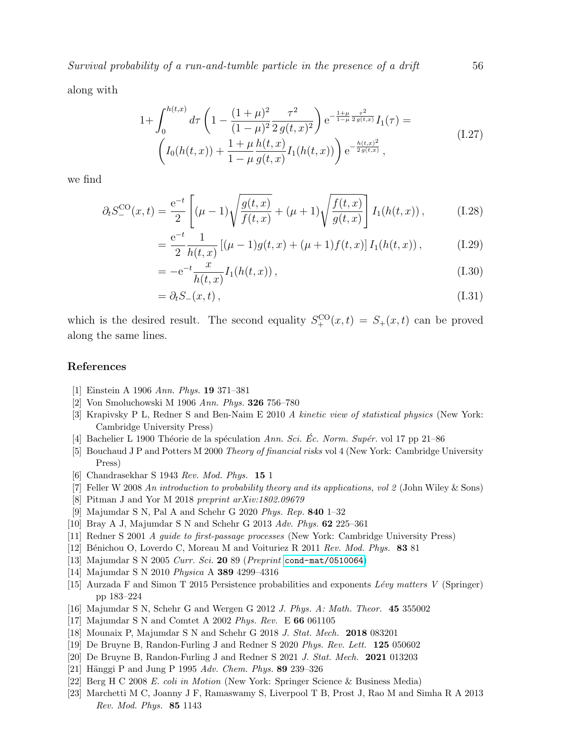along with

$$
1+\int_0^{h(t,x)} d\tau \left(1-\frac{(1+\mu)^2}{(1-\mu)^2}\frac{\tau^2}{2\,g(t,x)^2}\right) \mathrm{e}^{-\frac{1+\mu}{1-\mu}\frac{\tau^2}{2\,g(t,x)}} I_1(\tau) = \left(I_0(h(t,x))+\frac{1+\mu}{1-\mu}\frac{h(t,x)}{g(t,x)} I_1(h(t,x))\right) \mathrm{e}^{-\frac{h(t,x)^2}{2\,g(t,x)}}\,, \tag{I.27}
$$

we find

$$
\partial_t S_-^{\mathrm{CO}}(x,t) = \frac{\mathrm{e}^{-t}}{2}\left[(\mu-1)\sqrt{\frac{g(t,x)}{f(t,x)}}+(\mu+1)\sqrt{\frac{f(t,x)}{g(t,x)}}\right] I_1(h(t,x))\,, \tag{I.28}
$$

$$
= \frac{\mathrm{e}^{-t}}{2}\frac{1}{h(t,x)}\left[(\mu-1)g(t,x)+(\mu+1)f(t,x)\right] I_1(h(t,x))\,, \tag{I.29}
$$

$$
= -\mathrm{e}^{-t}\frac{x}{h(t,x)} I_1(h(t,x))\,, \tag{I.30}
$$

$$
= \partial_t S_-(x,t)\,, \tag{I.31}
$$

which is the desired result. The second equality $S_+^{\mathrm{CO}}(x,t) = S_+(x,t)$ can be proved along the same lines.

## References

[1] Einstein A 1906 *Ann. Phys.* **19** 371–381

[2] Von Smoluchowski M 1906 *Ann. Phys.* **326** 756–780

[3] Krapivsky P L, Redner S and Ben-Naim E 2010 *A kinetic view of statistical physics* (New York: Cambridge University Press)

[4] Bachelier L 1900 Théorie de la spéculation *Ann. Sci. Éc. Norm. Supér.* vol 17 pp 21–86

[5] Bouchaud J P and Potters M 2000 *Theory of financial risks* vol 4 (New York: Cambridge University Press)

[6] Chandrasekhar S 1943 *Rev. Mod. Phys.* **15** 1

[7] Feller W 2008 *An introduction to probability theory and its applications, vol 2* (John Wiley & Sons)

[8] Pitman J and Yor M 2018 *preprint arXiv:1802.09679*

[9] Majumdar S N, Pal A and Schehr G 2020 *Phys. Rep.* **840** 1–32

[10] Bray A J, Majumdar S N and Schehr G 2013 *Adv. Phys.* **62** 225–361

[11] Redner S 2001 *A guide to first-passage processes* (New York: Cambridge University Press)

[12] Bénichou O, Loverdo C, Moreau M and Voituriez R 2011 *Rev. Mod. Phys.* **83** 81

[13] Majumdar S N 2005 *Curr. Sci.* **20** 89 (*Preprint* cond-mat/0510064)

[14] Majumdar S N 2010 *Physica* A **389** 4299–4316

[15] Aurzada F and Simon T 2015 Persistence probabilities and exponents *Lévy matters V* (Springer) pp 183–224

[16] Majumdar S N, Schehr G and Wergen G 2012 *J. Phys. A: Math. Theor.* **45** 355002

[17] Majumdar S N and Comtet A 2002 *Phys. Rev.* E **66** 061105

[18] Mounaix P, Majumdar S N and Schehr G 2018 *J. Stat. Mech.* **2018** 083201

[19] De Bruyne B, Randon-Furling J and Redner S 2020 *Phys. Rev. Lett.* **125** 050602

[20] De Bruyne B, Randon-Furling J and Redner S 2021 *J. Stat. Mech.* **2021** 013203

[21] Hänggi P and Jung P 1995 *Adv. Chem. Phys.* **89** 239–326

[22] Berg H C 2008 *E. coli in Motion* (New York: Springer Science & Business Media)

[23] Marchetti M C, Joanny J F, Ramaswamy S, Liverpool T B, Prost J, Rao M and Simha R A 2013 *Rev. Mod. Phys.* **85** 1143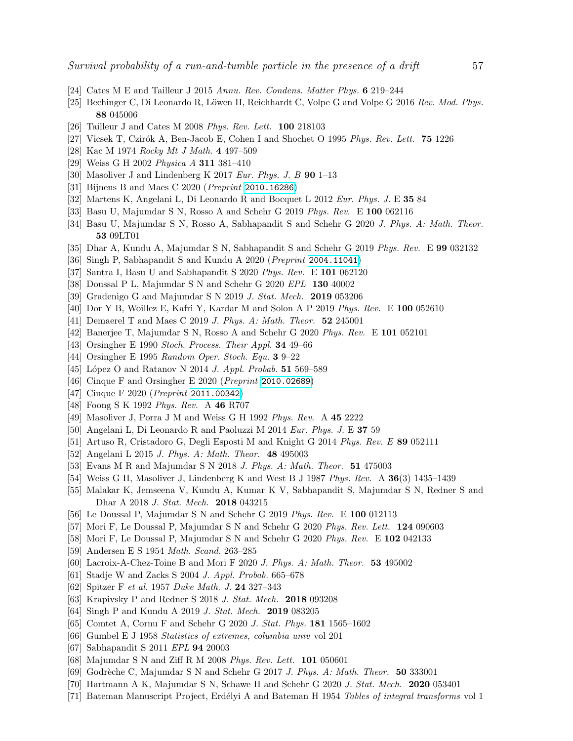[24] Cates M E and Tailleur J 2015 *Annu. Rev. Condens. Matter Phys.* **6** 219–244

[25] Bechinger C, Di Leonardo R, Löwen H, Reichhardt C, Volpe G and Volpe G 2016 *Rev. Mod. Phys.* **88** 045006

[26] Tailleur J and Cates M 2008 *Phys. Rev. Lett.* **100** 218103

[27] Vicsek T, Czirók A, Ben-Jacob E, Cohen I and Shochet O 1995 *Phys. Rev. Lett.* **75** 1226

[28] Kac M 1974 *Rocky Mt J Math.* **4** 497–509

[29] Weiss G H 2002 *Physica A* **311** 381–410

[30] Masoliver J and Lindenberg K 2017 *Eur. Phys. J. B* **90** 1–13

[31] Bijnens B and Maes C 2020 (*Preprint* 2010.16286)

[32] Martens K, Angelani L, Di Leonardo R and Bocquet L 2012 *Eur. Phys. J.* E **35** 84

[33] Basu U, Majumdar S N, Rosso A and Schehr G 2019 *Phys. Rev.* E **100** 062116

[34] Basu U, Majumdar S N, Rosso A, Sabhapandit S and Schehr G 2020 *J. Phys. A: Math. Theor.* **53** 09LT01

[35] Dhar A, Kundu A, Majumdar S N, Sabhapandit S and Schehr G 2019 *Phys. Rev.* E **99** 032132

[36] Singh P, Sabhapandit S and Kundu A 2020 (*Preprint* 2004.11041)

[37] Santra I, Basu U and Sabhapandit S 2020 *Phys. Rev.* E **101** 062120

[38] Doussal P L, Majumdar S N and Schehr G 2020 *EPL* **130** 40002

[39] Gradenigo G and Majumdar S N 2019 *J. Stat. Mech.* **2019** 053206

[40] Dor Y B, Woillez E, Kafri Y, Kardar M and Solon A P 2019 *Phys. Rev.* E **100** 052610

[41] Demaerel T and Maes C 2019 *J. Phys. A: Math. Theor.* **52** 245001

[42] Banerjee T, Majumdar S N, Rosso A and Schehr G 2020 *Phys. Rev.* E **101** 052101

[43] Orsingher E 1990 *Stoch. Process. Their Appl.* **34** 49–66

[44] Orsingher E 1995 *Random Oper. Stoch. Equ.* **3** 9–22

[45] López O and Ratanov N 2014 *J. Appl. Probab.* **51** 569–589

[46] Cinque F and Orsingher E 2020 (*Preprint* 2010.02689)

[47] Cinque F 2020 (*Preprint* 2011.00342)

[48] Foong S K 1992 *Phys. Rev.* A **46** R707

[49] Masoliver J, Porra J M and Weiss G H 1992 *Phys. Rev.* A **45** 2222

[50] Angelani L, Di Leonardo R and Paoluzzi M 2014 *Eur. Phys. J.* E **37** 59

[51] Artuso R, Cristadoro G, Degli Esposti M and Knight G 2014 *Phys. Rev. E* **89** 052111

[52] Angelani L 2015 *J. Phys. A: Math. Theor.* **48** 495003

[53] Evans M R and Majumdar S N 2018 *J. Phys. A: Math. Theor.* **51** 475003

[54] Weiss G H, Masoliver J, Lindenberg K and West B J 1987 *Phys. Rev.* A **36**(3) 1435–1439

[55] Malakar K, Jemseena V, Kundu A, Kumar K V, Sabhapandit S, Majumdar S N, Redner S and Dhar A 2018 *J. Stat. Mech.* **2018** 043215

[56] Le Doussal P, Majumdar S N and Schehr G 2019 *Phys. Rev.* E **100** 012113

[57] Mori F, Le Doussal P, Majumdar S N and Schehr G 2020 *Phys. Rev. Lett.* **124** 090603

[58] Mori F, Le Doussal P, Majumdar S N and Schehr G 2020 *Phys. Rev.* E **102** 042133

[59] Andersen E S 1954 *Math. Scand.* 263–285

[60] Lacroix-A-Chez-Toine B and Mori F 2020 *J. Phys. A: Math. Theor.* **53** 495002

[61] Stadje W and Zacks S 2004 *J. Appl. Probab.* 665–678

[62] Spitzer F *et al.* 1957 *Duke Math. J.* **24** 327–343

[63] Krapivsky P and Redner S 2018 *J. Stat. Mech.* **2018** 093208

[64] Singh P and Kundu A 2019 *J. Stat. Mech.* **2019** 083205

[65] Comtet A, Cornu F and Schehr G 2020 *J. Stat. Phys.* **181** 1565–1602

[66] Gumbel E J 1958 *Statistics of extremes, columbia univ* vol 201

[67] Sabhapandit S 2011 *EPL* **94** 20003

[68] Majumdar S N and Ziff R M 2008 *Phys. Rev. Lett.* **101** 050601

[69] Godrèche C, Majumdar S N and Schehr G 2017 *J. Phys. A: Math. Theor.* **50** 333001

[70] Hartmann A K, Majumdar S N, Schawe H and Schehr G 2020 *J. Stat. Mech.* **2020** 053401

[71] Bateman Manuscript Project, Erdélyi A and Bateman H 1954 *Tables of integral transforms* vol 1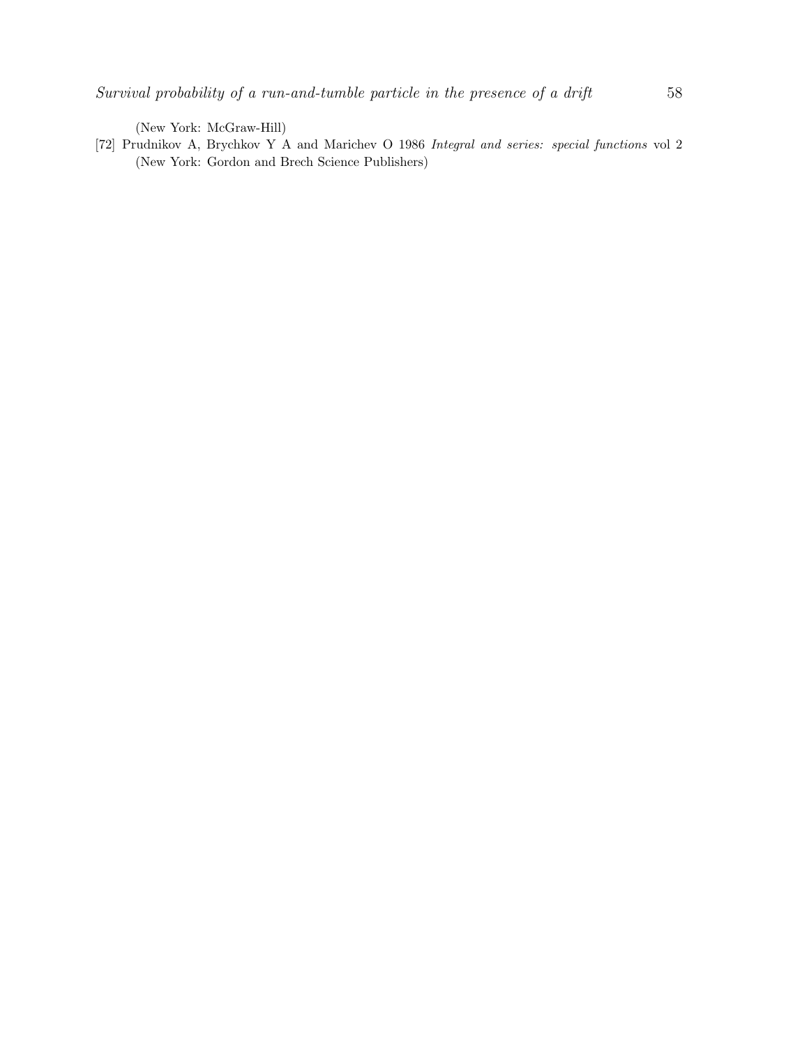(New York: McGraw-Hill)

[72] Prudnikov A, Brychkov Y A and Marichev O 1986 *Integral and series: special functions* vol 2 (New York: Gordon and Brech Science Publishers)